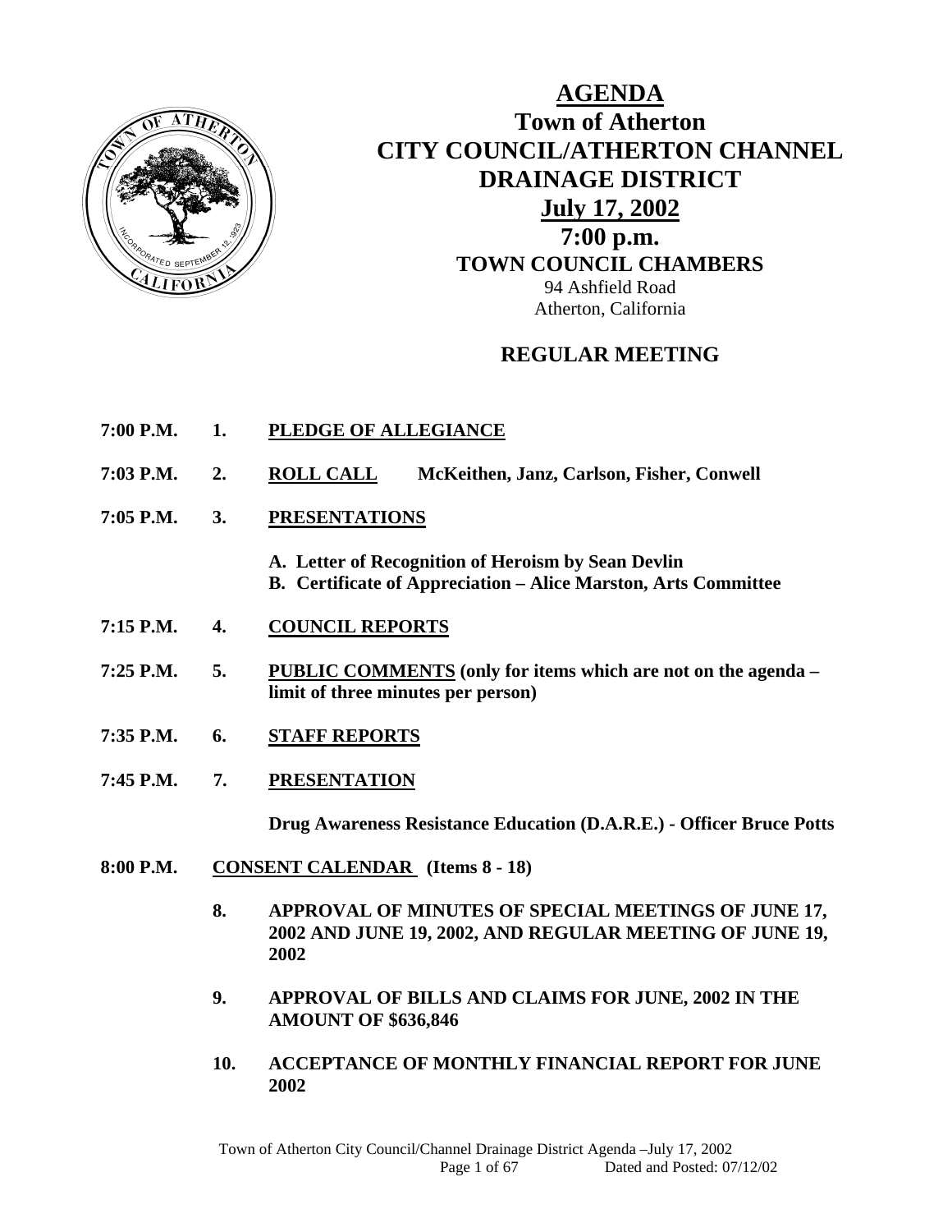# AGENDA

## Town of Atherton
## CITY COUNCIL/ATHERTON CHANNEL DRAINAGE DISTRICT
## July 17, 2002
## 7:00 p.m.

**TOWN COUNCIL CHAMBERS**

94 Ashfield Road
Atherton, California

## REGULAR MEETING

**7:00 P.M. 1. PLEDGE OF ALLEGIANCE**

**7:03 P.M. 2. ROLL CALL McKeithen, Janz, Carlson, Fisher, Conwell**

**7:05 P.M. 3. PRESENTATIONS**

- **A. Letter of Recognition of Heroism by Sean Devlin**
- **B. Certificate of Appreciation – Alice Marston, Arts Committee**

**7:15 P.M. 4. COUNCIL REPORTS**

**7:25 P.M. 5. PUBLIC COMMENTS (only for items which are not on the agenda – limit of three minutes per person)**

**7:35 P.M. 6. STAFF REPORTS**

**7:45 P.M. 7. PRESENTATION**

**Drug Awareness Resistance Education (D.A.R.E.) - Officer Bruce Potts**

**8:00 P.M. CONSENT CALENDAR (Items 8 - 18)**

**8. APPROVAL OF MINUTES OF SPECIAL MEETINGS OF JUNE 17, 2002 AND JUNE 19, 2002, AND REGULAR MEETING OF JUNE 19, 2002**

**9. APPROVAL OF BILLS AND CLAIMS FOR JUNE, 2002 IN THE AMOUNT OF $636,846**

**10. ACCEPTANCE OF MONTHLY FINANCIAL REPORT FOR JUNE 2002**

Town of Atherton City Council/Channel Drainage District Agenda –July 17, 2002
Dated and Posted: 07/12/02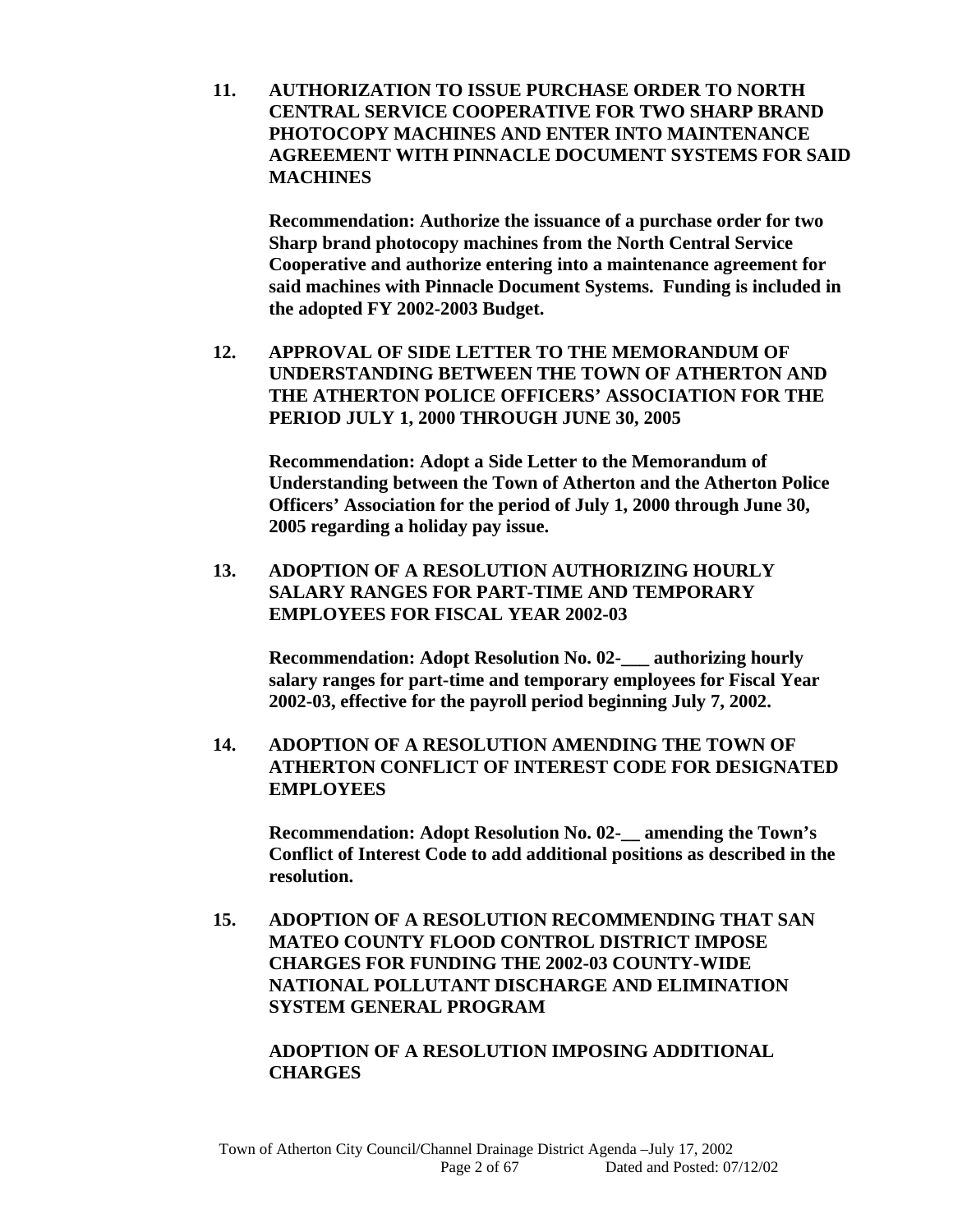**11. AUTHORIZATION TO ISSUE PURCHASE ORDER TO NORTH CENTRAL SERVICE COOPERATIVE FOR TWO SHARP BRAND PHOTOCOPY MACHINES AND ENTER INTO MAINTENANCE AGREEMENT WITH PINNACLE DOCUMENT SYSTEMS FOR SAID MACHINES**

**Recommendation: Authorize the issuance of a purchase order for two Sharp brand photocopy machines from the North Central Service Cooperative and authorize entering into a maintenance agreement for said machines with Pinnacle Document Systems. Funding is included in the adopted FY 2002-2003 Budget.**

**12. APPROVAL OF SIDE LETTER TO THE MEMORANDUM OF UNDERSTANDING BETWEEN THE TOWN OF ATHERTON AND THE ATHERTON POLICE OFFICERS' ASSOCIATION FOR THE PERIOD JULY 1, 2000 THROUGH JUNE 30, 2005**

**Recommendation: Adopt a Side Letter to the Memorandum of Understanding between the Town of Atherton and the Atherton Police Officers' Association for the period of July 1, 2000 through June 30, 2005 regarding a holiday pay issue.**

**13. ADOPTION OF A RESOLUTION AUTHORIZING HOURLY SALARY RANGES FOR PART-TIME AND TEMPORARY EMPLOYEES FOR FISCAL YEAR 2002-03**

**Recommendation: Adopt Resolution No. 02-___ authorizing hourly salary ranges for part-time and temporary employees for Fiscal Year 2002-03, effective for the payroll period beginning July 7, 2002.**

**14. ADOPTION OF A RESOLUTION AMENDING THE TOWN OF ATHERTON CONFLICT OF INTEREST CODE FOR DESIGNATED EMPLOYEES**

**Recommendation: Adopt Resolution No. 02-__ amending the Town's Conflict of Interest Code to add additional positions as described in the resolution.**

**15. ADOPTION OF A RESOLUTION RECOMMENDING THAT SAN MATEO COUNTY FLOOD CONTROL DISTRICT IMPOSE CHARGES FOR FUNDING THE 2002-03 COUNTY-WIDE NATIONAL POLLUTANT DISCHARGE AND ELIMINATION SYSTEM GENERAL PROGRAM**

**ADOPTION OF A RESOLUTION IMPOSING ADDITIONAL CHARGES**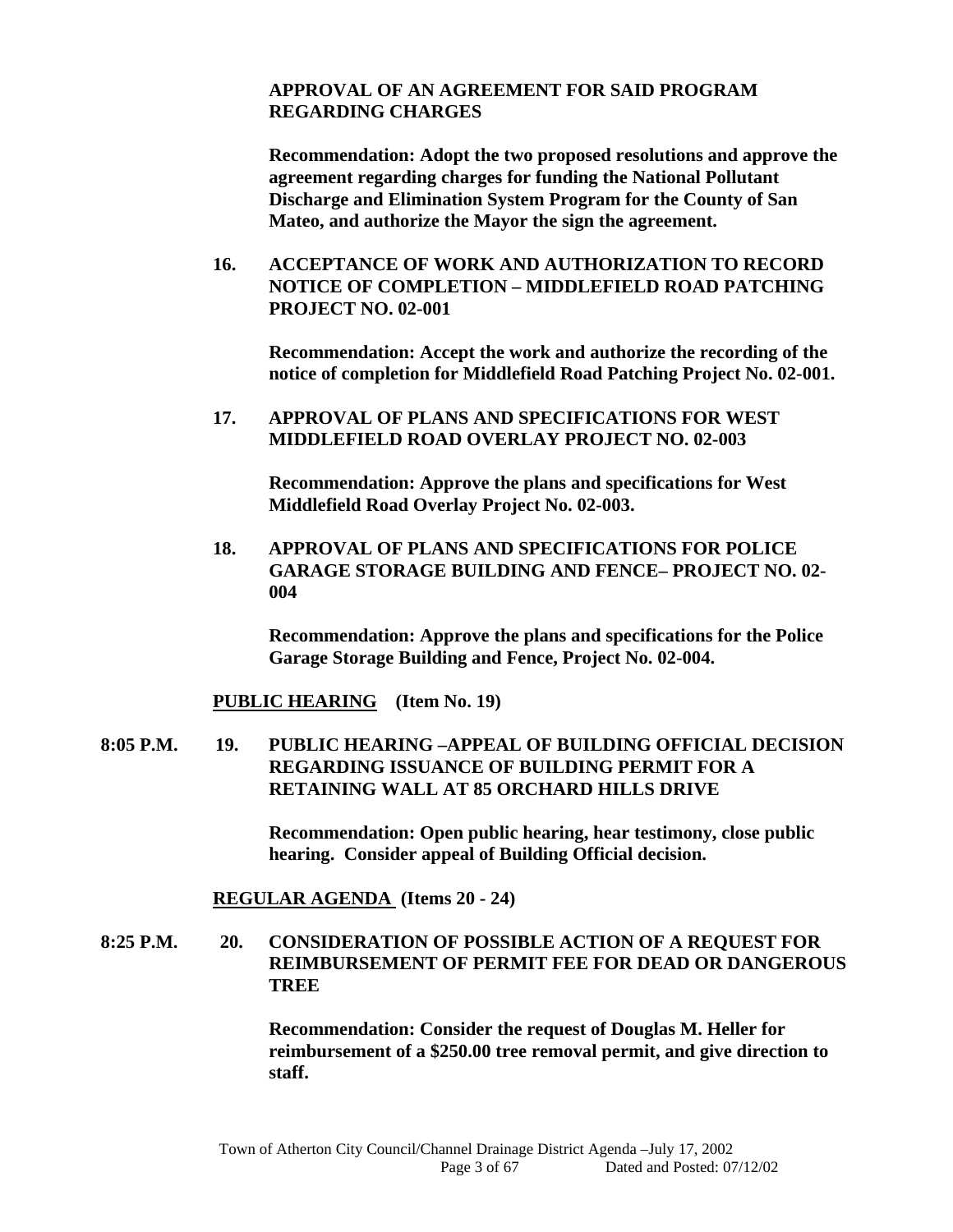**APPROVAL OF AN AGREEMENT FOR SAID PROGRAM REGARDING CHARGES**

**Recommendation: Adopt the two proposed resolutions and approve the agreement regarding charges for funding the National Pollutant Discharge and Elimination System Program for the County of San Mateo, and authorize the Mayor the sign the agreement.**

**16. ACCEPTANCE OF WORK AND AUTHORIZATION TO RECORD NOTICE OF COMPLETION – MIDDLEFIELD ROAD PATCHING PROJECT NO. 02-001**

**Recommendation: Accept the work and authorize the recording of the notice of completion for Middlefield Road Patching Project No. 02-001.**

**17. APPROVAL OF PLANS AND SPECIFICATIONS FOR WEST MIDDLEFIELD ROAD OVERLAY PROJECT NO. 02-003**

**Recommendation: Approve the plans and specifications for West Middlefield Road Overlay Project No. 02-003.**

**18. APPROVAL OF PLANS AND SPECIFICATIONS FOR POLICE GARAGE STORAGE BUILDING AND FENCE– PROJECT NO. 02-004**

**Recommendation: Approve the plans and specifications for the Police Garage Storage Building and Fence, Project No. 02-004.**

**PUBLIC HEARING (Item No. 19)**

**8:05 P.M. 19. PUBLIC HEARING –APPEAL OF BUILDING OFFICIAL DECISION REGARDING ISSUANCE OF BUILDING PERMIT FOR A RETAINING WALL AT 85 ORCHARD HILLS DRIVE**

**Recommendation: Open public hearing, hear testimony, close public hearing. Consider appeal of Building Official decision.**

**REGULAR AGENDA (Items 20 - 24)**

**8:25 P.M. 20. CONSIDERATION OF POSSIBLE ACTION OF A REQUEST FOR REIMBURSEMENT OF PERMIT FEE FOR DEAD OR DANGEROUS TREE**

**Recommendation: Consider the request of Douglas M. Heller for reimbursement of a $250.00 tree removal permit, and give direction to staff.**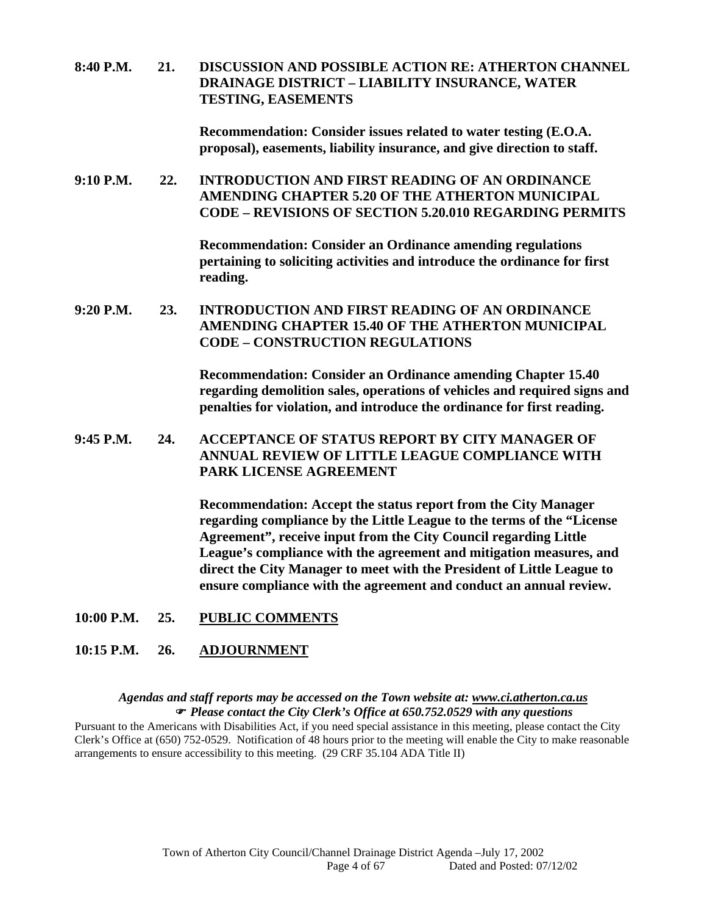**8:40 P.M. 21. DISCUSSION AND POSSIBLE ACTION RE: ATHERTON CHANNEL DRAINAGE DISTRICT – LIABILITY INSURANCE, WATER TESTING, EASEMENTS**

**Recommendation: Consider issues related to water testing (E.O.A. proposal), easements, liability insurance, and give direction to staff.**

**9:10 P.M. 22. INTRODUCTION AND FIRST READING OF AN ORDINANCE AMENDING CHAPTER 5.20 OF THE ATHERTON MUNICIPAL CODE – REVISIONS OF SECTION 5.20.010 REGARDING PERMITS**

**Recommendation: Consider an Ordinance amending regulations pertaining to soliciting activities and introduce the ordinance for first reading.**

**9:20 P.M. 23. INTRODUCTION AND FIRST READING OF AN ORDINANCE AMENDING CHAPTER 15.40 OF THE ATHERTON MUNICIPAL CODE – CONSTRUCTION REGULATIONS**

**Recommendation: Consider an Ordinance amending Chapter 15.40 regarding demolition sales, operations of vehicles and required signs and penalties for violation, and introduce the ordinance for first reading.**

**9:45 P.M. 24. ACCEPTANCE OF STATUS REPORT BY CITY MANAGER OF ANNUAL REVIEW OF LITTLE LEAGUE COMPLIANCE WITH PARK LICENSE AGREEMENT**

**Recommendation: Accept the status report from the City Manager regarding compliance by the Little League to the terms of the "License Agreement", receive input from the City Council regarding Little League's compliance with the agreement and mitigation measures, and direct the City Manager to meet with the President of Little League to ensure compliance with the agreement and conduct an annual review.**

**10:00 P.M. 25. PUBLIC COMMENTS**

**10:15 P.M. 26. ADJOURNMENT**

***Agendas and staff reports may be accessed on the Town website at: www.ci.atherton.ca.us***
***☞ Please contact the City Clerk's Office at 650.752.0529 with any questions***

Pursuant to the Americans with Disabilities Act, if you need special assistance in this meeting, please contact the City Clerk's Office at (650) 752-0529. Notification of 48 hours prior to the meeting will enable the City to make reasonable arrangements to ensure accessibility to this meeting. (29 CRF 35.104 ADA Title II)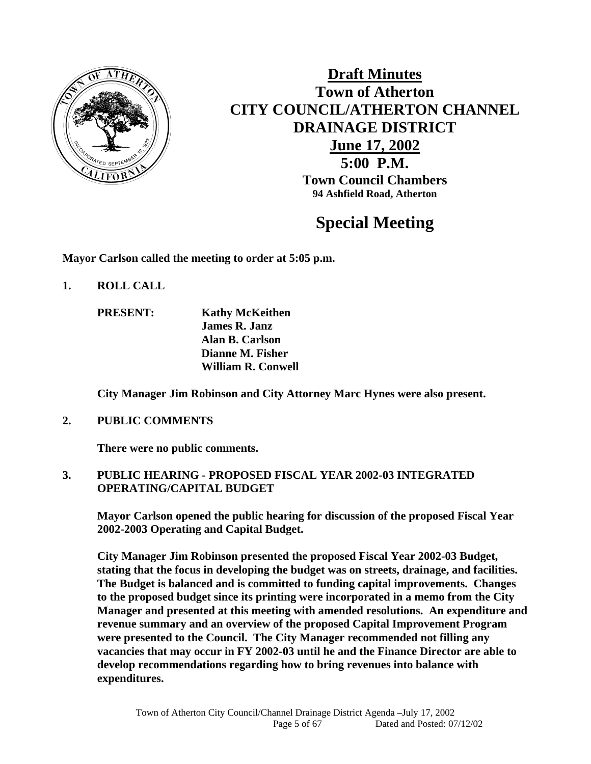# Draft Minutes
## Town of Atherton
## CITY COUNCIL/ATHERTON CHANNEL DRAINAGE DISTRICT
## June 17, 2002
## 5:00 P.M.
**Town Council Chambers**
**94 Ashfield Road, Atherton**

# Special Meeting

**Mayor Carlson called the meeting to order at 5:05 p.m.**

**1. ROLL CALL**

**PRESENT:** **Kathy McKeithen**
**James R. Janz**
**Alan B. Carlson**
**Dianne M. Fisher**
**William R. Conwell**

**City Manager Jim Robinson and City Attorney Marc Hynes were also present.**

**2. PUBLIC COMMENTS**

**There were no public comments.**

**3. PUBLIC HEARING - PROPOSED FISCAL YEAR 2002-03 INTEGRATED OPERATING/CAPITAL BUDGET**

**Mayor Carlson opened the public hearing for discussion of the proposed Fiscal Year 2002-2003 Operating and Capital Budget.**

**City Manager Jim Robinson presented the proposed Fiscal Year 2002-03 Budget, stating that the focus in developing the budget was on streets, drainage, and facilities. The Budget is balanced and is committed to funding capital improvements. Changes to the proposed budget since its printing were incorporated in a memo from the City Manager and presented at this meeting with amended resolutions. An expenditure and revenue summary and an overview of the proposed Capital Improvement Program were presented to the Council. The City Manager recommended not filling any vacancies that may occur in FY 2002-03 until he and the Finance Director are able to develop recommendations regarding how to bring revenues into balance with expenditures.**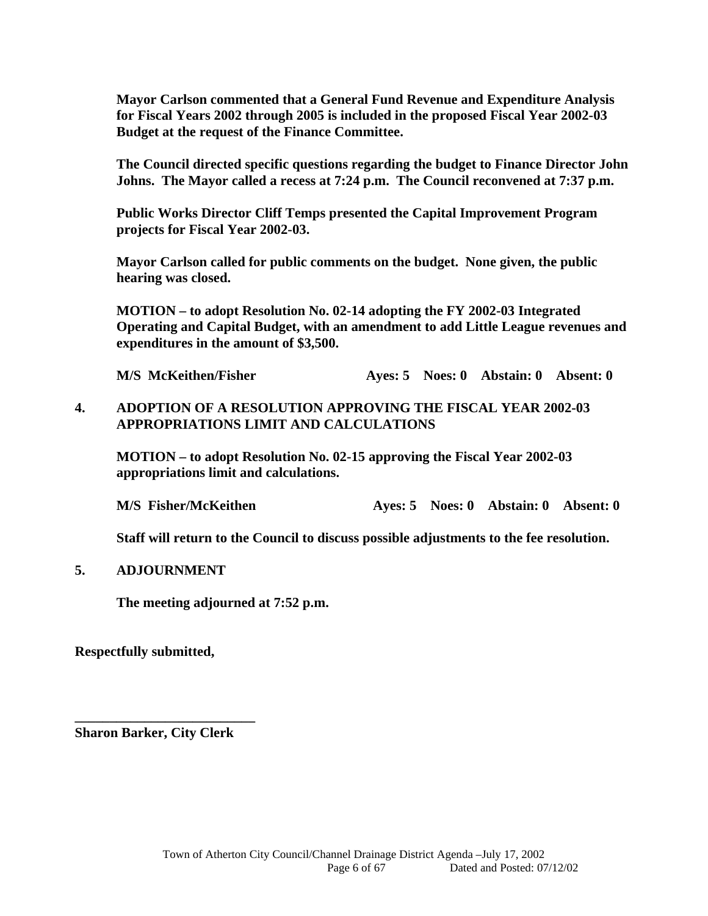**Mayor Carlson commented that a General Fund Revenue and Expenditure Analysis for Fiscal Years 2002 through 2005 is included in the proposed Fiscal Year 2002-03 Budget at the request of the Finance Committee.**

**The Council directed specific questions regarding the budget to Finance Director John Johns. The Mayor called a recess at 7:24 p.m. The Council reconvened at 7:37 p.m.**

**Public Works Director Cliff Temps presented the Capital Improvement Program projects for Fiscal Year 2002-03.**

**Mayor Carlson called for public comments on the budget. None given, the public hearing was closed.**

**MOTION – to adopt Resolution No. 02-14 adopting the FY 2002-03 Integrated Operating and Capital Budget, with an amendment to add Little League revenues and expenditures in the amount of $3,500.**

**M/S McKeithen/Fisher Ayes: 5 Noes: 0 Abstain: 0 Absent: 0**

**4. ADOPTION OF A RESOLUTION APPROVING THE FISCAL YEAR 2002-03 APPROPRIATIONS LIMIT AND CALCULATIONS**

**MOTION – to adopt Resolution No. 02-15 approving the Fiscal Year 2002-03 appropriations limit and calculations.**

**M/S Fisher/McKeithen Ayes: 5 Noes: 0 Abstain: 0 Absent: 0**

**Staff will return to the Council to discuss possible adjustments to the fee resolution.**

**5. ADJOURNMENT**

**The meeting adjourned at 7:52 p.m.**

**Respectfully submitted,**

**\_\_\_\_\_\_\_\_\_\_\_\_\_\_\_\_\_\_\_\_\_\_\_\_\_\_**
**Sharon Barker, City Clerk**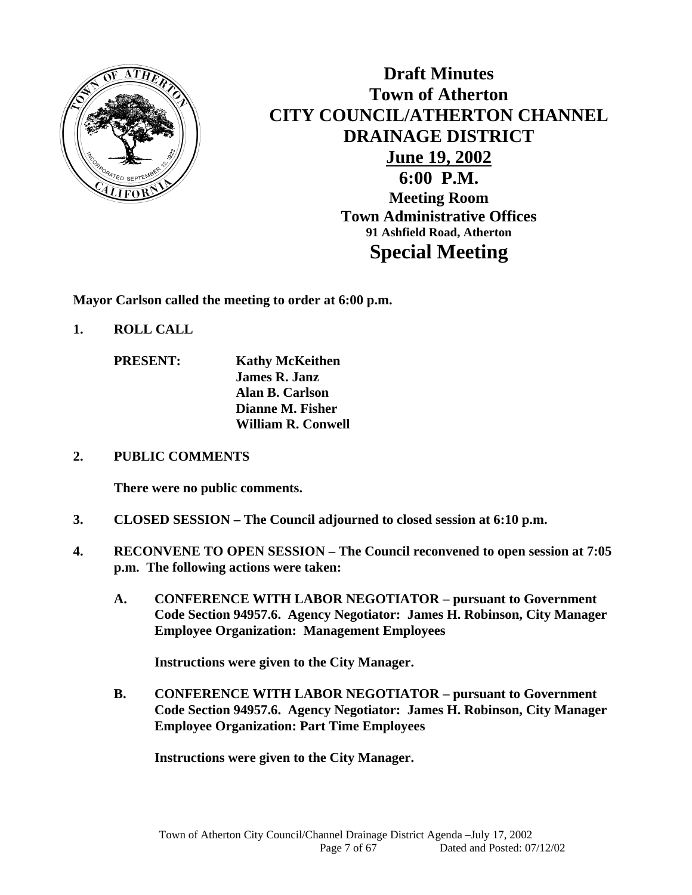# Draft Minutes
# Town of Atherton
# CITY COUNCIL/ATHERTON CHANNEL DRAINAGE DISTRICT

**June 19, 2002**

**6:00 P.M.**

**Meeting Room**
**Town Administrative Offices**
**91 Ashfield Road, Atherton**

## Special Meeting

**Mayor Carlson called the meeting to order at 6:00 p.m.**

**1. ROLL CALL**

**PRESENT:** **Kathy McKeithen**
**James R. Janz**
**Alan B. Carlson**
**Dianne M. Fisher**
**William R. Conwell**

**2. PUBLIC COMMENTS**

**There were no public comments.**

**3. CLOSED SESSION – The Council adjourned to closed session at 6:10 p.m.**

**4. RECONVENE TO OPEN SESSION – The Council reconvened to open session at 7:05 p.m. The following actions were taken:**

**A. CONFERENCE WITH LABOR NEGOTIATOR – pursuant to Government Code Section 94957.6. Agency Negotiator: James H. Robinson, City Manager Employee Organization: Management Employees**

**Instructions were given to the City Manager.**

**B. CONFERENCE WITH LABOR NEGOTIATOR – pursuant to Government Code Section 94957.6. Agency Negotiator: James H. Robinson, City Manager Employee Organization: Part Time Employees**

**Instructions were given to the City Manager.**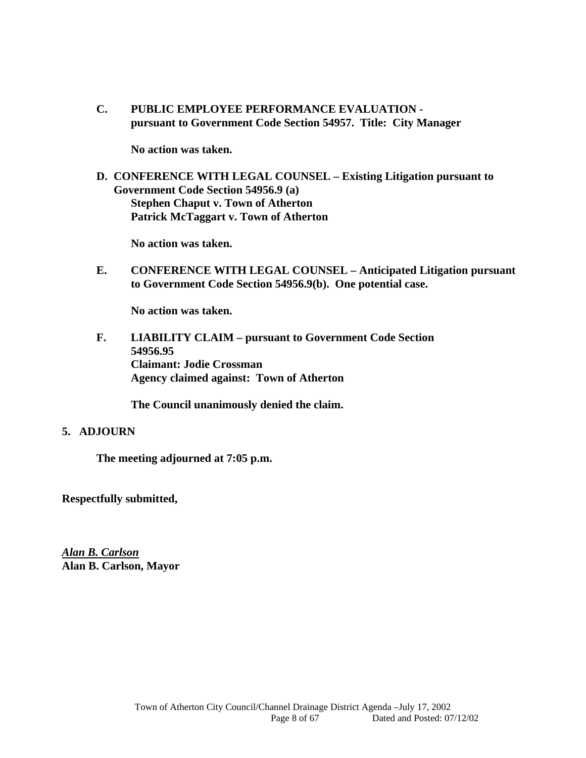**C. PUBLIC EMPLOYEE PERFORMANCE EVALUATION - pursuant to Government Code Section 54957. Title: City Manager**

**No action was taken.**

**D. CONFERENCE WITH LEGAL COUNSEL – Existing Litigation pursuant to Government Code Section 54956.9 (a)**
**Stephen Chaput v. Town of Atherton**
**Patrick McTaggart v. Town of Atherton**

**No action was taken.**

**E. CONFERENCE WITH LEGAL COUNSEL – Anticipated Litigation pursuant to Government Code Section 54956.9(b). One potential case.**

**No action was taken.**

**F. LIABILITY CLAIM – pursuant to Government Code Section 54956.95**
**Claimant: Jodie Crossman**
**Agency claimed against: Town of Atherton**

**The Council unanimously denied the claim.**

**5. ADJOURN**

**The meeting adjourned at 7:05 p.m.**

**Respectfully submitted,**

***Alan B. Carlson***
**Alan B. Carlson, Mayor**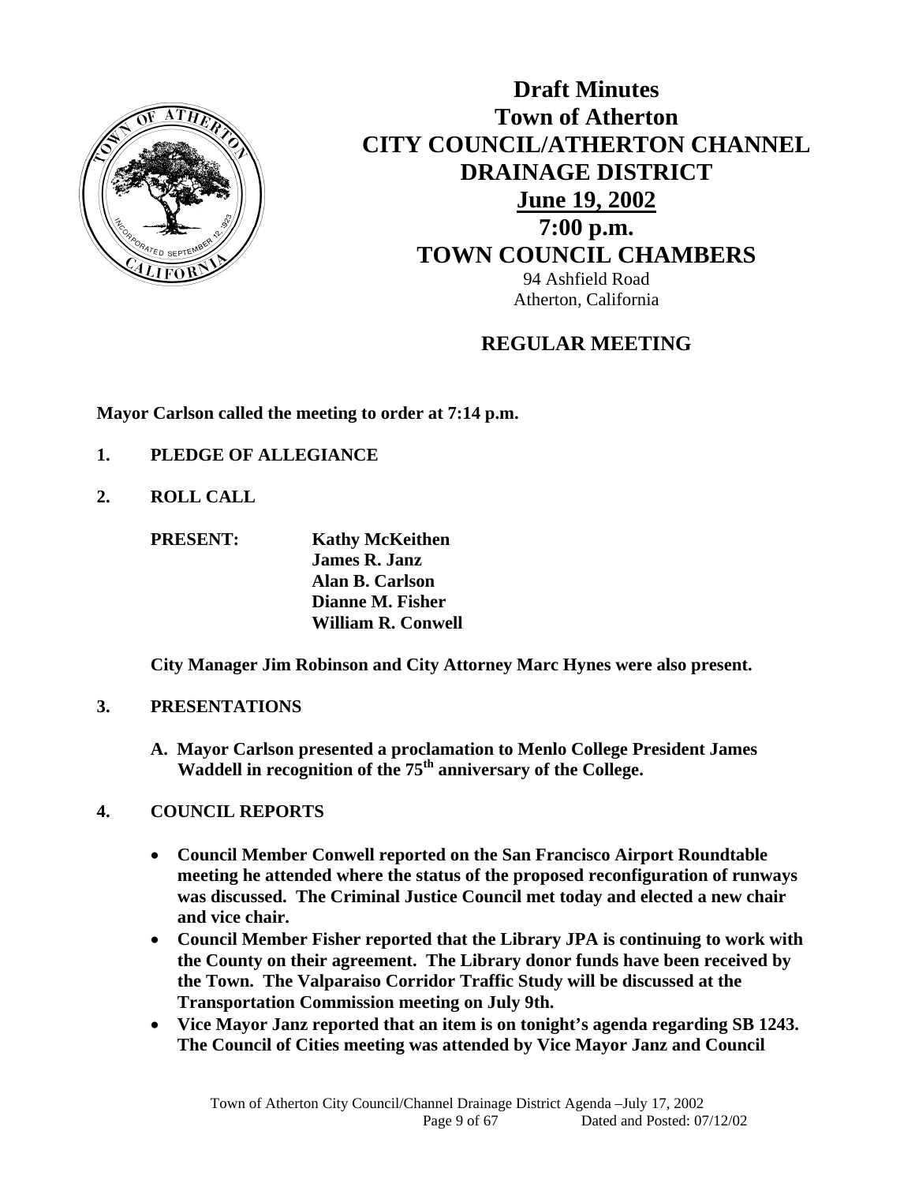# Draft Minutes
# Town of Atherton
# CITY COUNCIL/ATHERTON CHANNEL DRAINAGE DISTRICT
## June 19, 2002
## 7:00 p.m.
## TOWN COUNCIL CHAMBERS

94 Ashfield Road
Atherton, California

## REGULAR MEETING

**Mayor Carlson called the meeting to order at 7:14 p.m.**

1. **PLEDGE OF ALLEGIANCE**

2. **ROLL CALL**

 **PRESENT:** **Kathy McKeithen**
 **James R. Janz**
 **Alan B. Carlson**
 **Dianne M. Fisher**
 **William R. Conwell**

 **City Manager Jim Robinson and City Attorney Marc Hynes were also present.**

3. **PRESENTATIONS**

 **A. Mayor Carlson presented a proclamation to Menlo College President James Waddell in recognition of the 75th anniversary of the College.**

4. **COUNCIL REPORTS**

 - **Council Member Conwell reported on the San Francisco Airport Roundtable meeting he attended where the status of the proposed reconfiguration of runways was discussed. The Criminal Justice Council met today and elected a new chair and vice chair.**
 - **Council Member Fisher reported that the Library JPA is continuing to work with the County on their agreement. The Library donor funds have been received by the Town. The Valparaiso Corridor Traffic Study will be discussed at the Transportation Commission meeting on July 9th.**
 - **Vice Mayor Janz reported that an item is on tonight's agenda regarding SB 1243. The Council of Cities meeting was attended by Vice Mayor Janz and Council**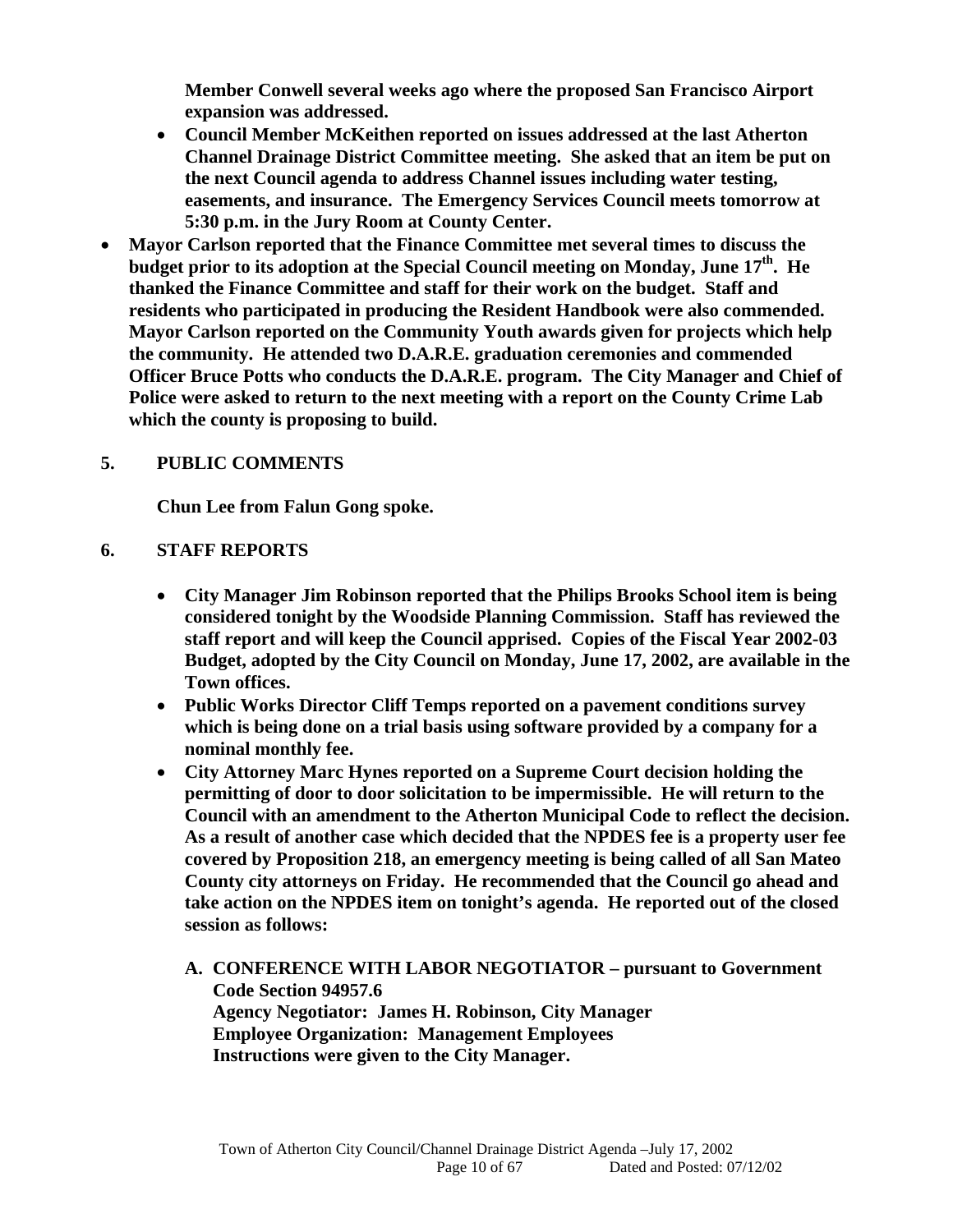**Member Conwell several weeks ago where the proposed San Francisco Airport expansion was addressed.**

- **Council Member McKeithen reported on issues addressed at the last Atherton Channel Drainage District Committee meeting. She asked that an item be put on the next Council agenda to address Channel issues including water testing, easements, and insurance. The Emergency Services Council meets tomorrow at 5:30 p.m. in the Jury Room at County Center.**

- **Mayor Carlson reported that the Finance Committee met several times to discuss the budget prior to its adoption at the Special Council meeting on Monday, June 17th. He thanked the Finance Committee and staff for their work on the budget. Staff and residents who participated in producing the Resident Handbook were also commended. Mayor Carlson reported on the Community Youth awards given for projects which help the community. He attended two D.A.R.E. graduation ceremonies and commended Officer Bruce Potts who conducts the D.A.R.E. program. The City Manager and Chief of Police were asked to return to the next meeting with a report on the County Crime Lab which the county is proposing to build.**

**5. PUBLIC COMMENTS**

**Chun Lee from Falun Gong spoke.**

**6. STAFF REPORTS**

- **City Manager Jim Robinson reported that the Philips Brooks School item is being considered tonight by the Woodside Planning Commission. Staff has reviewed the staff report and will keep the Council apprised. Copies of the Fiscal Year 2002-03 Budget, adopted by the City Council on Monday, June 17, 2002, are available in the Town offices.**
- **Public Works Director Cliff Temps reported on a pavement conditions survey which is being done on a trial basis using software provided by a company for a nominal monthly fee.**
- **City Attorney Marc Hynes reported on a Supreme Court decision holding the permitting of door to door solicitation to be impermissible. He will return to the Council with an amendment to the Atherton Municipal Code to reflect the decision. As a result of another case which decided that the NPDES fee is a property user fee covered by Proposition 218, an emergency meeting is being called of all San Mateo County city attorneys on Friday. He recommended that the Council go ahead and take action on the NPDES item on tonight's agenda. He reported out of the closed session as follows:**

  **A. CONFERENCE WITH LABOR NEGOTIATOR – pursuant to Government Code Section 94957.6**
  **Agency Negotiator: James H. Robinson, City Manager**
  **Employee Organization: Management Employees**
  **Instructions were given to the City Manager.**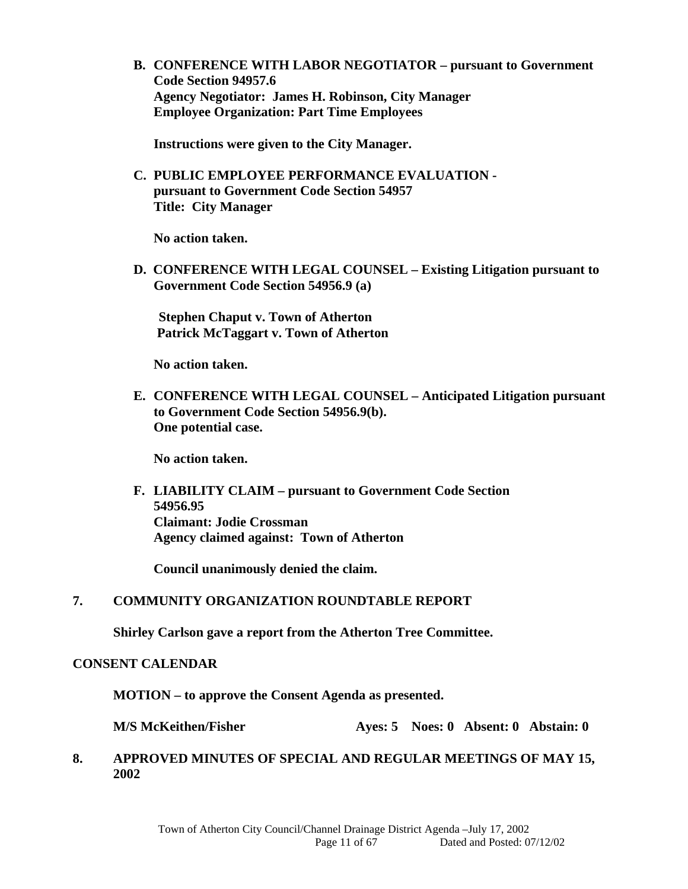**B. CONFERENCE WITH LABOR NEGOTIATOR – pursuant to Government Code Section 94957.6**
**Agency Negotiator: James H. Robinson, City Manager**
**Employee Organization: Part Time Employees**

**Instructions were given to the City Manager.**

**C. PUBLIC EMPLOYEE PERFORMANCE EVALUATION - pursuant to Government Code Section 54957**
**Title: City Manager**

**No action taken.**

**D. CONFERENCE WITH LEGAL COUNSEL – Existing Litigation pursuant to Government Code Section 54956.9 (a)**

**Stephen Chaput v. Town of Atherton**
**Patrick McTaggart v. Town of Atherton**

**No action taken.**

**E. CONFERENCE WITH LEGAL COUNSEL – Anticipated Litigation pursuant to Government Code Section 54956.9(b).**
**One potential case.**

**No action taken.**

**F. LIABILITY CLAIM – pursuant to Government Code Section 54956.95**
**Claimant: Jodie Crossman**
**Agency claimed against: Town of Atherton**

**Council unanimously denied the claim.**

**7. COMMUNITY ORGANIZATION ROUNDTABLE REPORT**

**Shirley Carlson gave a report from the Atherton Tree Committee.**

**CONSENT CALENDAR**

**MOTION – to approve the Consent Agenda as presented.**

**M/S McKeithen/Fisher Ayes: 5 Noes: 0 Absent: 0 Abstain: 0**

**8. APPROVED MINUTES OF SPECIAL AND REGULAR MEETINGS OF MAY 15, 2002**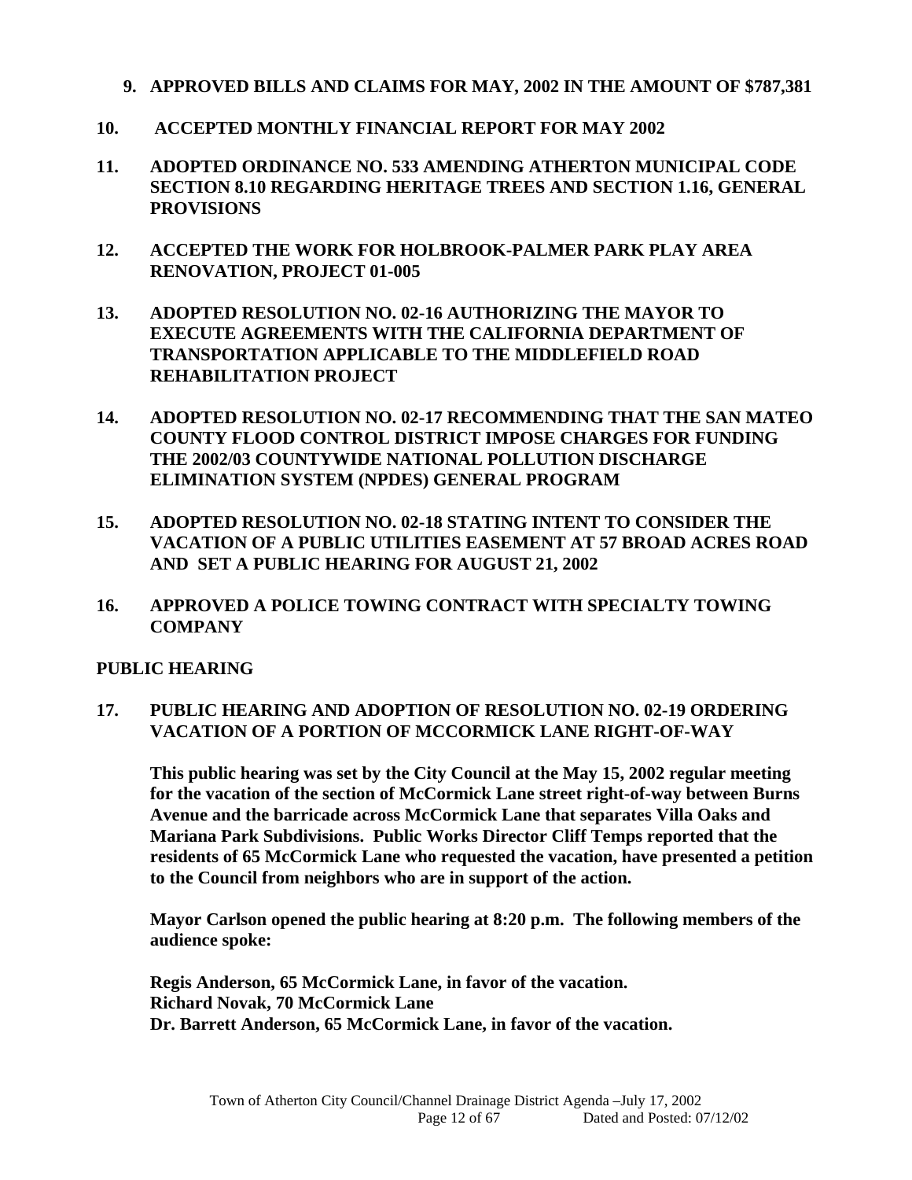**9. APPROVED BILLS AND CLAIMS FOR MAY, 2002 IN THE AMOUNT OF $787,381**

**10. ACCEPTED MONTHLY FINANCIAL REPORT FOR MAY 2002**

**11. ADOPTED ORDINANCE NO. 533 AMENDING ATHERTON MUNICIPAL CODE SECTION 8.10 REGARDING HERITAGE TREES AND SECTION 1.16, GENERAL PROVISIONS**

**12. ACCEPTED THE WORK FOR HOLBROOK-PALMER PARK PLAY AREA RENOVATION, PROJECT 01-005**

**13. ADOPTED RESOLUTION NO. 02-16 AUTHORIZING THE MAYOR TO EXECUTE AGREEMENTS WITH THE CALIFORNIA DEPARTMENT OF TRANSPORTATION APPLICABLE TO THE MIDDLEFIELD ROAD REHABILITATION PROJECT**

**14. ADOPTED RESOLUTION NO. 02-17 RECOMMENDING THAT THE SAN MATEO COUNTY FLOOD CONTROL DISTRICT IMPOSE CHARGES FOR FUNDING THE 2002/03 COUNTYWIDE NATIONAL POLLUTION DISCHARGE ELIMINATION SYSTEM (NPDES) GENERAL PROGRAM**

**15. ADOPTED RESOLUTION NO. 02-18 STATING INTENT TO CONSIDER THE VACATION OF A PUBLIC UTILITIES EASEMENT AT 57 BROAD ACRES ROAD AND SET A PUBLIC HEARING FOR AUGUST 21, 2002**

**16. APPROVED A POLICE TOWING CONTRACT WITH SPECIALTY TOWING COMPANY**

**PUBLIC HEARING**

**17. PUBLIC HEARING AND ADOPTION OF RESOLUTION NO. 02-19 ORDERING VACATION OF A PORTION OF MCCORMICK LANE RIGHT-OF-WAY**

**This public hearing was set by the City Council at the May 15, 2002 regular meeting for the vacation of the section of McCormick Lane street right-of-way between Burns Avenue and the barricade across McCormick Lane that separates Villa Oaks and Mariana Park Subdivisions. Public Works Director Cliff Temps reported that the residents of 65 McCormick Lane who requested the vacation, have presented a petition to the Council from neighbors who are in support of the action.**

**Mayor Carlson opened the public hearing at 8:20 p.m. The following members of the audience spoke:**

**Regis Anderson, 65 McCormick Lane, in favor of the vacation.**
**Richard Novak, 70 McCormick Lane**
**Dr. Barrett Anderson, 65 McCormick Lane, in favor of the vacation.**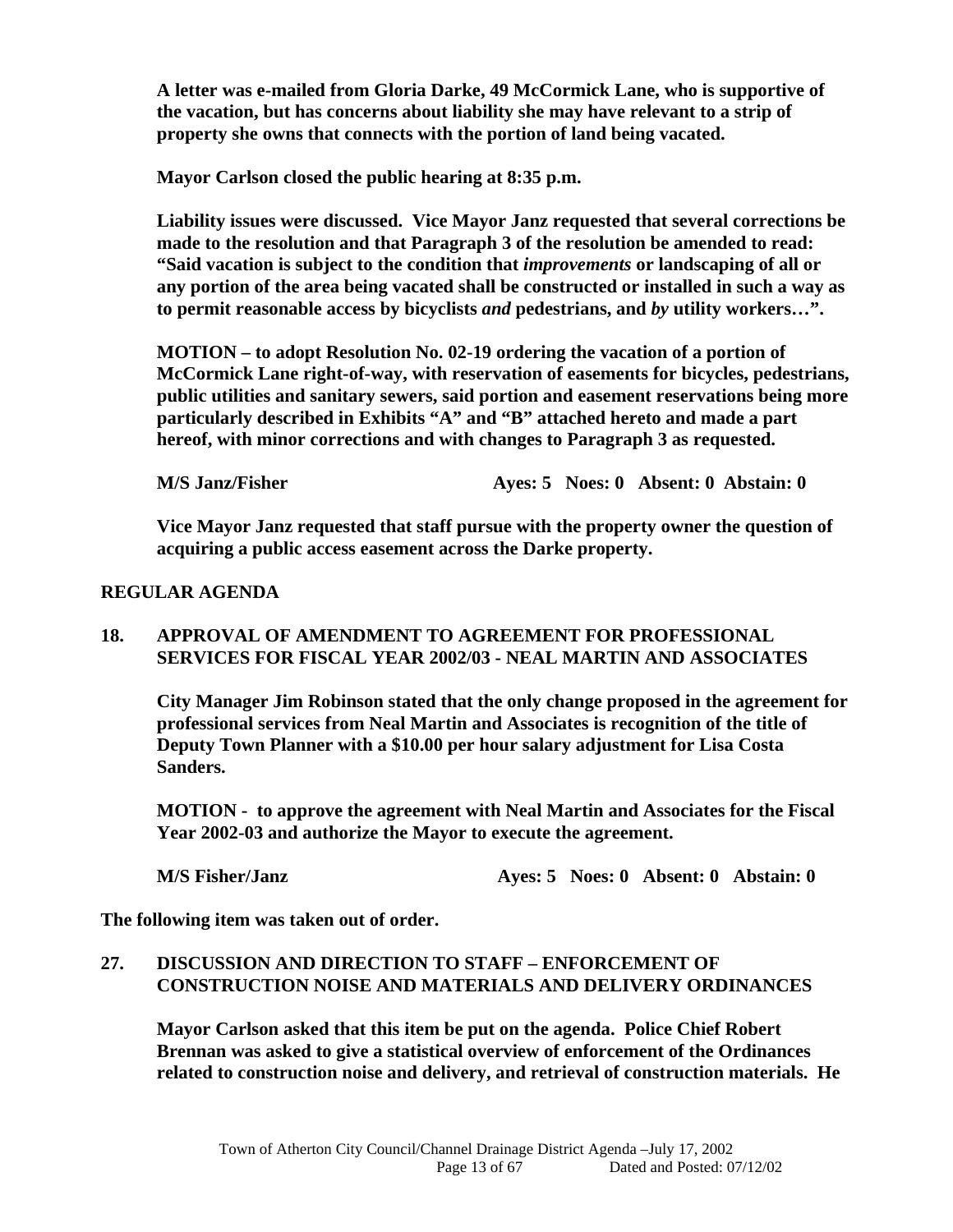**A letter was e-mailed from Gloria Darke, 49 McCormick Lane, who is supportive of the vacation, but has concerns about liability she may have relevant to a strip of property she owns that connects with the portion of land being vacated.**

**Mayor Carlson closed the public hearing at 8:35 p.m.**

**Liability issues were discussed. Vice Mayor Janz requested that several corrections be made to the resolution and that Paragraph 3 of the resolution be amended to read: "Said vacation is subject to the condition that *improvements* or landscaping of all or any portion of the area being vacated shall be constructed or installed in such a way as to permit reasonable access by bicyclists *and* pedestrians, and *by* utility workers…".**

**MOTION – to adopt Resolution No. 02-19 ordering the vacation of a portion of McCormick Lane right-of-way, with reservation of easements for bicycles, pedestrians, public utilities and sanitary sewers, said portion and easement reservations being more particularly described in Exhibits "A" and "B" attached hereto and made a part hereof, with minor corrections and with changes to Paragraph 3 as requested.**

**M/S Janz/Fisher Ayes: 5 Noes: 0 Absent: 0 Abstain: 0**

**Vice Mayor Janz requested that staff pursue with the property owner the question of acquiring a public access easement across the Darke property.**

**REGULAR AGENDA**

**18. APPROVAL OF AMENDMENT TO AGREEMENT FOR PROFESSIONAL SERVICES FOR FISCAL YEAR 2002/03 - NEAL MARTIN AND ASSOCIATES**

**City Manager Jim Robinson stated that the only change proposed in the agreement for professional services from Neal Martin and Associates is recognition of the title of Deputy Town Planner with a $10.00 per hour salary adjustment for Lisa Costa Sanders.**

**MOTION - to approve the agreement with Neal Martin and Associates for the Fiscal Year 2002-03 and authorize the Mayor to execute the agreement.**

**M/S Fisher/Janz Ayes: 5 Noes: 0 Absent: 0 Abstain: 0**

**The following item was taken out of order.**

**27. DISCUSSION AND DIRECTION TO STAFF – ENFORCEMENT OF CONSTRUCTION NOISE AND MATERIALS AND DELIVERY ORDINANCES**

**Mayor Carlson asked that this item be put on the agenda. Police Chief Robert Brennan was asked to give a statistical overview of enforcement of the Ordinances related to construction noise and delivery, and retrieval of construction materials. He**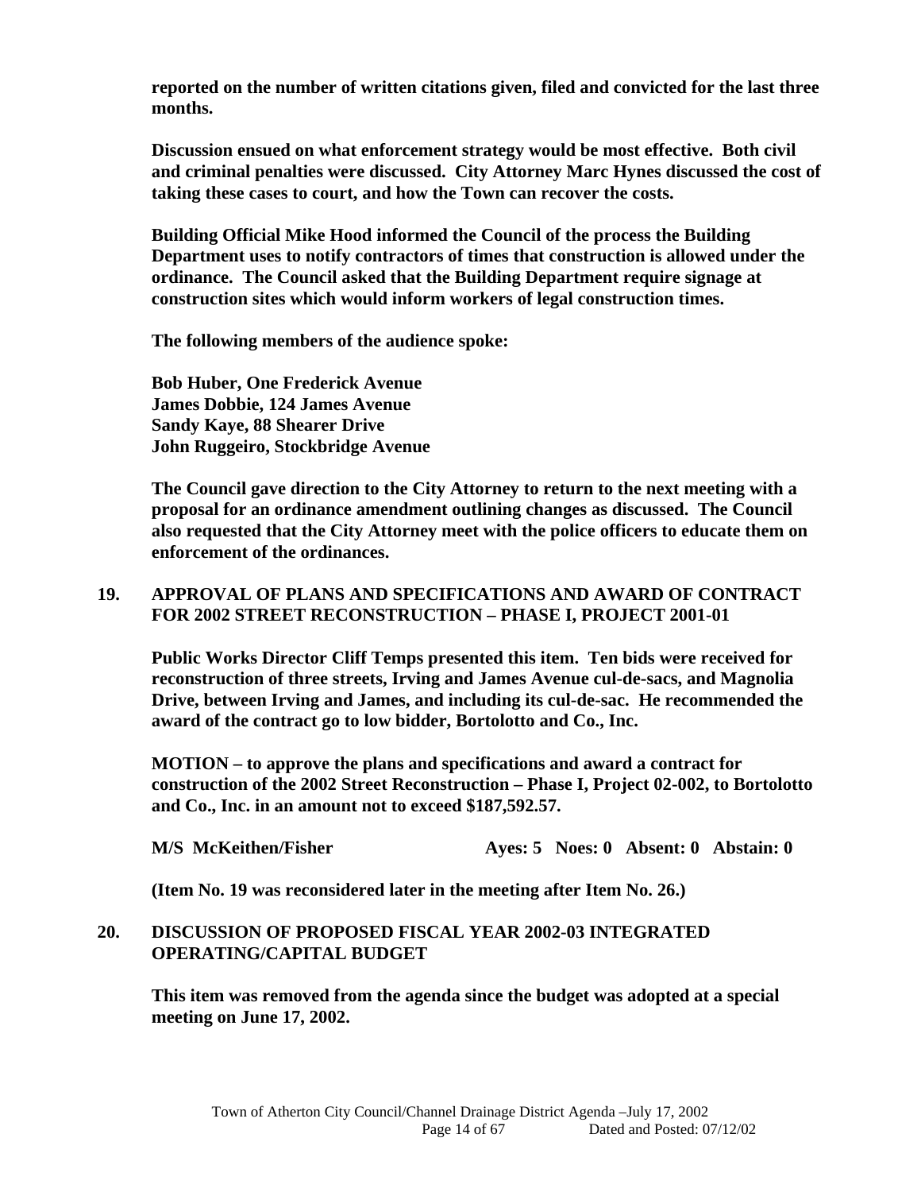**reported on the number of written citations given, filed and convicted for the last three months.**

**Discussion ensued on what enforcement strategy would be most effective. Both civil and criminal penalties were discussed. City Attorney Marc Hynes discussed the cost of taking these cases to court, and how the Town can recover the costs.**

**Building Official Mike Hood informed the Council of the process the Building Department uses to notify contractors of times that construction is allowed under the ordinance. The Council asked that the Building Department require signage at construction sites which would inform workers of legal construction times.**

**The following members of the audience spoke:**

**Bob Huber, One Frederick Avenue**
**James Dobbie, 124 James Avenue**
**Sandy Kaye, 88 Shearer Drive**
**John Ruggeiro, Stockbridge Avenue**

**The Council gave direction to the City Attorney to return to the next meeting with a proposal for an ordinance amendment outlining changes as discussed. The Council also requested that the City Attorney meet with the police officers to educate them on enforcement of the ordinances.**

## 19. APPROVAL OF PLANS AND SPECIFICATIONS AND AWARD OF CONTRACT FOR 2002 STREET RECONSTRUCTION – PHASE I, PROJECT 2001-01

**Public Works Director Cliff Temps presented this item. Ten bids were received for reconstruction of three streets, Irving and James Avenue cul-de-sacs, and Magnolia Drive, between Irving and James, and including its cul-de-sac. He recommended the award of the contract go to low bidder, Bortolotto and Co., Inc.**

**MOTION – to approve the plans and specifications and award a contract for construction of the 2002 Street Reconstruction – Phase I, Project 02-002, to Bortolotto and Co., Inc. in an amount not to exceed $187,592.57.**

**M/S McKeithen/Fisher     Ayes: 5   Noes: 0   Absent: 0   Abstain: 0**

**(Item No. 19 was reconsidered later in the meeting after Item No. 26.)**

## 20. DISCUSSION OF PROPOSED FISCAL YEAR 2002-03 INTEGRATED OPERATING/CAPITAL BUDGET

**This item was removed from the agenda since the budget was adopted at a special meeting on June 17, 2002.**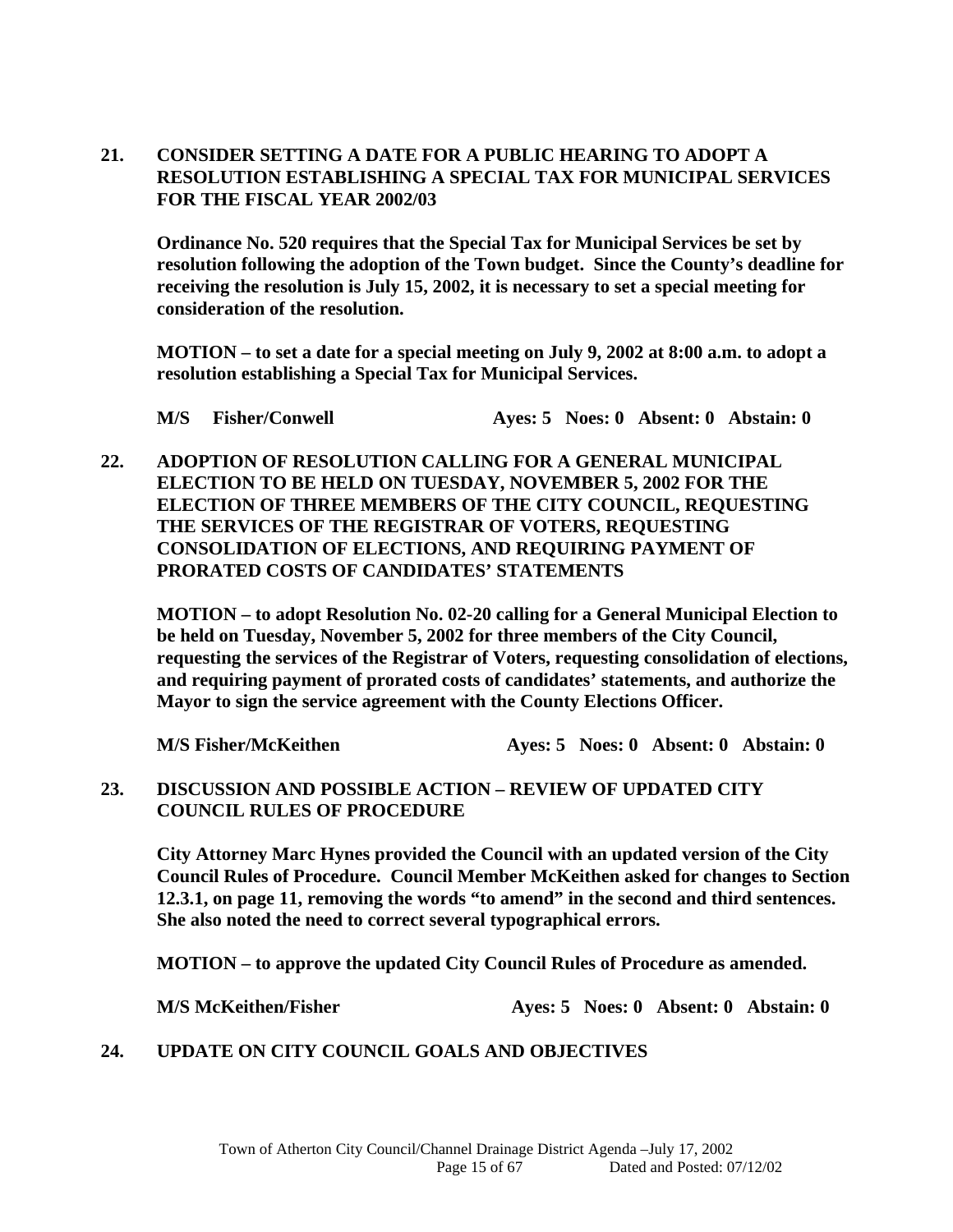**21. CONSIDER SETTING A DATE FOR A PUBLIC HEARING TO ADOPT A RESOLUTION ESTABLISHING A SPECIAL TAX FOR MUNICIPAL SERVICES FOR THE FISCAL YEAR 2002/03**

**Ordinance No. 520 requires that the Special Tax for Municipal Services be set by resolution following the adoption of the Town budget. Since the County's deadline for receiving the resolution is July 15, 2002, it is necessary to set a special meeting for consideration of the resolution.**

**MOTION – to set a date for a special meeting on July 9, 2002 at 8:00 a.m. to adopt a resolution establishing a Special Tax for Municipal Services.**

**M/S Fisher/Conwell Ayes: 5 Noes: 0 Absent: 0 Abstain: 0**

**22. ADOPTION OF RESOLUTION CALLING FOR A GENERAL MUNICIPAL ELECTION TO BE HELD ON TUESDAY, NOVEMBER 5, 2002 FOR THE ELECTION OF THREE MEMBERS OF THE CITY COUNCIL, REQUESTING THE SERVICES OF THE REGISTRAR OF VOTERS, REQUESTING CONSOLIDATION OF ELECTIONS, AND REQUIRING PAYMENT OF PRORATED COSTS OF CANDIDATES' STATEMENTS**

**MOTION – to adopt Resolution No. 02-20 calling for a General Municipal Election to be held on Tuesday, November 5, 2002 for three members of the City Council, requesting the services of the Registrar of Voters, requesting consolidation of elections, and requiring payment of prorated costs of candidates' statements, and authorize the Mayor to sign the service agreement with the County Elections Officer.**

**M/S Fisher/McKeithen Ayes: 5 Noes: 0 Absent: 0 Abstain: 0**

**23. DISCUSSION AND POSSIBLE ACTION – REVIEW OF UPDATED CITY COUNCIL RULES OF PROCEDURE**

**City Attorney Marc Hynes provided the Council with an updated version of the City Council Rules of Procedure. Council Member McKeithen asked for changes to Section 12.3.1, on page 11, removing the words "to amend" in the second and third sentences. She also noted the need to correct several typographical errors.**

**MOTION – to approve the updated City Council Rules of Procedure as amended.**

**M/S McKeithen/Fisher Ayes: 5 Noes: 0 Absent: 0 Abstain: 0**

**24. UPDATE ON CITY COUNCIL GOALS AND OBJECTIVES**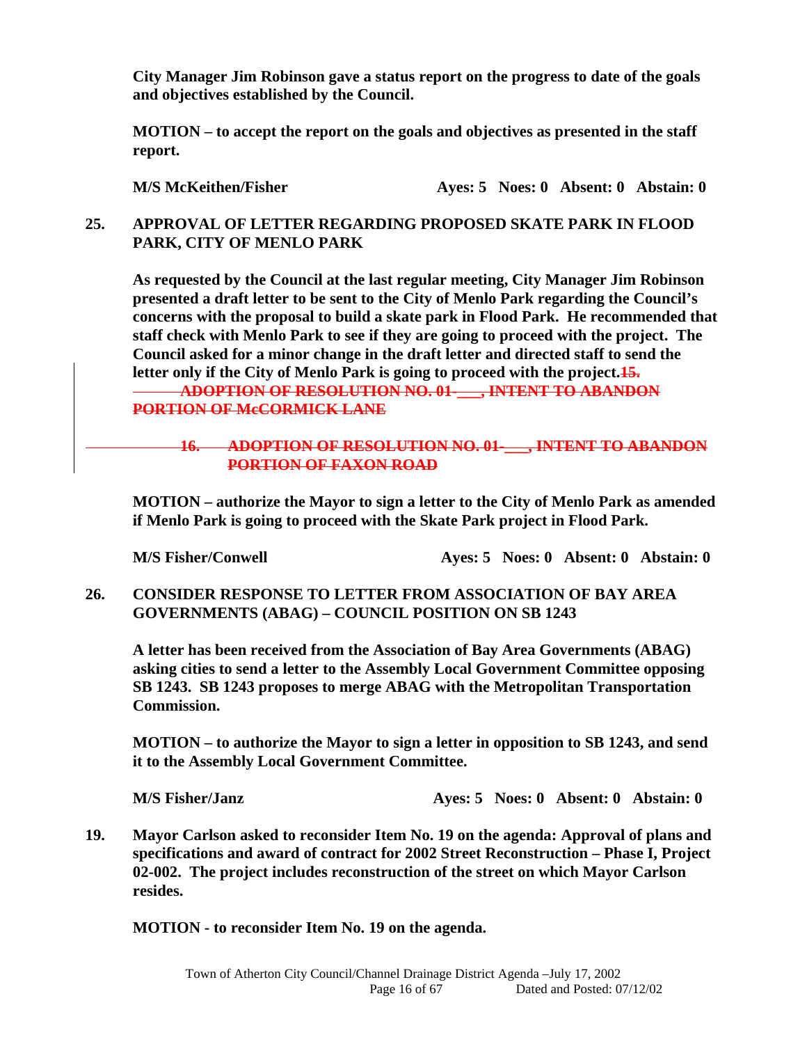**City Manager Jim Robinson gave a status report on the progress to date of the goals and objectives established by the Council.**

**MOTION – to accept the report on the goals and objectives as presented in the staff report.**

**M/S McKeithen/Fisher Ayes: 5 Noes: 0 Absent: 0 Abstain: 0**

**25. APPROVAL OF LETTER REGARDING PROPOSED SKATE PARK IN FLOOD PARK, CITY OF MENLO PARK**

**As requested by the Council at the last regular meeting, City Manager Jim Robinson presented a draft letter to be sent to the City of Menlo Park regarding the Council's concerns with the proposal to build a skate park in Flood Park. He recommended that staff check with Menlo Park to see if they are going to proceed with the project. The Council asked for a minor change in the draft letter and directed staff to send the letter only if the City of Menlo Park is going to proceed with the project.~~15.~~**

~~**ADOPTION OF RESOLUTION NO. 01-___, INTENT TO ABANDON PORTION OF McCORMICK LANE**~~

~~**16. ADOPTION OF RESOLUTION NO. 01-___, INTENT TO ABANDON PORTION OF FAXON ROAD**~~

**MOTION – authorize the Mayor to sign a letter to the City of Menlo Park as amended if Menlo Park is going to proceed with the Skate Park project in Flood Park.**

**M/S Fisher/Conwell Ayes: 5 Noes: 0 Absent: 0 Abstain: 0**

**26. CONSIDER RESPONSE TO LETTER FROM ASSOCIATION OF BAY AREA GOVERNMENTS (ABAG) – COUNCIL POSITION ON SB 1243**

**A letter has been received from the Association of Bay Area Governments (ABAG) asking cities to send a letter to the Assembly Local Government Committee opposing SB 1243. SB 1243 proposes to merge ABAG with the Metropolitan Transportation Commission.**

**MOTION – to authorize the Mayor to sign a letter in opposition to SB 1243, and send it to the Assembly Local Government Committee.**

**M/S Fisher/Janz Ayes: 5 Noes: 0 Absent: 0 Abstain: 0**

**19. Mayor Carlson asked to reconsider Item No. 19 on the agenda: Approval of plans and specifications and award of contract for 2002 Street Reconstruction – Phase I, Project 02-002. The project includes reconstruction of the street on which Mayor Carlson resides.**

**MOTION - to reconsider Item No. 19 on the agenda.**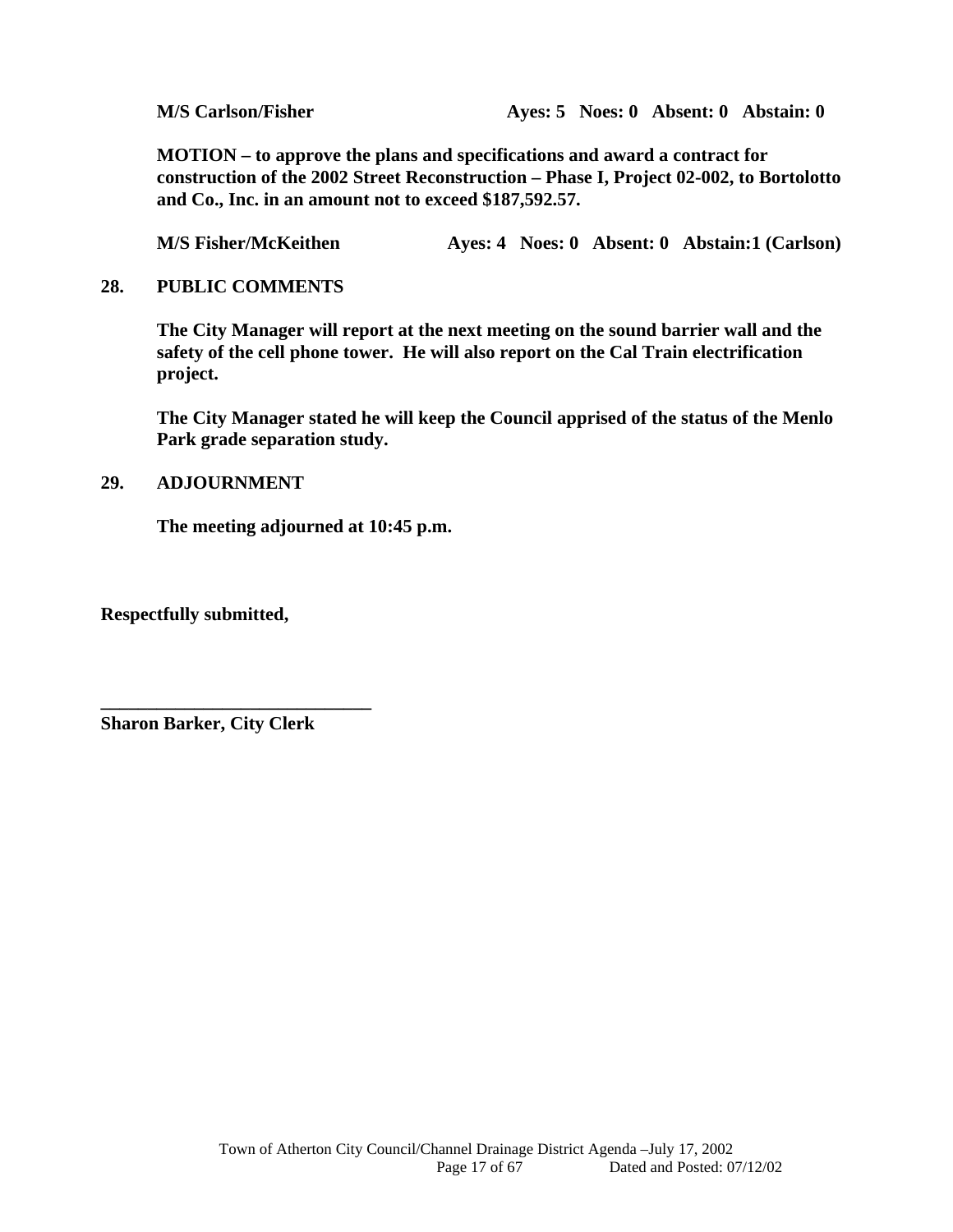**M/S Carlson/Fisher** **Ayes: 5 Noes: 0 Absent: 0 Abstain: 0**

**MOTION – to approve the plans and specifications and award a contract for construction of the 2002 Street Reconstruction – Phase I, Project 02-002, to Bortolotto and Co., Inc. in an amount not to exceed $187,592.57.**

**M/S Fisher/McKeithen** **Ayes: 4 Noes: 0 Absent: 0 Abstain:1 (Carlson)**

**28. PUBLIC COMMENTS**

**The City Manager will report at the next meeting on the sound barrier wall and the safety of the cell phone tower. He will also report on the Cal Train electrification project.**

**The City Manager stated he will keep the Council apprised of the status of the Menlo Park grade separation study.**

**29. ADJOURNMENT**

**The meeting adjourned at 10:45 p.m.**

**Respectfully submitted,**

**_____________________________**
**Sharon Barker, City Clerk**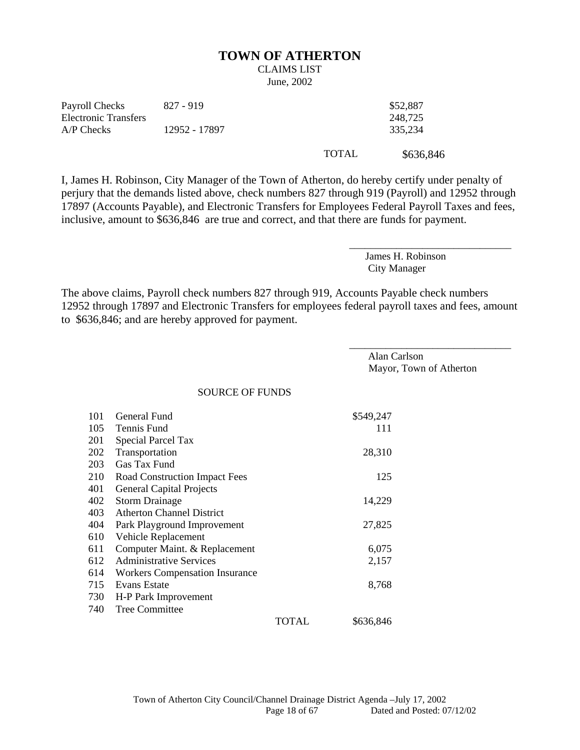# TOWN OF ATHERTON

CLAIMS LIST

June, 2002

| | | |
|---|---|---|
| Payroll Checks | 827 - 919 | $52,887 |
| Electronic Transfers | | 248,725 |
| A/P Checks | 12952 - 17897 | 335,234 |
| | TOTAL | $636,846 |

I, James H. Robinson, City Manager of the Town of Atherton, do hereby certify under penalty of perjury that the demands listed above, check numbers 827 through 919 (Payroll) and 12952 through 17897 (Accounts Payable), and Electronic Transfers for Employees Federal Payroll Taxes and fees, inclusive, amount to $636,846 are true and correct, and that there are funds for payment.

\_\_\_\_\_\_\_\_\_\_\_\_\_\_\_\_\_\_\_\_\_\_\_\_\_\_\_\_\_\_

James H. Robinson
City Manager

The above claims, Payroll check numbers 827 through 919, Accounts Payable check numbers 12952 through 17897 and Electronic Transfers for employees federal payroll taxes and fees, amount to $636,846; and are hereby approved for payment.

\_\_\_\_\_\_\_\_\_\_\_\_\_\_\_\_\_\_\_\_\_\_\_\_\_\_\_\_\_\_

Alan Carlson
Mayor, Town of Atherton

SOURCE OF FUNDS

| | | |
|---|---|---|
| 101 | General Fund | $549,247 |
| 105 | Tennis Fund | 111 |
| 201 | Special Parcel Tax | |
| 202 | Transportation | 28,310 |
| 203 | Gas Tax Fund | |
| 210 | Road Construction Impact Fees | 125 |
| 401 | General Capital Projects | |
| 402 | Storm Drainage | 14,229 |
| 403 | Atherton Channel District | |
| 404 | Park Playground Improvement | 27,825 |
| 610 | Vehicle Replacement | |
| 611 | Computer Maint. & Replacement | 6,075 |
| 612 | Administrative Services | 2,157 |
| 614 | Workers Compensation Insurance | |
| 715 | Evans Estate | 8,768 |
| 730 | H-P Park Improvement | |
| 740 | Tree Committee | |
| | TOTAL | $636,846 |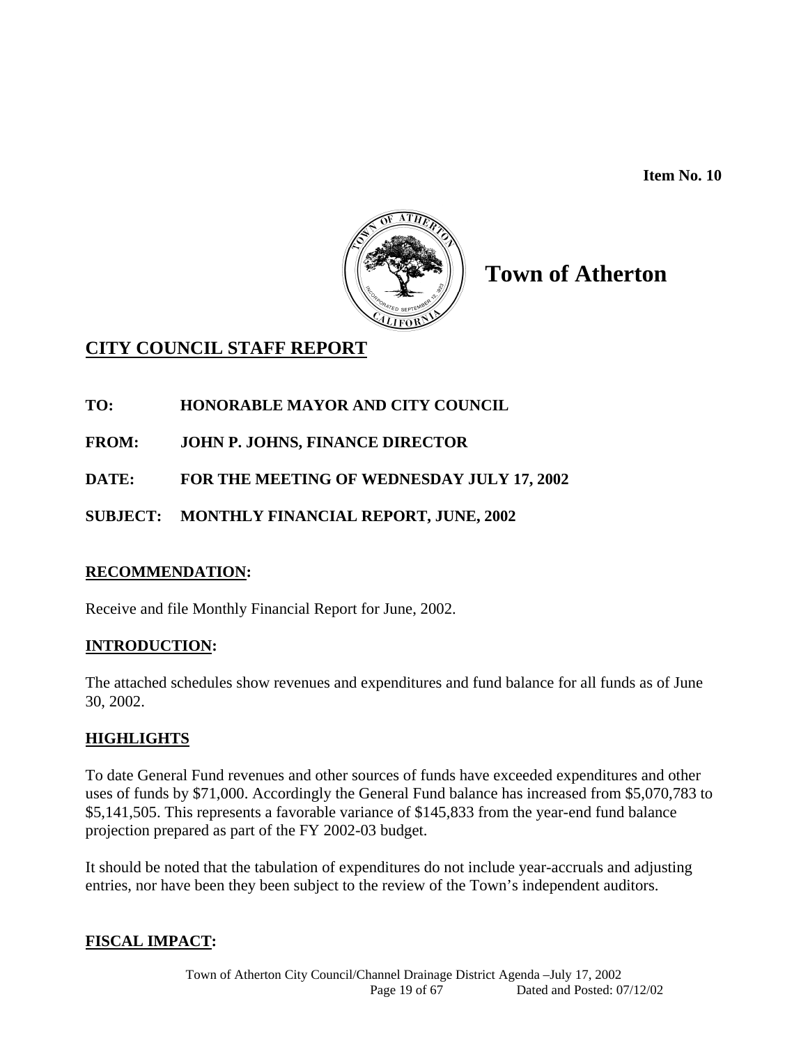Item No. 10

# Town of Atherton

## CITY COUNCIL STAFF REPORT

**TO:** HONORABLE MAYOR AND CITY COUNCIL

**FROM:** JOHN P. JOHNS, FINANCE DIRECTOR

**DATE:** FOR THE MEETING OF WEDNESDAY JULY 17, 2002

**SUBJECT:** MONTHLY FINANCIAL REPORT, JUNE, 2002

### RECOMMENDATION:

Receive and file Monthly Financial Report for June, 2002.

### INTRODUCTION:

The attached schedules show revenues and expenditures and fund balance for all funds as of June 30, 2002.

### HIGHLIGHTS

To date General Fund revenues and other sources of funds have exceeded expenditures and other uses of funds by $71,000. Accordingly the General Fund balance has increased from $5,070,783 to $5,141,505. This represents a favorable variance of $145,833 from the year-end fund balance projection prepared as part of the FY 2002-03 budget.

It should be noted that the tabulation of expenditures do not include year-accruals and adjusting entries, nor have been they been subject to the review of the Town's independent auditors.

### FISCAL IMPACT: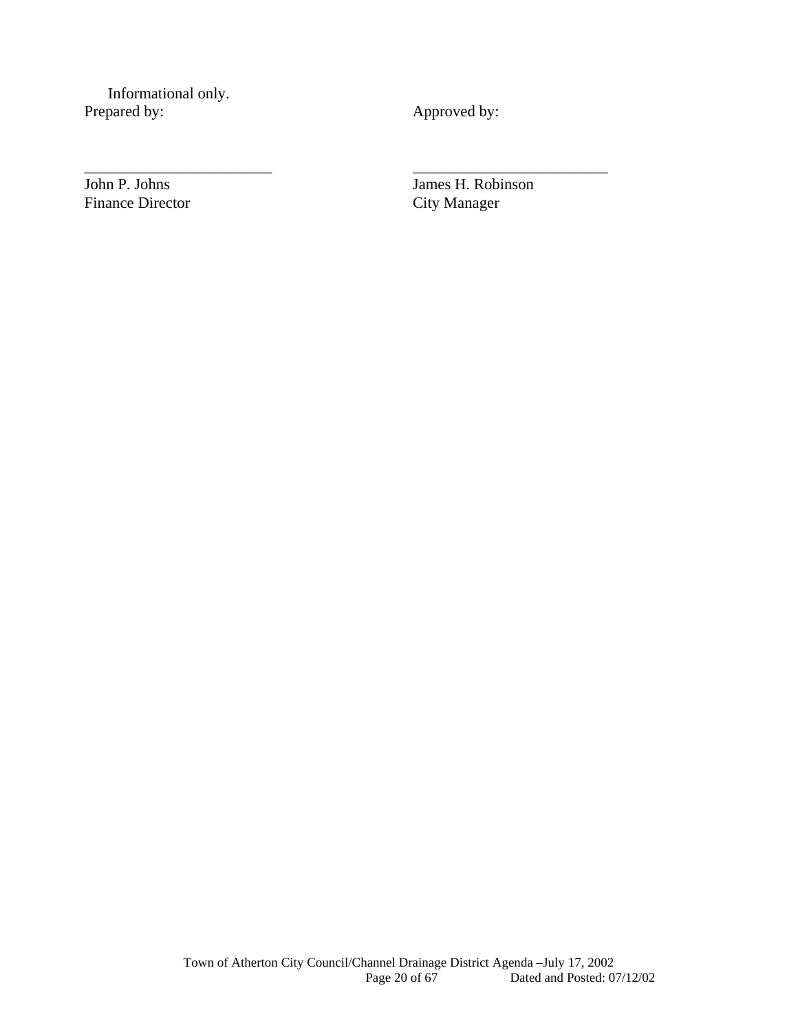Informational only.

Prepared by: Approved by:

\_\_\_\_\_\_\_\_\_\_\_\_\_\_\_\_\_\_\_\_\_\_\_\_ \_\_\_\_\_\_\_\_\_\_\_\_\_\_\_\_\_\_\_\_\_\_\_\_\_

John P. Johns
Finance Director

James H. Robinson
City Manager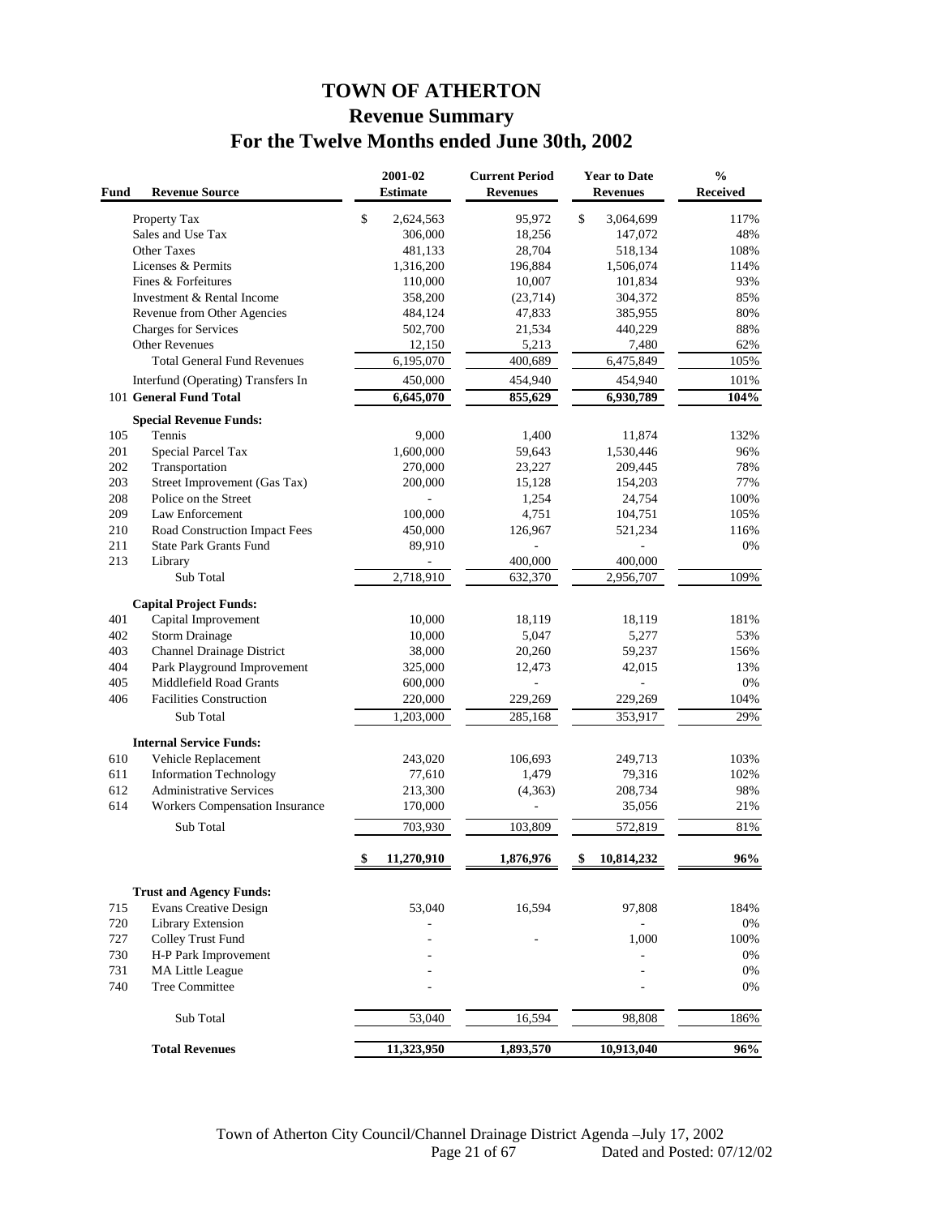# TOWN OF ATHERTON

## Revenue Summary

## For the Twelve Months ended June 30th, 2002

| Fund | Revenue Source | 2001-02 Estimate | Current Period Revenues | Year to Date Revenues | % Received |
|---|---|---|---|---|---|
| | Property Tax | $ 2,624,563 | 95,972 | $ 3,064,699 | 117% |
| | Sales and Use Tax | 306,000 | 18,256 | 147,072 | 48% |
| | Other Taxes | 481,133 | 28,704 | 518,134 | 108% |
| | Licenses & Permits | 1,316,200 | 196,884 | 1,506,074 | 114% |
| | Fines & Forfeitures | 110,000 | 10,007 | 101,834 | 93% |
| | Investment & Rental Income | 358,200 | (23,714) | 304,372 | 85% |
| | Revenue from Other Agencies | 484,124 | 47,833 | 385,955 | 80% |
| | Charges for Services | 502,700 | 21,534 | 440,229 | 88% |
| | Other Revenues | 12,150 | 5,213 | 7,480 | 62% |
| | Total General Fund Revenues | 6,195,070 | 400,689 | 6,475,849 | 105% |
| | Interfund (Operating) Transfers In | 450,000 | 454,940 | 454,940 | 101% |
| 101 | **General Fund Total** | **6,645,070** | **855,629** | **6,930,789** | **104%** |
| | **Special Revenue Funds:** | | | | |
| 105 | Tennis | 9,000 | 1,400 | 11,874 | 132% |
| 201 | Special Parcel Tax | 1,600,000 | 59,643 | 1,530,446 | 96% |
| 202 | Transportation | 270,000 | 23,227 | 209,445 | 78% |
| 203 | Street Improvement (Gas Tax) | 200,000 | 15,128 | 154,203 | 77% |
| 208 | Police on the Street | - | 1,254 | 24,754 | 100% |
| 209 | Law Enforcement | 100,000 | 4,751 | 104,751 | 105% |
| 210 | Road Construction Impact Fees | 450,000 | 126,967 | 521,234 | 116% |
| 211 | State Park Grants Fund | 89,910 | - | - | 0% |
| 213 | Library | - | 400,000 | 400,000 | |
| | Sub Total | 2,718,910 | 632,370 | 2,956,707 | 109% |
| | **Capital Project Funds:** | | | | |
| 401 | Capital Improvement | 10,000 | 18,119 | 18,119 | 181% |
| 402 | Storm Drainage | 10,000 | 5,047 | 5,277 | 53% |
| 403 | Channel Drainage District | 38,000 | 20,260 | 59,237 | 156% |
| 404 | Park Playground Improvement | 325,000 | 12,473 | 42,015 | 13% |
| 405 | Middlefield Road Grants | 600,000 | - | - | 0% |
| 406 | Facilities Construction | 220,000 | 229,269 | 229,269 | 104% |
| | Sub Total | 1,203,000 | 285,168 | 353,917 | 29% |
| | **Internal Service Funds:** | | | | |
| 610 | Vehicle Replacement | 243,020 | 106,693 | 249,713 | 103% |
| 611 | Information Technology | 77,610 | 1,479 | 79,316 | 102% |
| 612 | Administrative Services | 213,300 | (4,363) | 208,734 | 98% |
| 614 | Workers Compensation Insurance | 170,000 | - | 35,056 | 21% |
| | Sub Total | 703,930 | 103,809 | 572,819 | 81% |
| | | **$ 11,270,910** | **1,876,976** | **$ 10,814,232** | **96%** |
| | **Trust and Agency Funds:** | | | | |
| 715 | Evans Creative Design | 53,040 | 16,594 | 97,808 | 184% |
| 720 | Library Extension | - | | - | 0% |
| 727 | Colley Trust Fund | - | - | 1,000 | 100% |
| 730 | H-P Park Improvement | - | | - | 0% |
| 731 | MA Little League | - | | - | 0% |
| 740 | Tree Committee | - | | - | 0% |
| | Sub Total | 53,040 | 16,594 | 98,808 | 186% |
| | **Total Revenues** | **11,323,950** | **1,893,570** | **10,913,040** | **96%** |

Town of Atherton City Council/Channel Drainage District Agenda –July 17, 2002
Dated and Posted: 07/12/02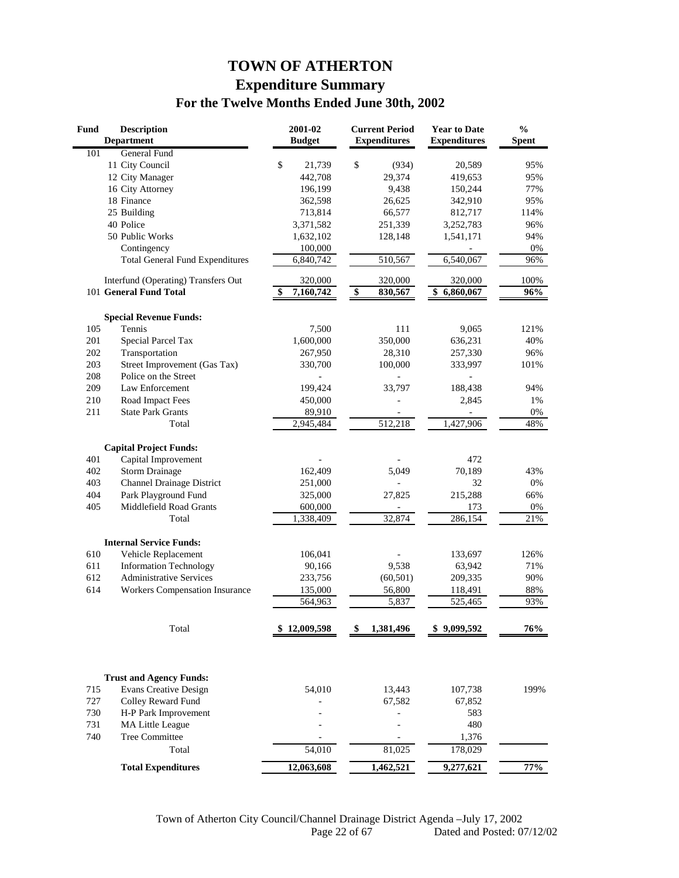# TOWN OF ATHERTON

## Expenditure Summary

### For the Twelve Months Ended June 30th, 2002

| Fund | Description / Department | 2001-02 Budget | Current Period Expenditures | Year to Date Expenditures | % Spent |
|---|---|---|---|---|---|
| 101 | General Fund | | | | |
| | 11 City Council | $ 21,739 | $ (934) | 20,589 | 95% |
| | 12 City Manager | 442,708 | 29,374 | 419,653 | 95% |
| | 16 City Attorney | 196,199 | 9,438 | 150,244 | 77% |
| | 18 Finance | 362,598 | 26,625 | 342,910 | 95% |
| | 25 Building | 713,814 | 66,577 | 812,717 | 114% |
| | 40 Police | 3,371,582 | 251,339 | 3,252,783 | 96% |
| | 50 Public Works | 1,632,102 | 128,148 | 1,541,171 | 94% |
| | Contingency | 100,000 | | - | 0% |
| | Total General Fund Expenditures | 6,840,742 | 510,567 | 6,540,067 | 96% |
| | Interfund (Operating) Transfers Out | 320,000 | 320,000 | 320,000 | 100% |
| | 101 **General Fund Total** | **$ 7,160,742** | **$ 830,567** | **$ 6,860,067** | **96%** |
| | **Special Revenue Funds:** | | | | |
| 105 | Tennis | 7,500 | 111 | 9,065 | 121% |
| 201 | Special Parcel Tax | 1,600,000 | 350,000 | 636,231 | 40% |
| 202 | Transportation | 267,950 | 28,310 | 257,330 | 96% |
| 203 | Street Improvement (Gas Tax) | 330,700 | 100,000 | 333,997 | 101% |
| 208 | Police on the Street | - | - | - | |
| 209 | Law Enforcement | 199,424 | 33,797 | 188,438 | 94% |
| 210 | Road Impact Fees | 450,000 | - | 2,845 | 1% |
| 211 | State Park Grants | 89,910 | - | - | 0% |
| | Total | 2,945,484 | 512,218 | 1,427,906 | 48% |
| | **Capital Project Funds:** | | | | |
| 401 | Capital Improvement | - | - | 472 | |
| 402 | Storm Drainage | 162,409 | 5,049 | 70,189 | 43% |
| 403 | Channel Drainage District | 251,000 | - | 32 | 0% |
| 404 | Park Playground Fund | 325,000 | 27,825 | 215,288 | 66% |
| 405 | Middlefield Road Grants | 600,000 | - | 173 | 0% |
| | Total | 1,338,409 | 32,874 | 286,154 | 21% |
| | **Internal Service Funds:** | | | | |
| 610 | Vehicle Replacement | 106,041 | - | 133,697 | 126% |
| 611 | Information Technology | 90,166 | 9,538 | 63,942 | 71% |
| 612 | Administrative Services | 233,756 | (60,501) | 209,335 | 90% |
| 614 | Workers Compensation Insurance | 135,000 | 56,800 | 118,491 | 88% |
| | | 564,963 | 5,837 | 525,465 | 93% |
| | Total | **$ 12,009,598** | **$ 1,381,496** | **$ 9,099,592** | **76%** |
| | **Trust and Agency Funds:** | | | | |
| 715 | Evans Creative Design | 54,010 | 13,443 | 107,738 | 199% |
| 727 | Colley Reward Fund | - | 67,582 | 67,852 | |
| 730 | H-P Park Improvement | - | - | 583 | |
| 731 | MA Little League | - | - | 480 | |
| 740 | Tree Committee | - | - | 1,376 | |
| | Total | 54,010 | 81,025 | 178,029 | |
| | **Total Expenditures** | **12,063,608** | **1,462,521** | **9,277,621** | **77%** |

Town of Atherton City Council/Channel Drainage District Agenda –July 17, 2002
Dated and Posted: 07/12/02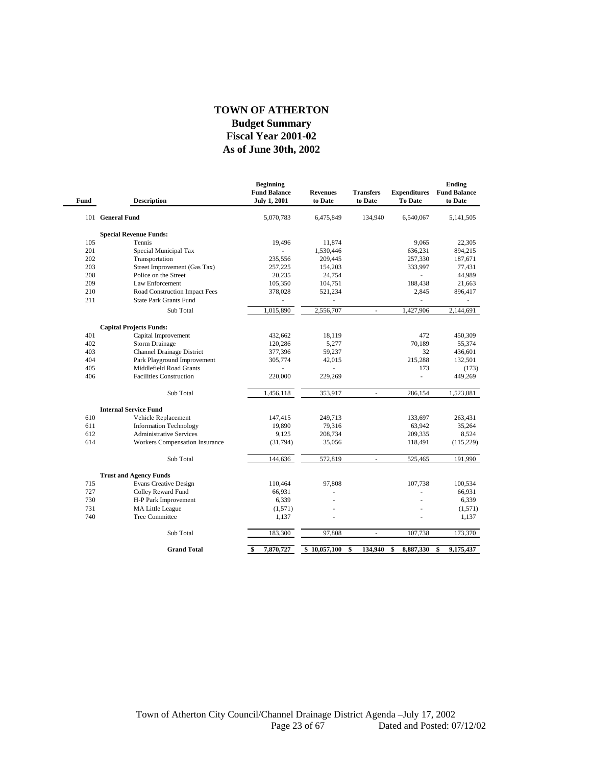# TOWN OF ATHERTON
## Budget Summary
## Fiscal Year 2001-02
## As of June 30th, 2002

| Fund | Description | Beginning Fund Balance July 1, 2001 | Revenues to Date | Transfers to Date | Expenditures To Date | Ending Fund Balance to Date |
|---|---|---|---|---|---|---|
| 101 | **General Fund** | 5,070,783 | 6,475,849 | 134,940 | 6,540,067 | 5,141,505 |
| | **Special Revenue Funds:** | | | | | |
| 105 | Tennis | 19,496 | 11,874 | | 9,065 | 22,305 |
| 201 | Special Municipal Tax | - | 1,530,446 | | 636,231 | 894,215 |
| 202 | Transportation | 235,556 | 209,445 | | 257,330 | 187,671 |
| 203 | Street Improvement (Gas Tax) | 257,225 | 154,203 | | 333,997 | 77,431 |
| 208 | Police on the Street | 20,235 | 24,754 | | - | 44,989 |
| 209 | Law Enforcement | 105,350 | 104,751 | | 188,438 | 21,663 |
| 210 | Road Construction Impact Fees | 378,028 | 521,234 | | 2,845 | 896,417 |
| 211 | State Park Grants Fund | - | - | | - | - |
| | Sub Total | 1,015,890 | 2,556,707 | - | 1,427,906 | 2,144,691 |
| | **Capital Projects Funds:** | | | | | |
| 401 | Capital Improvement | 432,662 | 18,119 | | 472 | 450,309 |
| 402 | Storm Drainage | 120,286 | 5,277 | | 70,189 | 55,374 |
| 403 | Channel Drainage District | 377,396 | 59,237 | | 32 | 436,601 |
| 404 | Park Playground Improvement | 305,774 | 42,015 | | 215,288 | 132,501 |
| 405 | Middlefield Road Grants | - | - | | 173 | (173) |
| 406 | Facilities Construction | 220,000 | 229,269 | | - | 449,269 |
| | Sub Total | 1,456,118 | 353,917 | - | 286,154 | 1,523,881 |
| | **Internal Service Fund** | | | | | |
| 610 | Vehicle Replacement | 147,415 | 249,713 | | 133,697 | 263,431 |
| 611 | Information Technology | 19,890 | 79,316 | | 63,942 | 35,264 |
| 612 | Administrative Services | 9,125 | 208,734 | | 209,335 | 8,524 |
| 614 | Workers Compensation Insurance | (31,794) | 35,056 | | 118,491 | (115,229) |
| | Sub Total | 144,636 | 572,819 | - | 525,465 | 191,990 |
| | **Trust and Agency Funds** | | | | | |
| 715 | Evans Creative Design | 110,464 | 97,808 | | 107,738 | 100,534 |
| 727 | Colley Reward Fund | 66,931 | - | | - | 66,931 |
| 730 | H-P Park Improvement | 6,339 | - | | - | 6,339 |
| 731 | MA Little League | (1,571) | - | | - | (1,571) |
| 740 | Tree Committee | 1,137 | - | | - | 1,137 |
| | Sub Total | 183,300 | 97,808 | - | 107,738 | 173,370 |
| | **Grand Total** | **$ 7,870,727** | **$ 10,057,100** | **$ 134,940** | **$ 8,887,330** | **$ 9,175,437** |

Town of Atherton City Council/Channel Drainage District Agenda –July 17, 2002
Dated and Posted: 07/12/02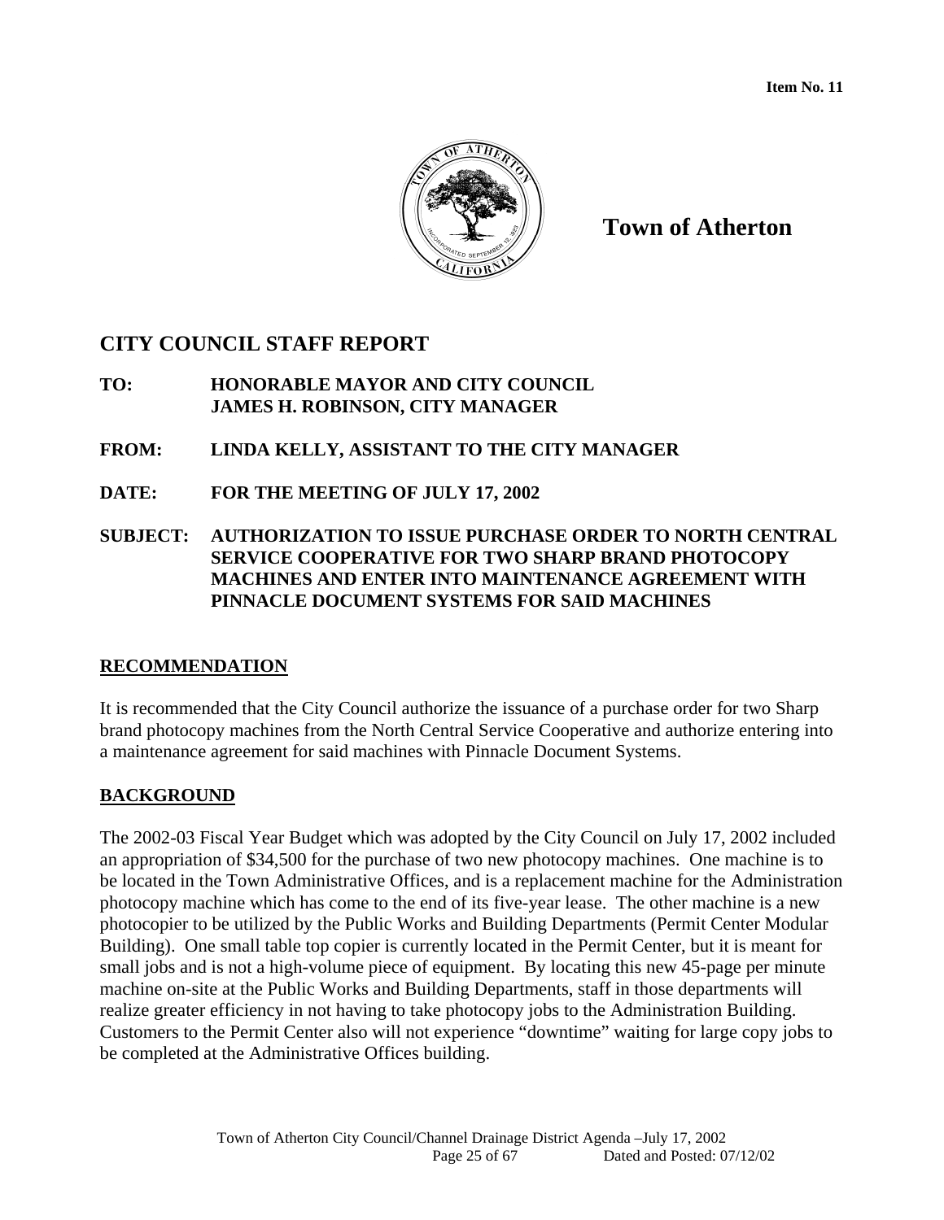**Item No. 11**

# Town of Atherton

## CITY COUNCIL STAFF REPORT

**TO:** **HONORABLE MAYOR AND CITY COUNCIL**
**JAMES H. ROBINSON, CITY MANAGER**

**FROM:** **LINDA KELLY, ASSISTANT TO THE CITY MANAGER**

**DATE:** **FOR THE MEETING OF JULY 17, 2002**

**SUBJECT:** **AUTHORIZATION TO ISSUE PURCHASE ORDER TO NORTH CENTRAL SERVICE COOPERATIVE FOR TWO SHARP BRAND PHOTOCOPY MACHINES AND ENTER INTO MAINTENANCE AGREEMENT WITH PINNACLE DOCUMENT SYSTEMS FOR SAID MACHINES**

### RECOMMENDATION

It is recommended that the City Council authorize the issuance of a purchase order for two Sharp brand photocopy machines from the North Central Service Cooperative and authorize entering into a maintenance agreement for said machines with Pinnacle Document Systems.

### BACKGROUND

The 2002-03 Fiscal Year Budget which was adopted by the City Council on July 17, 2002 included an appropriation of $34,500 for the purchase of two new photocopy machines. One machine is to be located in the Town Administrative Offices, and is a replacement machine for the Administration photocopy machine which has come to the end of its five-year lease. The other machine is a new photocopier to be utilized by the Public Works and Building Departments (Permit Center Modular Building). One small table top copier is currently located in the Permit Center, but it is meant for small jobs and is not a high-volume piece of equipment. By locating this new 45-page per minute machine on-site at the Public Works and Building Departments, staff in those departments will realize greater efficiency in not having to take photocopy jobs to the Administration Building. Customers to the Permit Center also will not experience "downtime" waiting for large copy jobs to be completed at the Administrative Offices building.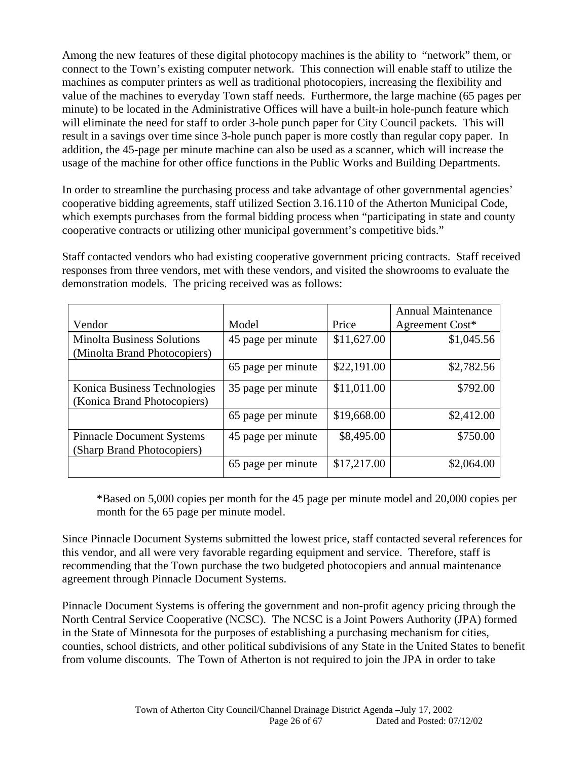Among the new features of these digital photocopy machines is the ability to "network" them, or connect to the Town's existing computer network. This connection will enable staff to utilize the machines as computer printers as well as traditional photocopiers, increasing the flexibility and value of the machines to everyday Town staff needs. Furthermore, the large machine (65 pages per minute) to be located in the Administrative Offices will have a built-in hole-punch feature which will eliminate the need for staff to order 3-hole punch paper for City Council packets. This will result in a savings over time since 3-hole punch paper is more costly than regular copy paper. In addition, the 45-page per minute machine can also be used as a scanner, which will increase the usage of the machine for other office functions in the Public Works and Building Departments.

In order to streamline the purchasing process and take advantage of other governmental agencies' cooperative bidding agreements, staff utilized Section 3.16.110 of the Atherton Municipal Code, which exempts purchases from the formal bidding process when "participating in state and county cooperative contracts or utilizing other municipal government's competitive bids."

Staff contacted vendors who had existing cooperative government pricing contracts. Staff received responses from three vendors, met with these vendors, and visited the showrooms to evaluate the demonstration models. The pricing received was as follows:

| Vendor | Model | Price | Annual Maintenance Agreement Cost* |
|---|---|---|---|
| Minolta Business Solutions (Minolta Brand Photocopiers) | 45 page per minute | $11,627.00 | $1,045.56 |
| | 65 page per minute | $22,191.00 | $2,782.56 |
| Konica Business Technologies (Konica Brand Photocopiers) | 35 page per minute | $11,011.00 | $792.00 |
| | 65 page per minute | $19,668.00 | $2,412.00 |
| Pinnacle Document Systems (Sharp Brand Photocopiers) | 45 page per minute | $8,495.00 | $750.00 |
| | 65 page per minute | $17,217.00 | $2,064.00 |

*Based on 5,000 copies per month for the 45 page per minute model and 20,000 copies per month for the 65 page per minute model.

Since Pinnacle Document Systems submitted the lowest price, staff contacted several references for this vendor, and all were very favorable regarding equipment and service. Therefore, staff is recommending that the Town purchase the two budgeted photocopiers and annual maintenance agreement through Pinnacle Document Systems.

Pinnacle Document Systems is offering the government and non-profit agency pricing through the North Central Service Cooperative (NCSC). The NCSC is a Joint Powers Authority (JPA) formed in the State of Minnesota for the purposes of establishing a purchasing mechanism for cities, counties, school districts, and other political subdivisions of any State in the United States to benefit from volume discounts. The Town of Atherton is not required to join the JPA in order to take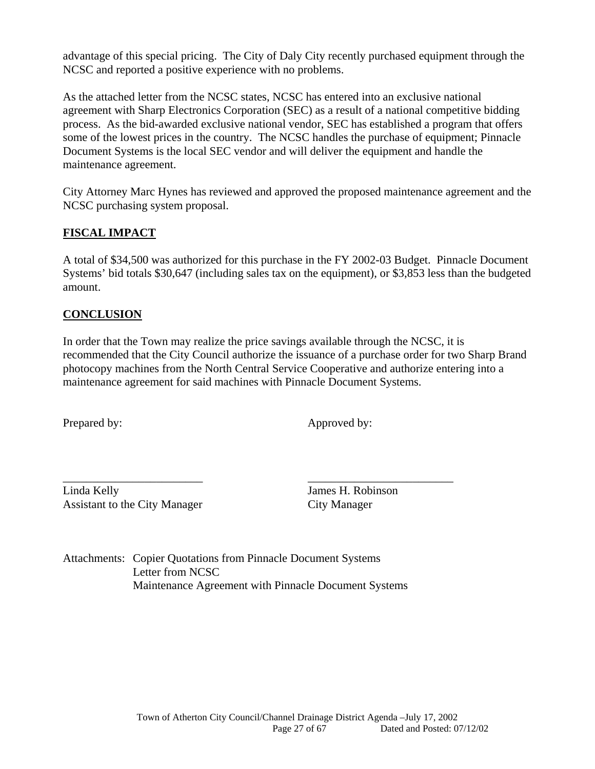advantage of this special pricing. The City of Daly City recently purchased equipment through the NCSC and reported a positive experience with no problems.

As the attached letter from the NCSC states, NCSC has entered into an exclusive national agreement with Sharp Electronics Corporation (SEC) as a result of a national competitive bidding process. As the bid-awarded exclusive national vendor, SEC has established a program that offers some of the lowest prices in the country. The NCSC handles the purchase of equipment; Pinnacle Document Systems is the local SEC vendor and will deliver the equipment and handle the maintenance agreement.

City Attorney Marc Hynes has reviewed and approved the proposed maintenance agreement and the NCSC purchasing system proposal.

## FISCAL IMPACT

A total of $34,500 was authorized for this purchase in the FY 2002-03 Budget. Pinnacle Document Systems' bid totals $30,647 (including sales tax on the equipment), or $3,853 less than the budgeted amount.

## CONCLUSION

In order that the Town may realize the price savings available through the NCSC, it is recommended that the City Council authorize the issuance of a purchase order for two Sharp Brand photocopy machines from the North Central Service Cooperative and authorize entering into a maintenance agreement for said machines with Pinnacle Document Systems.

Prepared by: Approved by:

\_\_\_\_\_\_\_\_\_\_\_\_\_\_\_\_\_\_\_\_\_\_\_\_ \_\_\_\_\_\_\_\_\_\_\_\_\_\_\_\_\_\_\_\_\_\_\_\_\_

Linda Kelly
Assistant to the City Manager

James H. Robinson
City Manager

Attachments: Copier Quotations from Pinnacle Document Systems
Letter from NCSC
Maintenance Agreement with Pinnacle Document Systems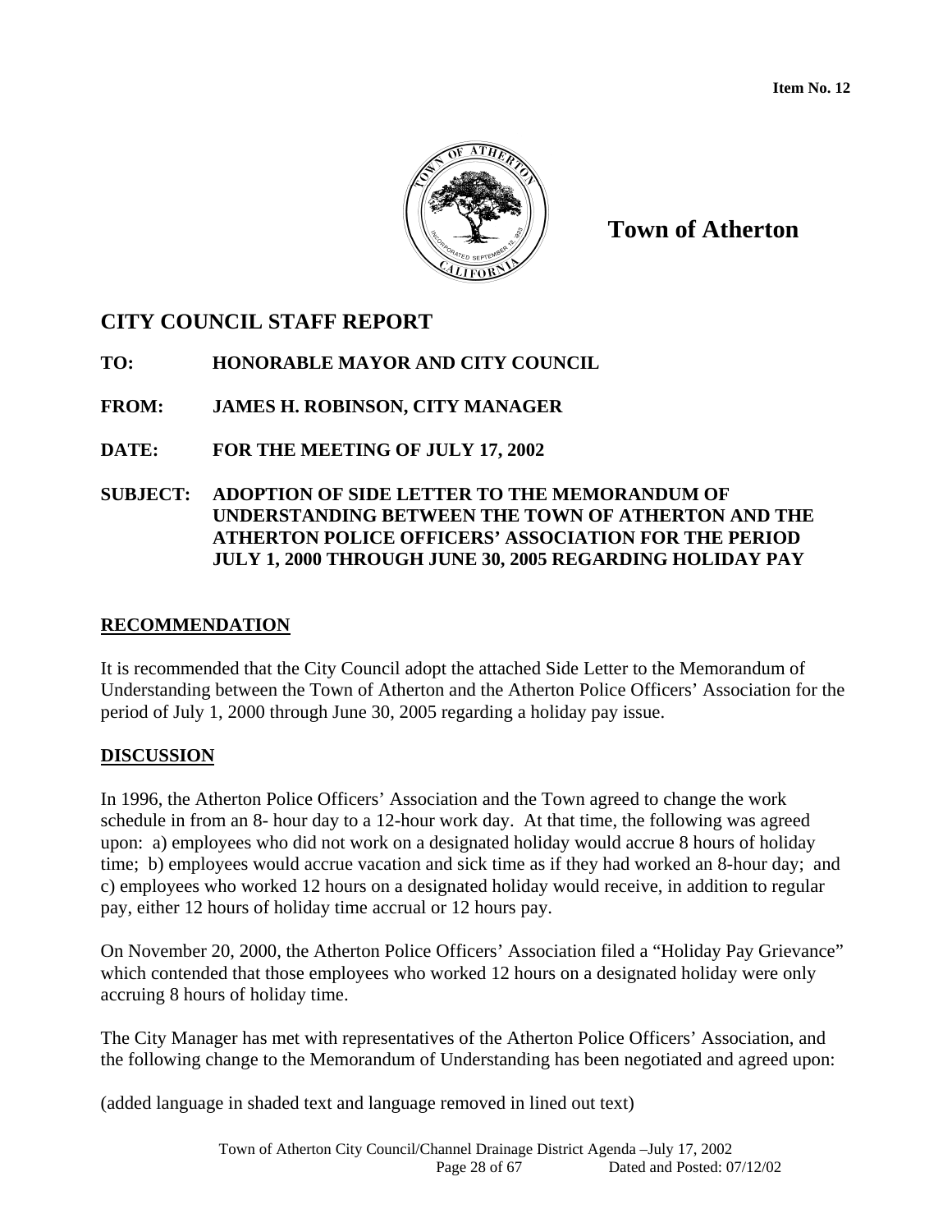**Item No. 12**

**Town of Atherton**

## CITY COUNCIL STAFF REPORT

**TO:** **HONORABLE MAYOR AND CITY COUNCIL**

**FROM:** **JAMES H. ROBINSON, CITY MANAGER**

**DATE:** **FOR THE MEETING OF JULY 17, 2002**

**SUBJECT:** **ADOPTION OF SIDE LETTER TO THE MEMORANDUM OF UNDERSTANDING BETWEEN THE TOWN OF ATHERTON AND THE ATHERTON POLICE OFFICERS' ASSOCIATION FOR THE PERIOD JULY 1, 2000 THROUGH JUNE 30, 2005 REGARDING HOLIDAY PAY**

### RECOMMENDATION

It is recommended that the City Council adopt the attached Side Letter to the Memorandum of Understanding between the Town of Atherton and the Atherton Police Officers' Association for the period of July 1, 2000 through June 30, 2005 regarding a holiday pay issue.

### DISCUSSION

In 1996, the Atherton Police Officers' Association and the Town agreed to change the work schedule in from an 8- hour day to a 12-hour work day. At that time, the following was agreed upon: a) employees who did not work on a designated holiday would accrue 8 hours of holiday time; b) employees would accrue vacation and sick time as if they had worked an 8-hour day; and c) employees who worked 12 hours on a designated holiday would receive, in addition to regular pay, either 12 hours of holiday time accrual or 12 hours pay.

On November 20, 2000, the Atherton Police Officers' Association filed a "Holiday Pay Grievance" which contended that those employees who worked 12 hours on a designated holiday were only accruing 8 hours of holiday time.

The City Manager has met with representatives of the Atherton Police Officers' Association, and the following change to the Memorandum of Understanding has been negotiated and agreed upon:

(added language in shaded text and language removed in lined out text)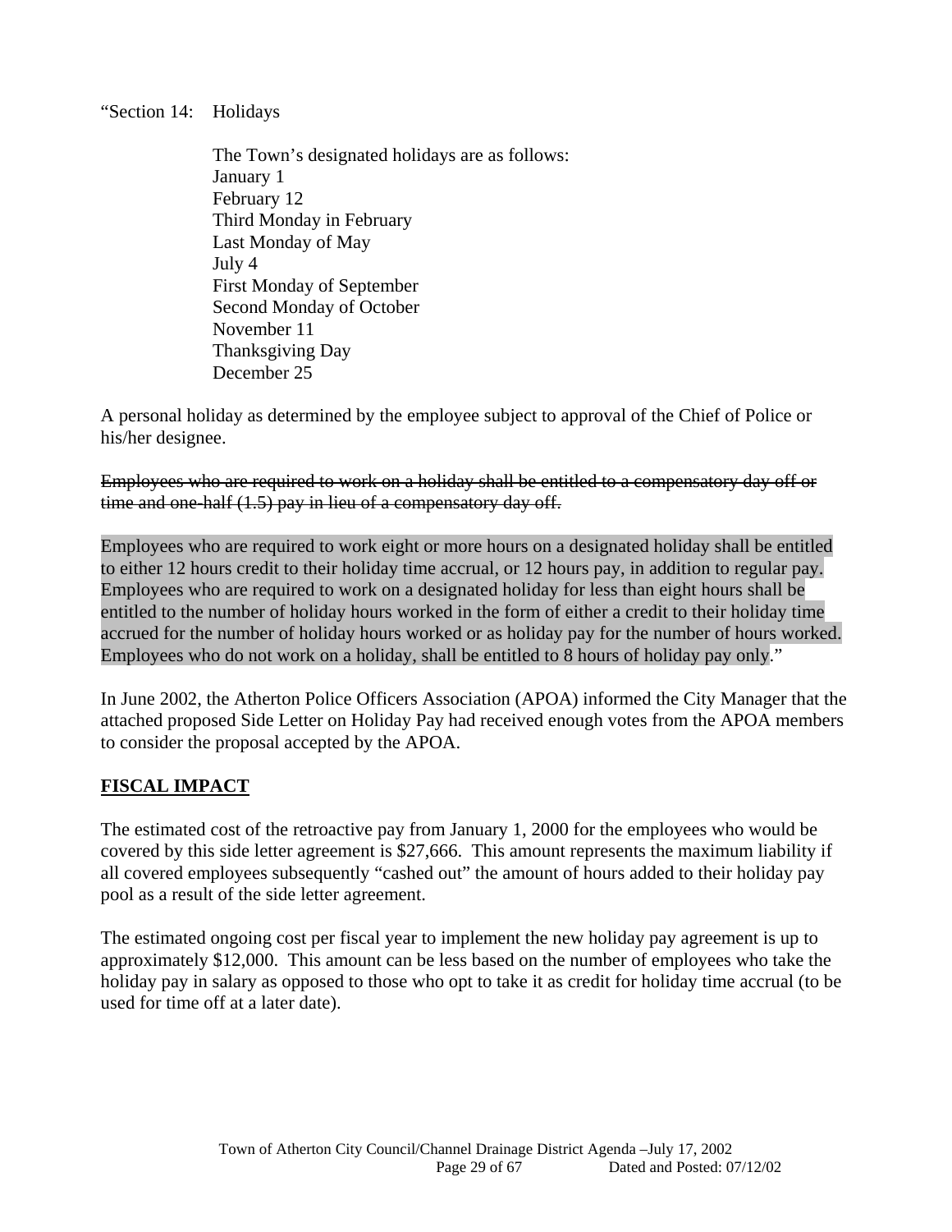"Section 14: Holidays

The Town's designated holidays are as follows:
January 1
February 12
Third Monday in February
Last Monday of May
July 4
First Monday of September
Second Monday of October
November 11
Thanksgiving Day
December 25

A personal holiday as determined by the employee subject to approval of the Chief of Police or his/her designee.

~~Employees who are required to work on a holiday shall be entitled to a compensatory day off or time and one-half (1.5) pay in lieu of a compensatory day off.~~

Employees who are required to work eight or more hours on a designated holiday shall be entitled to either 12 hours credit to their holiday time accrual, or 12 hours pay, in addition to regular pay. Employees who are required to work on a designated holiday for less than eight hours shall be entitled to the number of holiday hours worked in the form of either a credit to their holiday time accrued for the number of holiday hours worked or as holiday pay for the number of hours worked. Employees who do not work on a holiday, shall be entitled to 8 hours of holiday pay only."

In June 2002, the Atherton Police Officers Association (APOA) informed the City Manager that the attached proposed Side Letter on Holiday Pay had received enough votes from the APOA members to consider the proposal accepted by the APOA.

## FISCAL IMPACT

The estimated cost of the retroactive pay from January 1, 2000 for the employees who would be covered by this side letter agreement is $27,666. This amount represents the maximum liability if all covered employees subsequently "cashed out" the amount of hours added to their holiday pay pool as a result of the side letter agreement.

The estimated ongoing cost per fiscal year to implement the new holiday pay agreement is up to approximately $12,000. This amount can be less based on the number of employees who take the holiday pay in salary as opposed to those who opt to take it as credit for holiday time accrual (to be used for time off at a later date).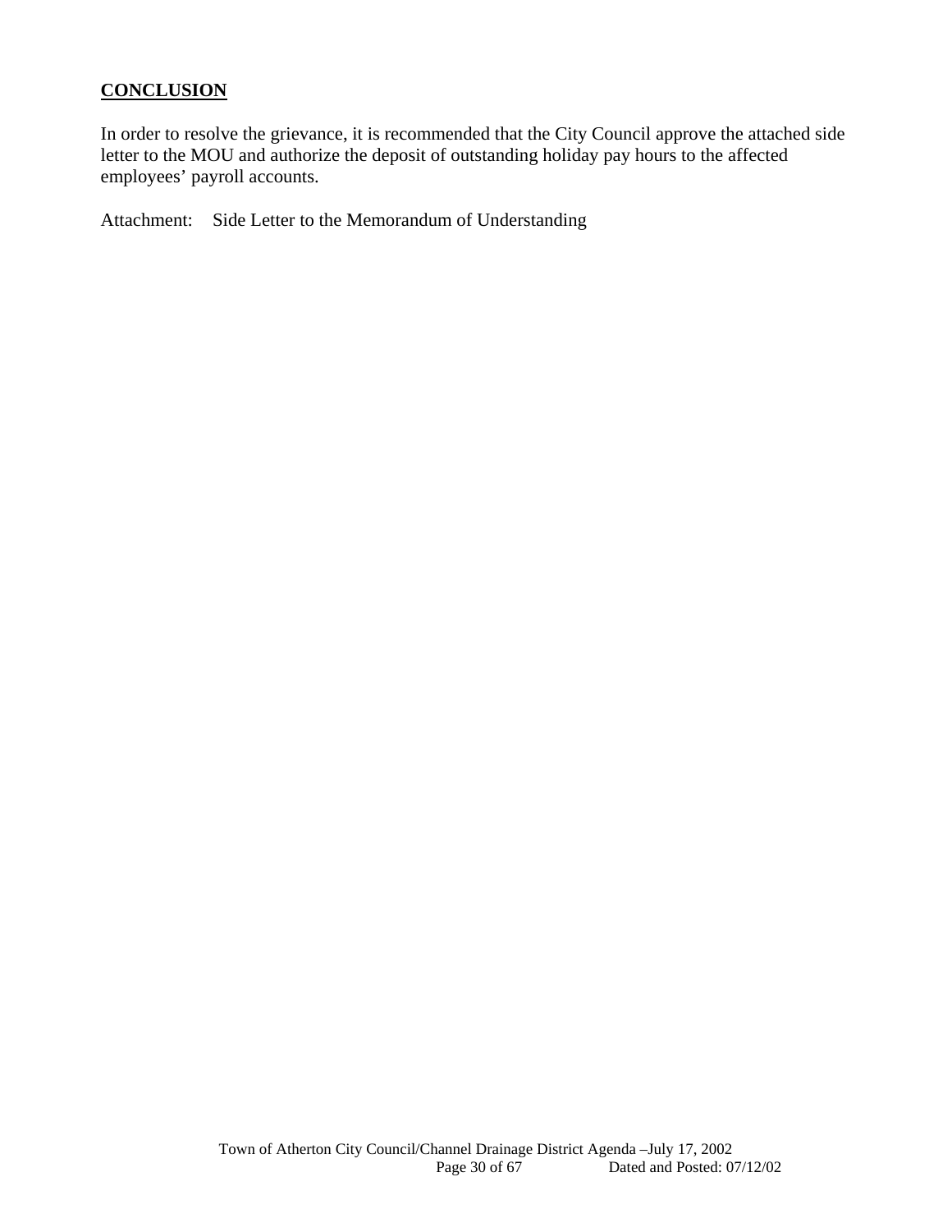**CONCLUSION**

In order to resolve the grievance, it is recommended that the City Council approve the attached side letter to the MOU and authorize the deposit of outstanding holiday pay hours to the affected employees' payroll accounts.

Attachment: Side Letter to the Memorandum of Understanding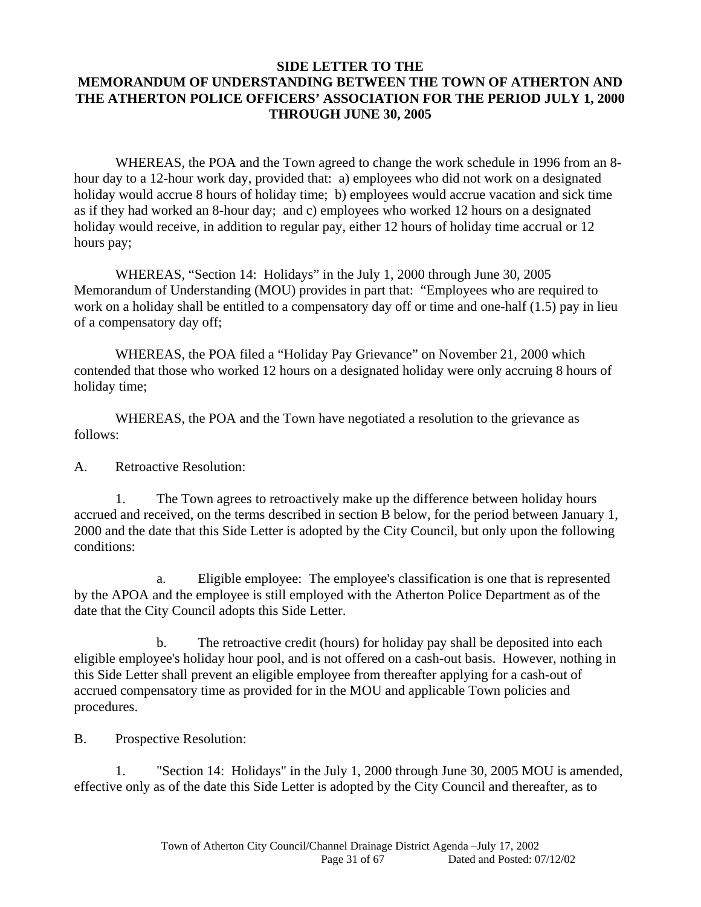**SIDE LETTER TO THE MEMORANDUM OF UNDERSTANDING BETWEEN THE TOWN OF ATHERTON AND THE ATHERTON POLICE OFFICERS' ASSOCIATION FOR THE PERIOD JULY 1, 2000 THROUGH JUNE 30, 2005**

WHEREAS, the POA and the Town agreed to change the work schedule in 1996 from an 8-hour day to a 12-hour work day, provided that: a) employees who did not work on a designated holiday would accrue 8 hours of holiday time; b) employees would accrue vacation and sick time as if they had worked an 8-hour day; and c) employees who worked 12 hours on a designated holiday would receive, in addition to regular pay, either 12 hours of holiday time accrual or 12 hours pay;

WHEREAS, "Section 14: Holidays" in the July 1, 2000 through June 30, 2005 Memorandum of Understanding (MOU) provides in part that: "Employees who are required to work on a holiday shall be entitled to a compensatory day off or time and one-half (1.5) pay in lieu of a compensatory day off;

WHEREAS, the POA filed a "Holiday Pay Grievance" on November 21, 2000 which contended that those who worked 12 hours on a designated holiday were only accruing 8 hours of holiday time;

WHEREAS, the POA and the Town have negotiated a resolution to the grievance as follows:

A. Retroactive Resolution:

1. The Town agrees to retroactively make up the difference between holiday hours accrued and received, on the terms described in section B below, for the period between January 1, 2000 and the date that this Side Letter is adopted by the City Council, but only upon the following conditions:

a. Eligible employee: The employee's classification is one that is represented by the APOA and the employee is still employed with the Atherton Police Department as of the date that the City Council adopts this Side Letter.

b. The retroactive credit (hours) for holiday pay shall be deposited into each eligible employee's holiday hour pool, and is not offered on a cash-out basis. However, nothing in this Side Letter shall prevent an eligible employee from thereafter applying for a cash-out of accrued compensatory time as provided for in the MOU and applicable Town policies and procedures.

B. Prospective Resolution:

1. "Section 14: Holidays" in the July 1, 2000 through June 30, 2005 MOU is amended, effective only as of the date this Side Letter is adopted by the City Council and thereafter, as to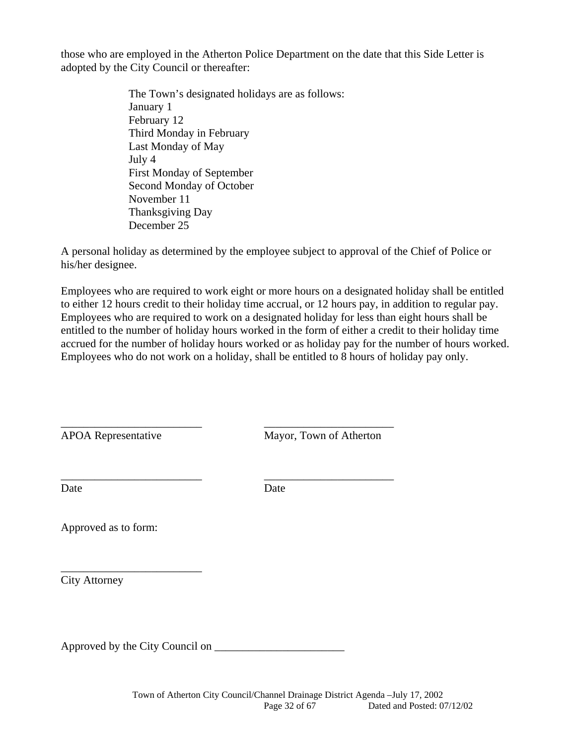those who are employed in the Atherton Police Department on the date that this Side Letter is adopted by the City Council or thereafter:

> The Town's designated holidays are as follows:
> January 1
> February 12
> Third Monday in February
> Last Monday of May
> July 4
> First Monday of September
> Second Monday of October
> November 11
> Thanksgiving Day
> December 25

A personal holiday as determined by the employee subject to approval of the Chief of Police or his/her designee.

Employees who are required to work eight or more hours on a designated holiday shall be entitled to either 12 hours credit to their holiday time accrual, or 12 hours pay, in addition to regular pay. Employees who are required to work on a designated holiday for less than eight hours shall be entitled to the number of holiday hours worked in the form of either a credit to their holiday time accrued for the number of holiday hours worked or as holiday pay for the number of hours worked. Employees who do not work on a holiday, shall be entitled to 8 hours of holiday pay only.

_________________________ _______________________
APOA Representative Mayor, Town of Atherton

_________________________ _______________________
Date Date

Approved as to form:

_________________________
City Attorney

Approved by the City Council on _______________________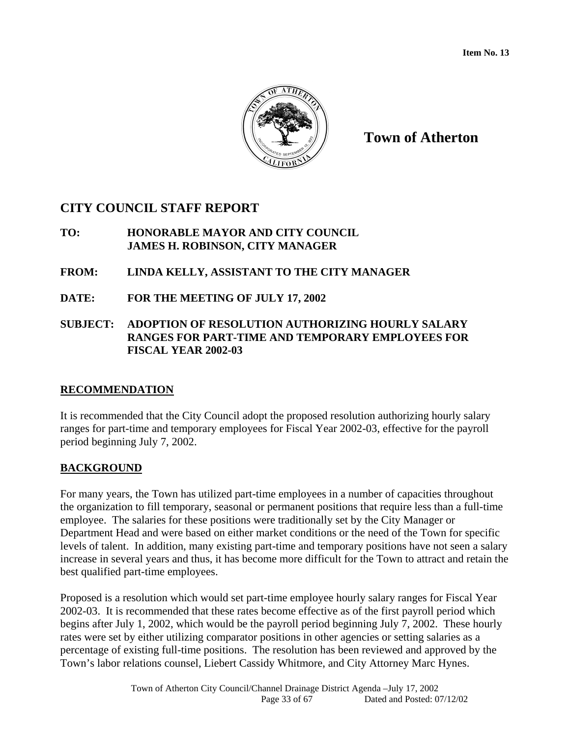**Item No. 13**

# Town of Atherton

## CITY COUNCIL STAFF REPORT

**TO:** **HONORABLE MAYOR AND CITY COUNCIL**
**JAMES H. ROBINSON, CITY MANAGER**

**FROM:** **LINDA KELLY, ASSISTANT TO THE CITY MANAGER**

**DATE:** **FOR THE MEETING OF JULY 17, 2002**

**SUBJECT:** **ADOPTION OF RESOLUTION AUTHORIZING HOURLY SALARY RANGES FOR PART-TIME AND TEMPORARY EMPLOYEES FOR FISCAL YEAR 2002-03**

### RECOMMENDATION

It is recommended that the City Council adopt the proposed resolution authorizing hourly salary ranges for part-time and temporary employees for Fiscal Year 2002-03, effective for the payroll period beginning July 7, 2002.

### BACKGROUND

For many years, the Town has utilized part-time employees in a number of capacities throughout the organization to fill temporary, seasonal or permanent positions that require less than a full-time employee. The salaries for these positions were traditionally set by the City Manager or Department Head and were based on either market conditions or the need of the Town for specific levels of talent. In addition, many existing part-time and temporary positions have not seen a salary increase in several years and thus, it has become more difficult for the Town to attract and retain the best qualified part-time employees.

Proposed is a resolution which would set part-time employee hourly salary ranges for Fiscal Year 2002-03. It is recommended that these rates become effective as of the first payroll period which begins after July 1, 2002, which would be the payroll period beginning July 7, 2002. These hourly rates were set by either utilizing comparator positions in other agencies or setting salaries as a percentage of existing full-time positions. The resolution has been reviewed and approved by the Town's labor relations counsel, Liebert Cassidy Whitmore, and City Attorney Marc Hynes.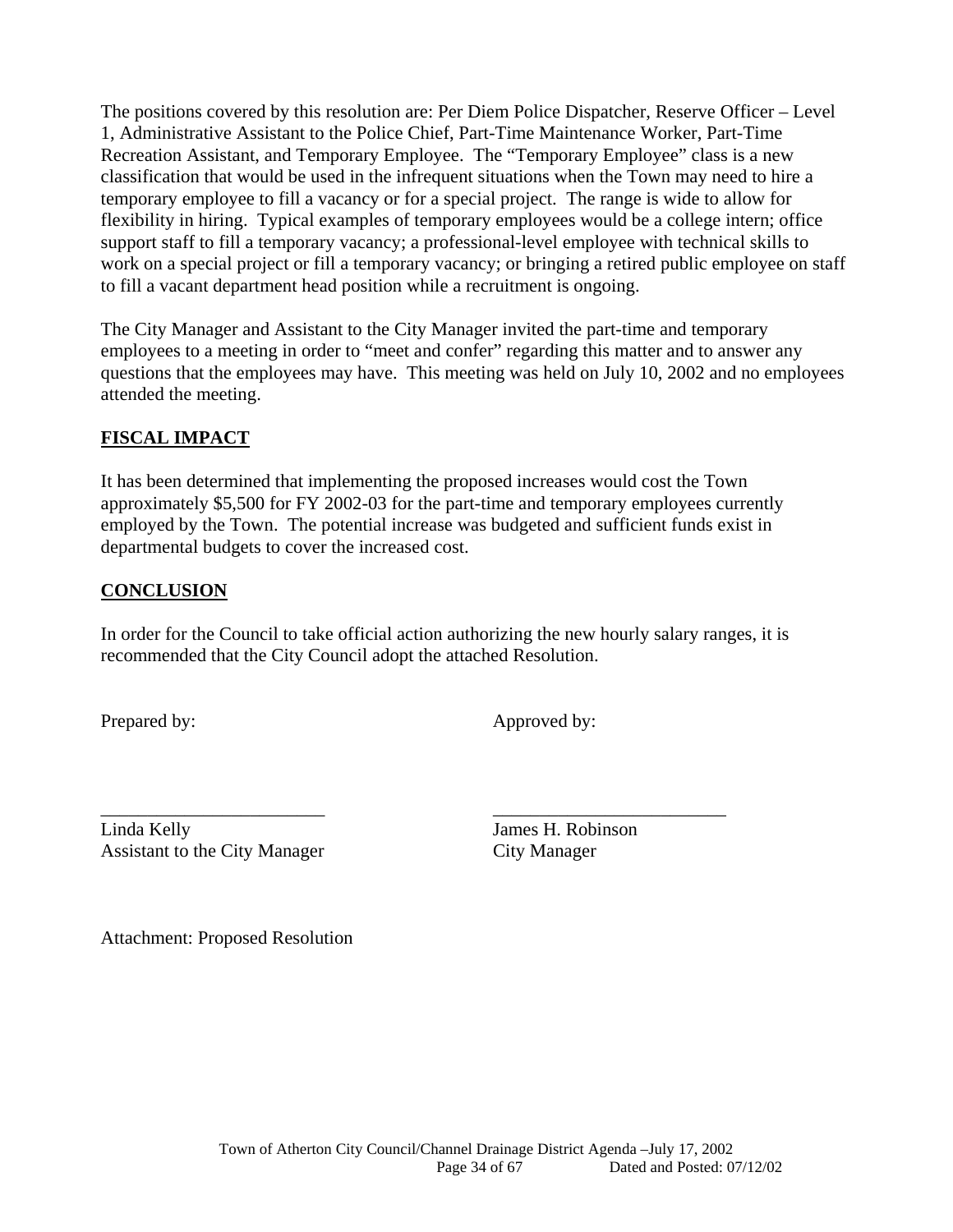The positions covered by this resolution are: Per Diem Police Dispatcher, Reserve Officer – Level 1, Administrative Assistant to the Police Chief, Part-Time Maintenance Worker, Part-Time Recreation Assistant, and Temporary Employee. The "Temporary Employee" class is a new classification that would be used in the infrequent situations when the Town may need to hire a temporary employee to fill a vacancy or for a special project. The range is wide to allow for flexibility in hiring. Typical examples of temporary employees would be a college intern; office support staff to fill a temporary vacancy; a professional-level employee with technical skills to work on a special project or fill a temporary vacancy; or bringing a retired public employee on staff to fill a vacant department head position while a recruitment is ongoing.

The City Manager and Assistant to the City Manager invited the part-time and temporary employees to a meeting in order to "meet and confer" regarding this matter and to answer any questions that the employees may have. This meeting was held on July 10, 2002 and no employees attended the meeting.

## FISCAL IMPACT

It has been determined that implementing the proposed increases would cost the Town approximately $5,500 for FY 2002-03 for the part-time and temporary employees currently employed by the Town. The potential increase was budgeted and sufficient funds exist in departmental budgets to cover the increased cost.

## CONCLUSION

In order for the Council to take official action authorizing the new hourly salary ranges, it is recommended that the City Council adopt the attached Resolution.

Prepared by: Approved by:

\_\_\_\_\_\_\_\_\_\_\_\_\_\_\_\_\_\_\_\_\_\_\_\_ \_\_\_\_\_\_\_\_\_\_\_\_\_\_\_\_\_\_\_\_\_\_\_\_\_

Linda Kelly
Assistant to the City Manager

James H. Robinson
City Manager

Attachment: Proposed Resolution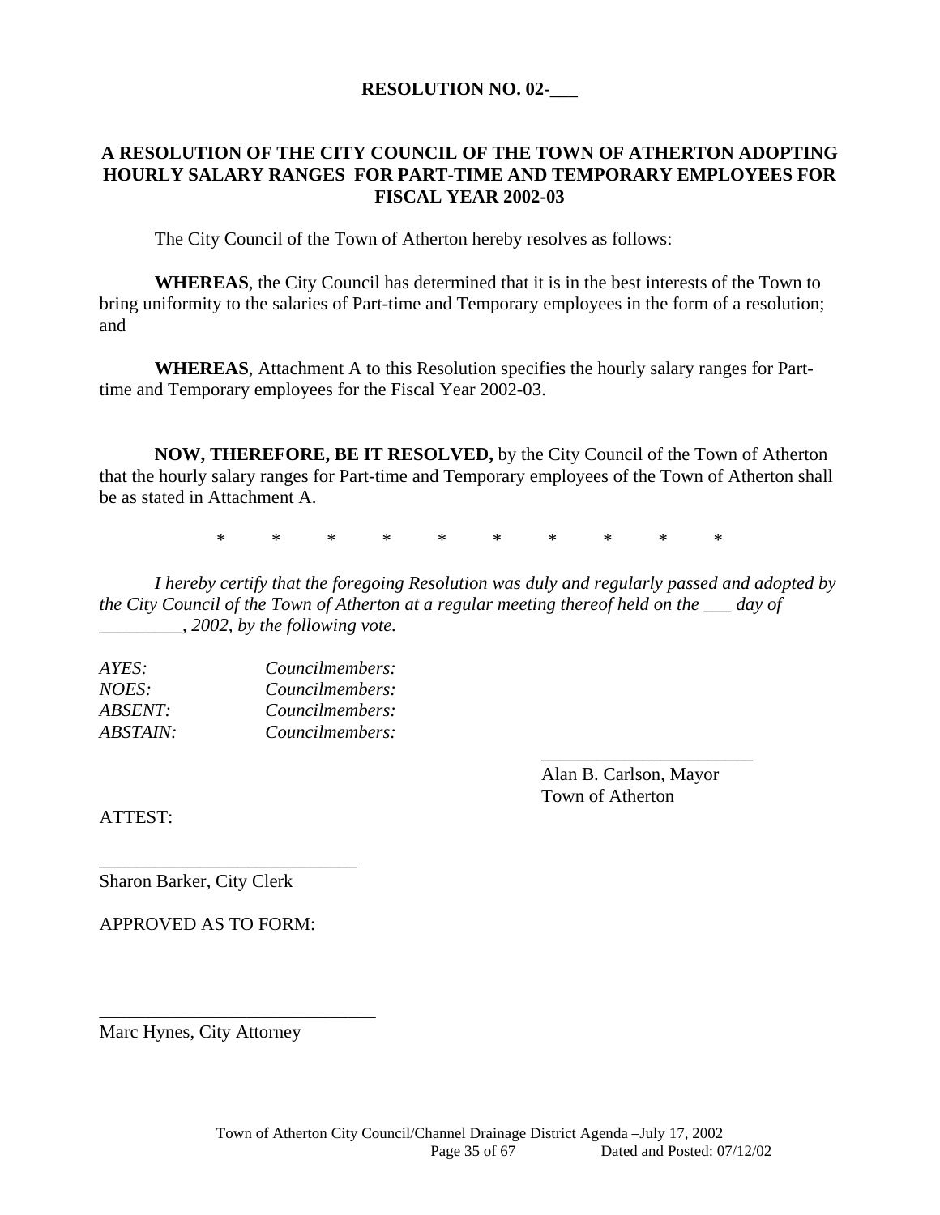# RESOLUTION NO. 02-___

## A RESOLUTION OF THE CITY COUNCIL OF THE TOWN OF ATHERTON ADOPTING HOURLY SALARY RANGES FOR PART-TIME AND TEMPORARY EMPLOYEES FOR FISCAL YEAR 2002-03

The City Council of the Town of Atherton hereby resolves as follows:

**WHEREAS**, the City Council has determined that it is in the best interests of the Town to bring uniformity to the salaries of Part-time and Temporary employees in the form of a resolution; and

**WHEREAS**, Attachment A to this Resolution specifies the hourly salary ranges for Part-time and Temporary employees for the Fiscal Year 2002-03.

**NOW, THEREFORE, BE IT RESOLVED,** by the City Council of the Town of Atherton that the hourly salary ranges for Part-time and Temporary employees of the Town of Atherton shall be as stated in Attachment A.

\* \* \* \* \* \* \* \* \* \*

*I hereby certify that the foregoing Resolution was duly and regularly passed and adopted by the City Council of the Town of Atherton at a regular meeting thereof held on the ___ day of _________, 2002, by the following vote.*

| | |
|---|---|
| *AYES:* | *Councilmembers:* |
| *NOES:* | *Councilmembers:* |
| *ABSENT:* | *Councilmembers:* |
| *ABSTAIN:* | *Councilmembers:* |

_______________________
Alan B. Carlson, Mayor
Town of Atherton

ATTEST:

____________________________
Sharon Barker, City Clerk

APPROVED AS TO FORM:

______________________________
Marc Hynes, City Attorney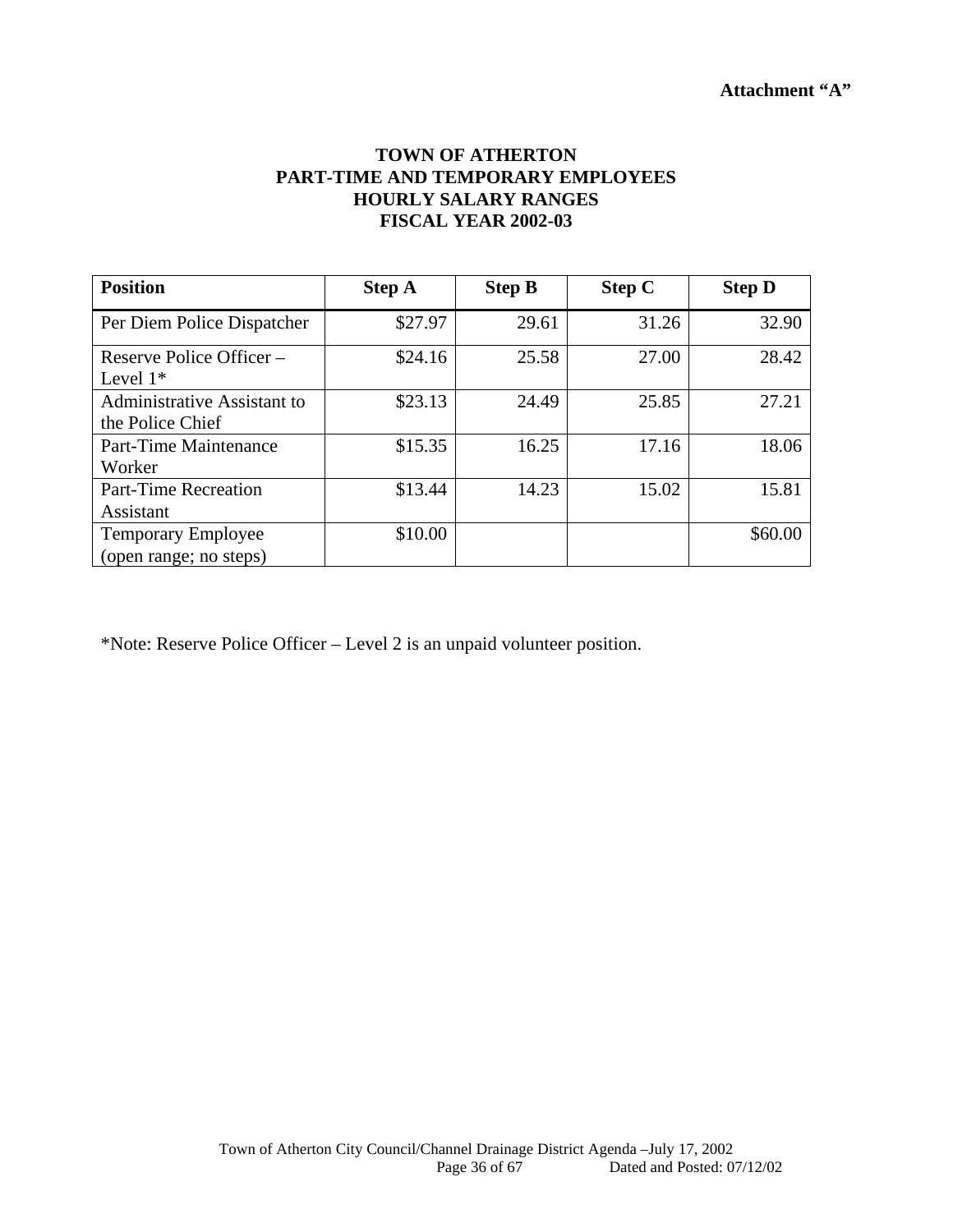**Attachment "A"**

# TOWN OF ATHERTON
## PART-TIME AND TEMPORARY EMPLOYEES
## HOURLY SALARY RANGES
## FISCAL YEAR 2002-03

| Position | Step A | Step B | Step C | Step D |
|---|---|---|---|---|
| Per Diem Police Dispatcher | $27.97 | 29.61 | 31.26 | 32.90 |
| Reserve Police Officer – Level 1* | $24.16 | 25.58 | 27.00 | 28.42 |
| Administrative Assistant to the Police Chief | $23.13 | 24.49 | 25.85 | 27.21 |
| Part-Time Maintenance Worker | $15.35 | 16.25 | 17.16 | 18.06 |
| Part-Time Recreation Assistant | $13.44 | 14.23 | 15.02 | 15.81 |
| Temporary Employee (open range; no steps) | $10.00 | | | $60.00 |

*Note: Reserve Police Officer – Level 2 is an unpaid volunteer position.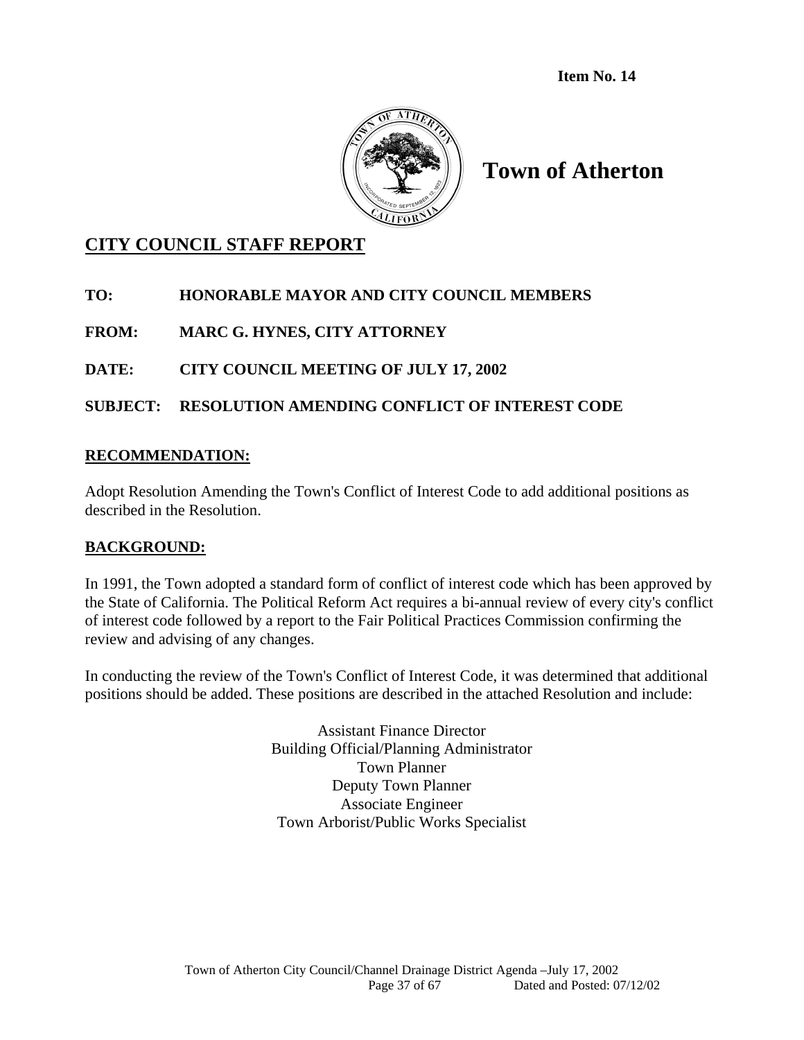**Item No. 14**

# Town of Atherton

## CITY COUNCIL STAFF REPORT

**TO:** HONORABLE MAYOR AND CITY COUNCIL MEMBERS

**FROM:** MARC G. HYNES, CITY ATTORNEY

**DATE:** CITY COUNCIL MEETING OF JULY 17, 2002

**SUBJECT:** RESOLUTION AMENDING CONFLICT OF INTEREST CODE

### RECOMMENDATION:

Adopt Resolution Amending the Town's Conflict of Interest Code to add additional positions as described in the Resolution.

### BACKGROUND:

In 1991, the Town adopted a standard form of conflict of interest code which has been approved by the State of California. The Political Reform Act requires a bi-annual review of every city's conflict of interest code followed by a report to the Fair Political Practices Commission confirming the review and advising of any changes.

In conducting the review of the Town's Conflict of Interest Code, it was determined that additional positions should be added. These positions are described in the attached Resolution and include:

Assistant Finance Director
Building Official/Planning Administrator
Town Planner
Deputy Town Planner
Associate Engineer
Town Arborist/Public Works Specialist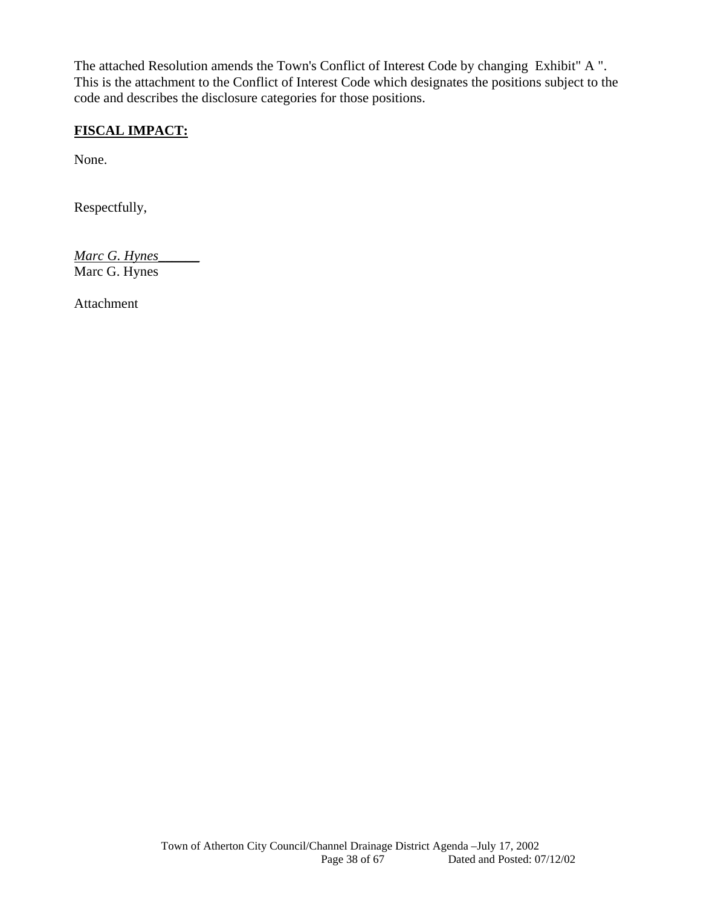The attached Resolution amends the Town's Conflict of Interest Code by changing Exhibit" A ". This is the attachment to the Conflict of Interest Code which designates the positions subject to the code and describes the disclosure categories for those positions.

**FISCAL IMPACT:**

None.

Respectfully,

*Marc G. Hynes*______
Marc G. Hynes

Attachment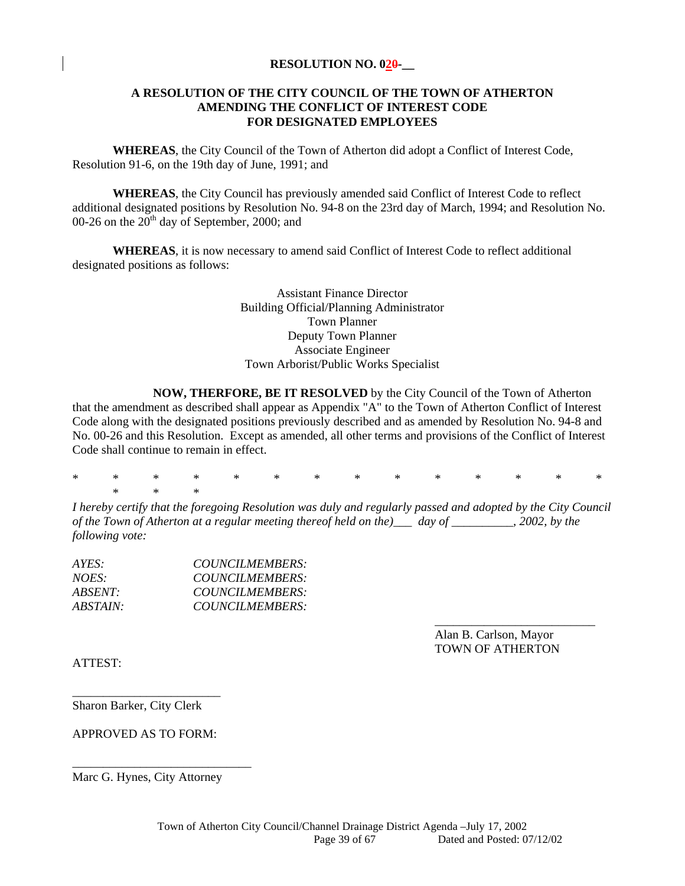**RESOLUTION NO. 020-__**

**A RESOLUTION OF THE CITY COUNCIL OF THE TOWN OF ATHERTON AMENDING THE CONFLICT OF INTEREST CODE FOR DESIGNATED EMPLOYEES**

**WHEREAS**, the City Council of the Town of Atherton did adopt a Conflict of Interest Code, Resolution 91-6, on the 19th day of June, 1991; and

**WHEREAS**, the City Council has previously amended said Conflict of Interest Code to reflect additional designated positions by Resolution No. 94-8 on the 23rd day of March, 1994; and Resolution No. 00-26 on the 20th day of September, 2000; and

**WHEREAS**, it is now necessary to amend said Conflict of Interest Code to reflect additional designated positions as follows:

Assistant Finance Director
Building Official/Planning Administrator
Town Planner
Deputy Town Planner
Associate Engineer
Town Arborist/Public Works Specialist

**NOW, THERFORE, BE IT RESOLVED** by the City Council of the Town of Atherton that the amendment as described shall appear as Appendix "A" to the Town of Atherton Conflict of Interest Code along with the designated positions previously described and as amended by Resolution No. 94-8 and No. 00-26 and this Resolution. Except as amended, all other terms and provisions of the Conflict of Interest Code shall continue to remain in effect.

\* \* \* \* \* \* \* \* \* \* \* \* \* \* \* \* \*

*I hereby certify that the foregoing Resolution was duly and regularly passed and adopted by the City Council of the Town of Atherton at a regular meeting thereof held on the)\_\_\_ day of \_\_\_\_\_\_\_\_\_\_, 2002, by the following vote:*

*AYES: COUNCILMEMBERS:*
*NOES: COUNCILMEMBERS:*
*ABSENT: COUNCILMEMBERS:*
*ABSTAIN: COUNCILMEMBERS:*

\_\_\_\_\_\_\_\_\_\_\_\_\_\_\_\_\_\_\_\_\_\_\_\_\_\_
Alan B. Carlson, Mayor
TOWN OF ATHERTON

ATTEST:

\_\_\_\_\_\_\_\_\_\_\_\_\_\_\_\_\_\_\_\_\_\_\_\_
Sharon Barker, City Clerk

APPROVED AS TO FORM:

\_\_\_\_\_\_\_\_\_\_\_\_\_\_\_\_\_\_\_\_\_\_\_\_\_\_\_\_\_\_
Marc G. Hynes, City Attorney

Town of Atherton City Council/Channel Drainage District Agenda –July 17, 2002
Dated and Posted: 07/12/02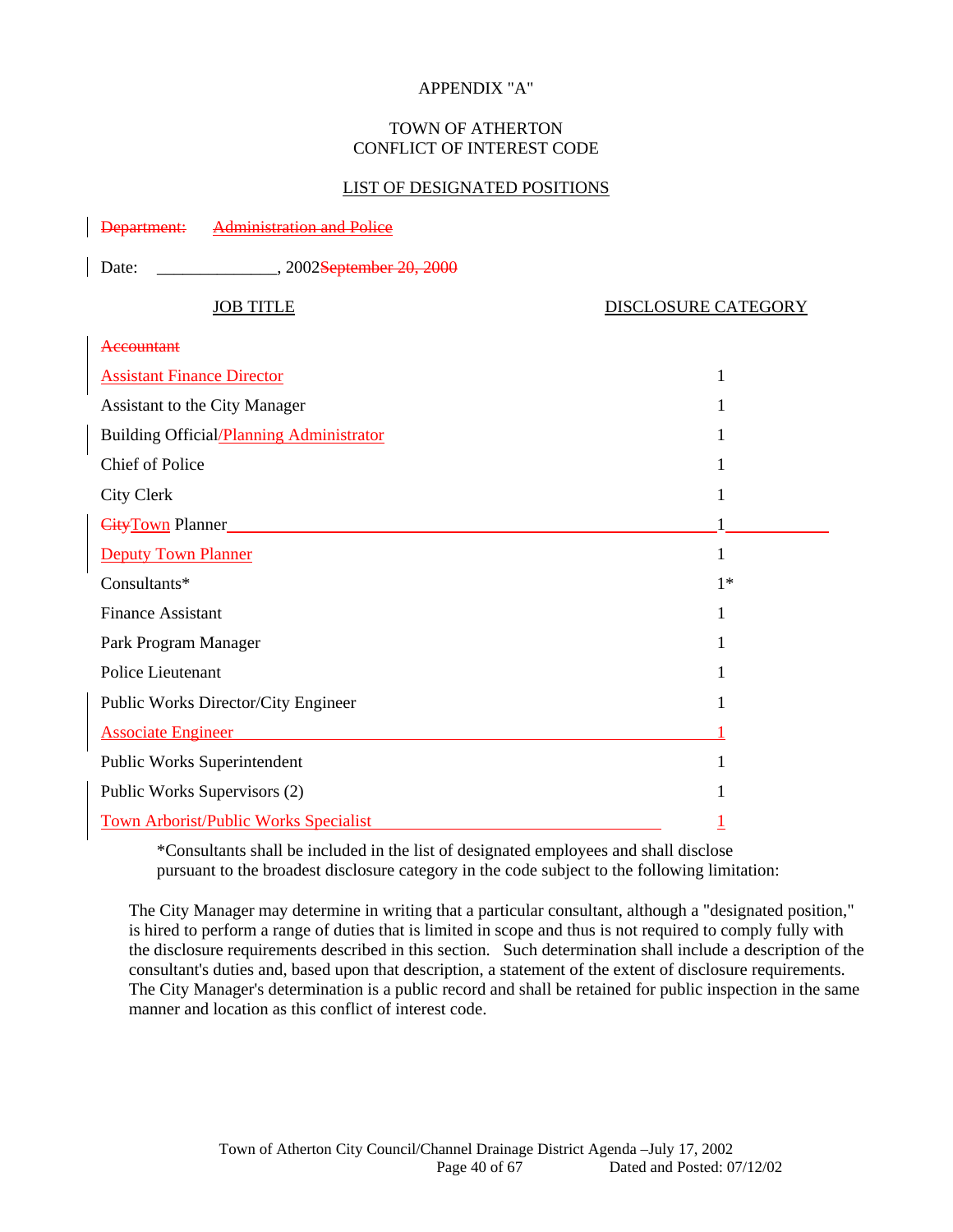APPENDIX "A"

TOWN OF ATHERTON
CONFLICT OF INTEREST CODE

LIST OF DESIGNATED POSITIONS

~~Department: Administration and Police~~

Date: ______________, 2002~~September 20, 2000~~

| JOB TITLE | DISCLOSURE CATEGORY |
|---|---|
| ~~Accountant~~ | |
| Assistant Finance Director | 1 |
| Assistant to the City Manager | 1 |
| Building Official/Planning Administrator | 1 |
| Chief of Police | 1 |
| City Clerk | 1 |
| ~~City~~Town Planner | 1 |
| Deputy Town Planner | 1 |
| Consultants* | 1* |
| Finance Assistant | 1 |
| Park Program Manager | 1 |
| Police Lieutenant | 1 |
| Public Works Director/City Engineer | 1 |
| Associate Engineer | 1 |
| Public Works Superintendent | 1 |
| Public Works Supervisors (2) | 1 |
| Town Arborist/Public Works Specialist | 1 |

*Consultants shall be included in the list of designated employees and shall disclose pursuant to the broadest disclosure category in the code subject to the following limitation:

The City Manager may determine in writing that a particular consultant, although a "designated position," is hired to perform a range of duties that is limited in scope and thus is not required to comply fully with the disclosure requirements described in this section. Such determination shall include a description of the consultant's duties and, based upon that description, a statement of the extent of disclosure requirements. The City Manager's determination is a public record and shall be retained for public inspection in the same manner and location as this conflict of interest code.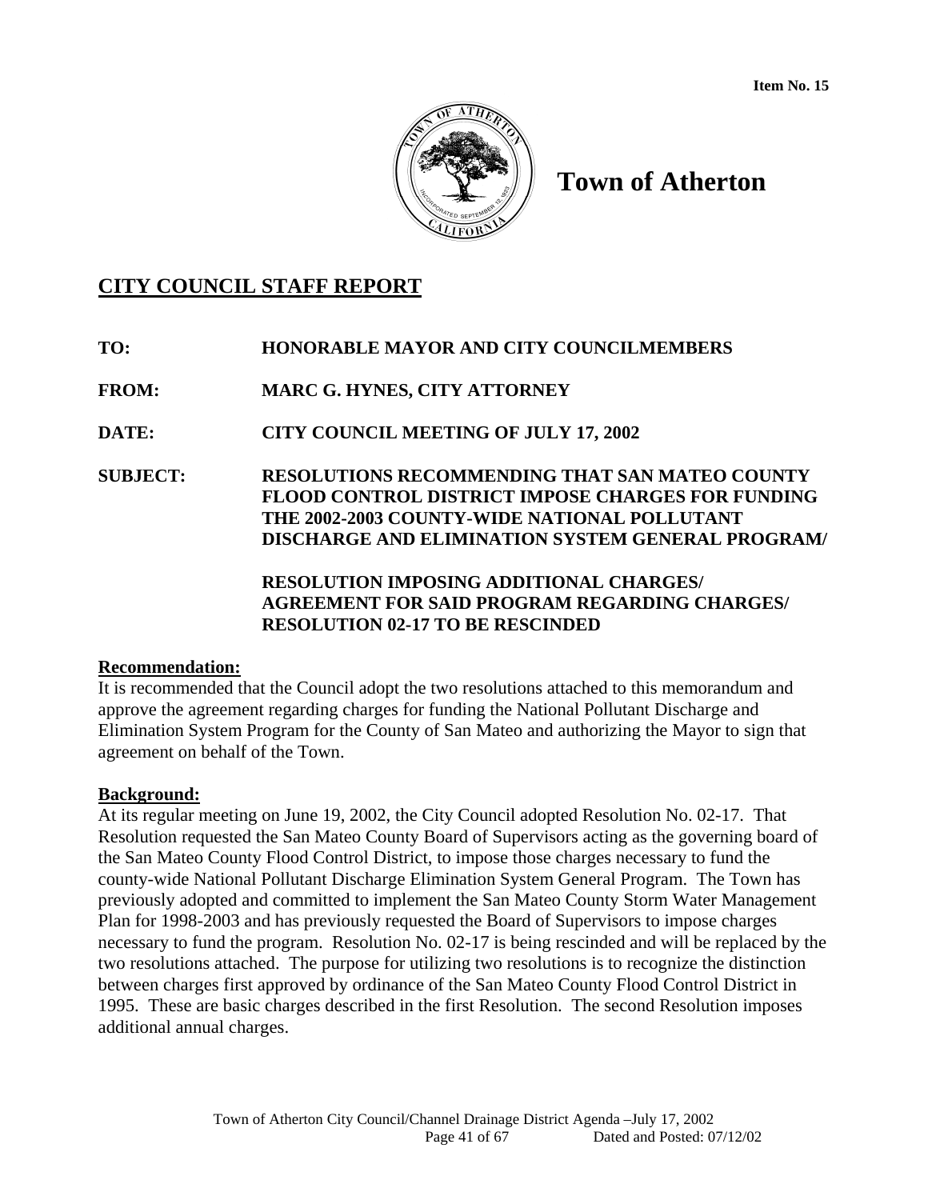Item No. 15

# Town of Atherton

## CITY COUNCIL STAFF REPORT

**TO:** HONORABLE MAYOR AND CITY COUNCILMEMBERS

**FROM:** MARC G. HYNES, CITY ATTORNEY

**DATE:** CITY COUNCIL MEETING OF JULY 17, 2002

**SUBJECT:** RESOLUTIONS RECOMMENDING THAT SAN MATEO COUNTY FLOOD CONTROL DISTRICT IMPOSE CHARGES FOR FUNDING THE 2002-2003 COUNTY-WIDE NATIONAL POLLUTANT DISCHARGE AND ELIMINATION SYSTEM GENERAL PROGRAM/

RESOLUTION IMPOSING ADDITIONAL CHARGES/ AGREEMENT FOR SAID PROGRAM REGARDING CHARGES/ RESOLUTION 02-17 TO BE RESCINDED

### Recommendation:

It is recommended that the Council adopt the two resolutions attached to this memorandum and approve the agreement regarding charges for funding the National Pollutant Discharge and Elimination System Program for the County of San Mateo and authorizing the Mayor to sign that agreement on behalf of the Town.

### Background:

At its regular meeting on June 19, 2002, the City Council adopted Resolution No. 02-17. That Resolution requested the San Mateo County Board of Supervisors acting as the governing board of the San Mateo County Flood Control District, to impose those charges necessary to fund the county-wide National Pollutant Discharge Elimination System General Program. The Town has previously adopted and committed to implement the San Mateo County Storm Water Management Plan for 1998-2003 and has previously requested the Board of Supervisors to impose charges necessary to fund the program. Resolution No. 02-17 is being rescinded and will be replaced by the two resolutions attached. The purpose for utilizing two resolutions is to recognize the distinction between charges first approved by ordinance of the San Mateo County Flood Control District in 1995. These are basic charges described in the first Resolution. The second Resolution imposes additional annual charges.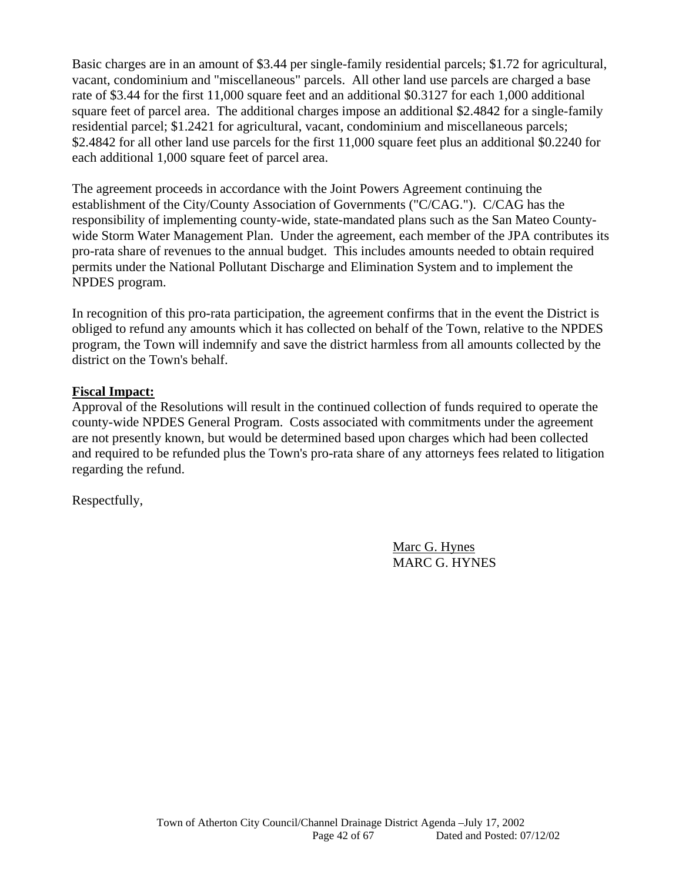Basic charges are in an amount of $3.44 per single-family residential parcels; $1.72 for agricultural, vacant, condominium and "miscellaneous" parcels. All other land use parcels are charged a base rate of $3.44 for the first 11,000 square feet and an additional $0.3127 for each 1,000 additional square feet of parcel area. The additional charges impose an additional $2.4842 for a single-family residential parcel; $1.2421 for agricultural, vacant, condominium and miscellaneous parcels; $2.4842 for all other land use parcels for the first 11,000 square feet plus an additional $0.2240 for each additional 1,000 square feet of parcel area.

The agreement proceeds in accordance with the Joint Powers Agreement continuing the establishment of the City/County Association of Governments ("C/CAG."). C/CAG has the responsibility of implementing county-wide, state-mandated plans such as the San Mateo County-wide Storm Water Management Plan. Under the agreement, each member of the JPA contributes its pro-rata share of revenues to the annual budget. This includes amounts needed to obtain required permits under the National Pollutant Discharge and Elimination System and to implement the NPDES program.

In recognition of this pro-rata participation, the agreement confirms that in the event the District is obliged to refund any amounts which it has collected on behalf of the Town, relative to the NPDES program, the Town will indemnify and save the district harmless from all amounts collected by the district on the Town's behalf.

**Fiscal Impact:**

Approval of the Resolutions will result in the continued collection of funds required to operate the county-wide NPDES General Program. Costs associated with commitments under the agreement are not presently known, but would be determined based upon charges which had been collected and required to be refunded plus the Town's pro-rata share of any attorneys fees related to litigation regarding the refund.

Respectfully,

Marc G. Hynes
MARC G. HYNES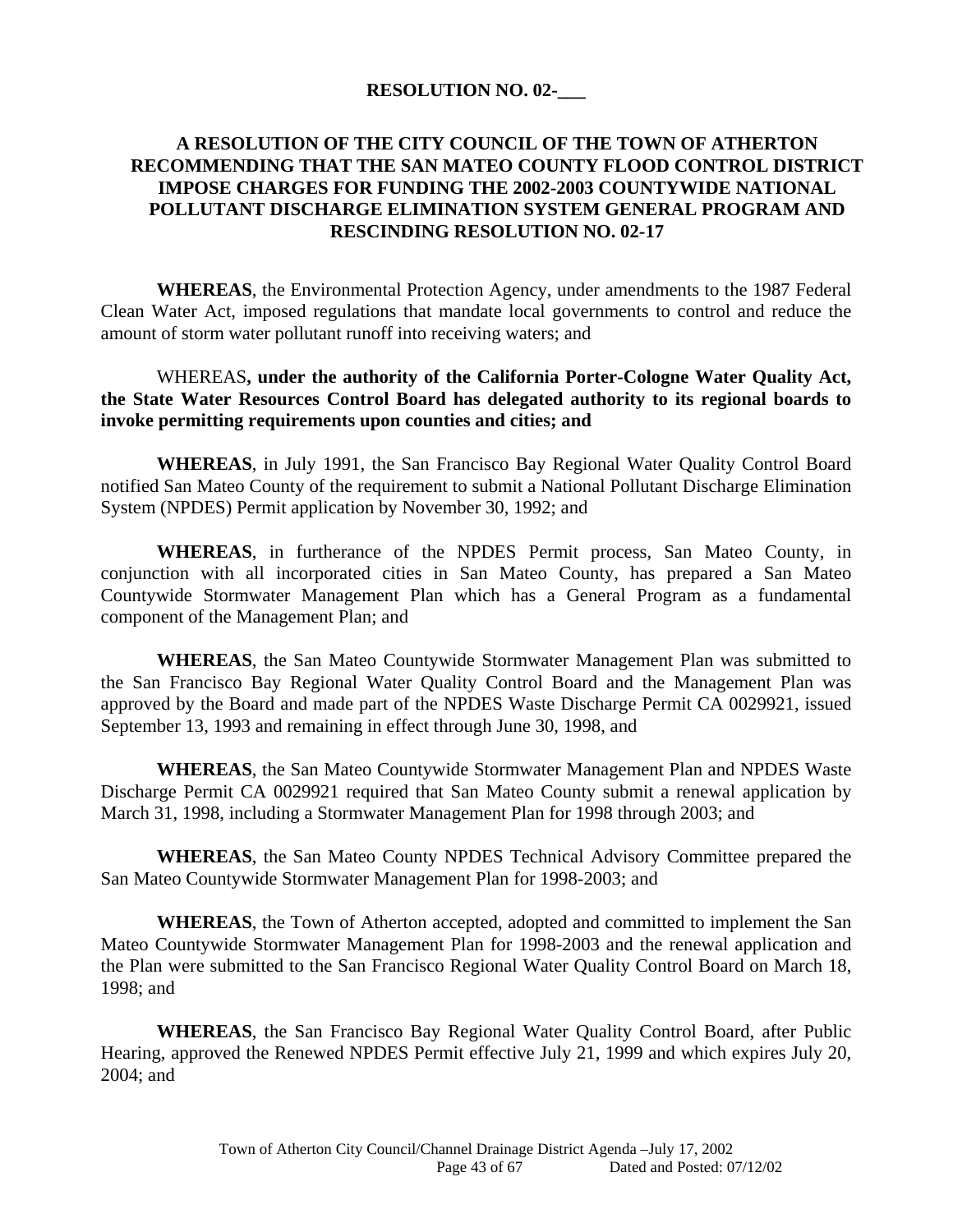**RESOLUTION NO. 02-___**

**A RESOLUTION OF THE CITY COUNCIL OF THE TOWN OF ATHERTON RECOMMENDING THAT THE SAN MATEO COUNTY FLOOD CONTROL DISTRICT IMPOSE CHARGES FOR FUNDING THE 2002-2003 COUNTYWIDE NATIONAL POLLUTANT DISCHARGE ELIMINATION SYSTEM GENERAL PROGRAM AND RESCINDING RESOLUTION NO. 02-17**

**WHEREAS**, the Environmental Protection Agency, under amendments to the 1987 Federal Clean Water Act, imposed regulations that mandate local governments to control and reduce the amount of storm water pollutant runoff into receiving waters; and

WHEREAS**, under the authority of the California Porter-Cologne Water Quality Act, the State Water Resources Control Board has delegated authority to its regional boards to invoke permitting requirements upon counties and cities; and**

**WHEREAS**, in July 1991, the San Francisco Bay Regional Water Quality Control Board notified San Mateo County of the requirement to submit a National Pollutant Discharge Elimination System (NPDES) Permit application by November 30, 1992; and

**WHEREAS**, in furtherance of the NPDES Permit process, San Mateo County, in conjunction with all incorporated cities in San Mateo County, has prepared a San Mateo Countywide Stormwater Management Plan which has a General Program as a fundamental component of the Management Plan; and

**WHEREAS**, the San Mateo Countywide Stormwater Management Plan was submitted to the San Francisco Bay Regional Water Quality Control Board and the Management Plan was approved by the Board and made part of the NPDES Waste Discharge Permit CA 0029921, issued September 13, 1993 and remaining in effect through June 30, 1998, and

**WHEREAS**, the San Mateo Countywide Stormwater Management Plan and NPDES Waste Discharge Permit CA 0029921 required that San Mateo County submit a renewal application by March 31, 1998, including a Stormwater Management Plan for 1998 through 2003; and

**WHEREAS**, the San Mateo County NPDES Technical Advisory Committee prepared the San Mateo Countywide Stormwater Management Plan for 1998-2003; and

**WHEREAS**, the Town of Atherton accepted, adopted and committed to implement the San Mateo Countywide Stormwater Management Plan for 1998-2003 and the renewal application and the Plan were submitted to the San Francisco Regional Water Quality Control Board on March 18, 1998; and

**WHEREAS**, the San Francisco Bay Regional Water Quality Control Board, after Public Hearing, approved the Renewed NPDES Permit effective July 21, 1999 and which expires July 20, 2004; and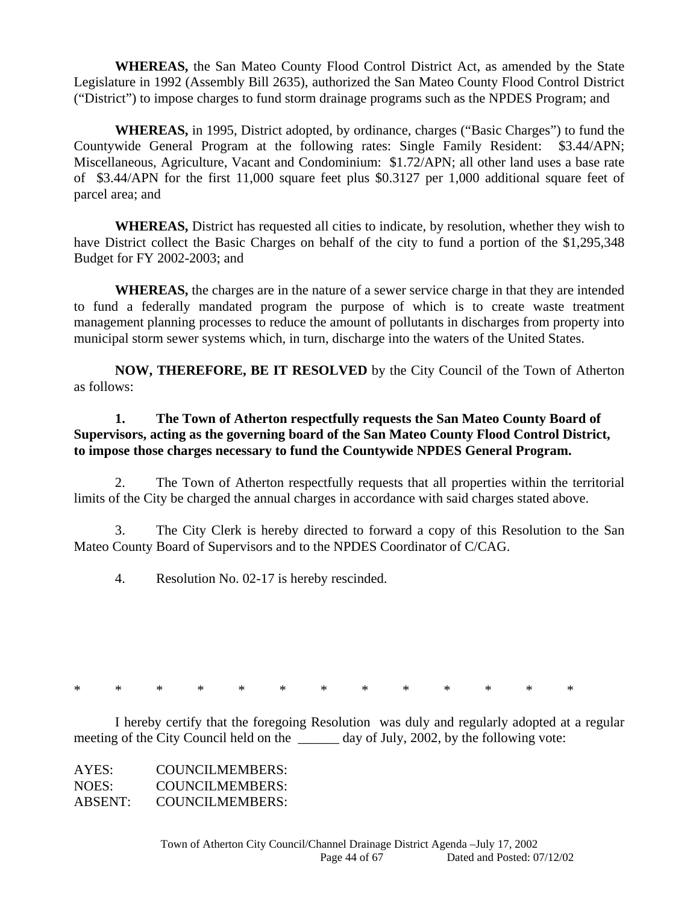**WHEREAS,** the San Mateo County Flood Control District Act, as amended by the State Legislature in 1992 (Assembly Bill 2635), authorized the San Mateo County Flood Control District ("District") to impose charges to fund storm drainage programs such as the NPDES Program; and

**WHEREAS,** in 1995, District adopted, by ordinance, charges ("Basic Charges") to fund the Countywide General Program at the following rates: Single Family Resident: $3.44/APN; Miscellaneous, Agriculture, Vacant and Condominium: $1.72/APN; all other land uses a base rate of $3.44/APN for the first 11,000 square feet plus $0.3127 per 1,000 additional square feet of parcel area; and

**WHEREAS,** District has requested all cities to indicate, by resolution, whether they wish to have District collect the Basic Charges on behalf of the city to fund a portion of the $1,295,348 Budget for FY 2002-2003; and

**WHEREAS,** the charges are in the nature of a sewer service charge in that they are intended to fund a federally mandated program the purpose of which is to create waste treatment management planning processes to reduce the amount of pollutants in discharges from property into municipal storm sewer systems which, in turn, discharge into the waters of the United States.

**NOW, THEREFORE, BE IT RESOLVED** by the City Council of the Town of Atherton as follows:

1. **The Town of Atherton respectfully requests the San Mateo County Board of Supervisors, acting as the governing board of the San Mateo County Flood Control District, to impose those charges necessary to fund the Countywide NPDES General Program.**

2. The Town of Atherton respectfully requests that all properties within the territorial limits of the City be charged the annual charges in accordance with said charges stated above.

3. The City Clerk is hereby directed to forward a copy of this Resolution to the San Mateo County Board of Supervisors and to the NPDES Coordinator of C/CAG.

4. Resolution No. 02-17 is hereby rescinded.

\* \* \* \* \* \* \* \* \* \* \* \* \*

I hereby certify that the foregoing Resolution was duly and regularly adopted at a regular meeting of the City Council held on the ______ day of July, 2002, by the following vote:

AYES: COUNCILMEMBERS:
NOES: COUNCILMEMBERS:
ABSENT: COUNCILMEMBERS: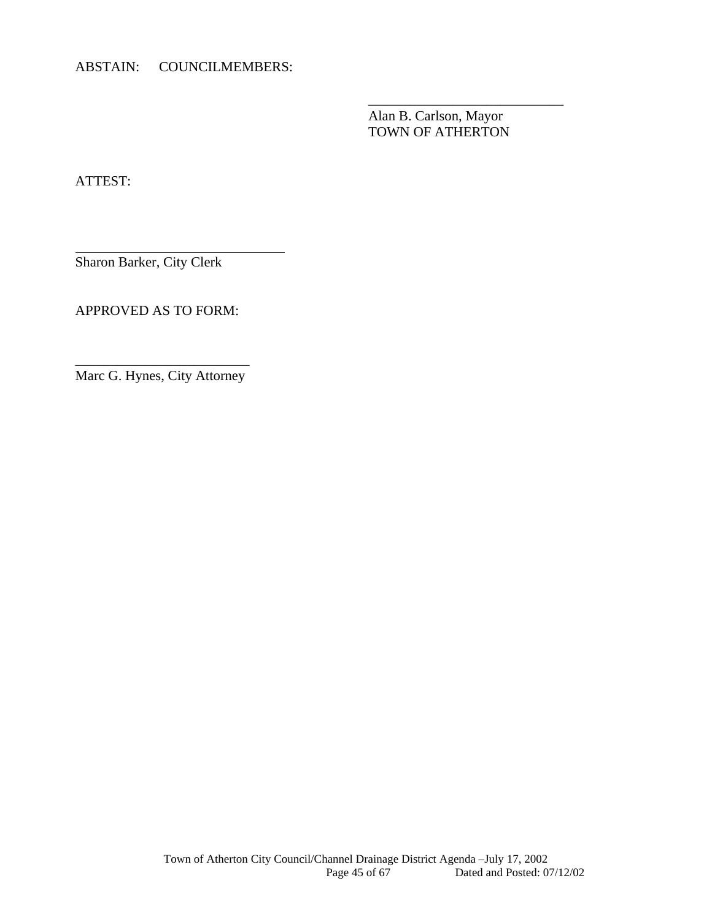ABSTAIN: COUNCILMEMBERS:

\_\_\_\_\_\_\_\_\_\_\_\_\_\_\_\_\_\_\_\_\_\_\_\_\_\_\_\_\_\_
Alan B. Carlson, Mayor
TOWN OF ATHERTON

ATTEST:

\_\_\_\_\_\_\_\_\_\_\_\_\_\_\_\_\_\_\_\_\_\_\_\_\_\_\_\_\_\_
Sharon Barker, City Clerk

APPROVED AS TO FORM:

\_\_\_\_\_\_\_\_\_\_\_\_\_\_\_\_\_\_\_\_\_\_\_\_\_\_\_\_
Marc G. Hynes, City Attorney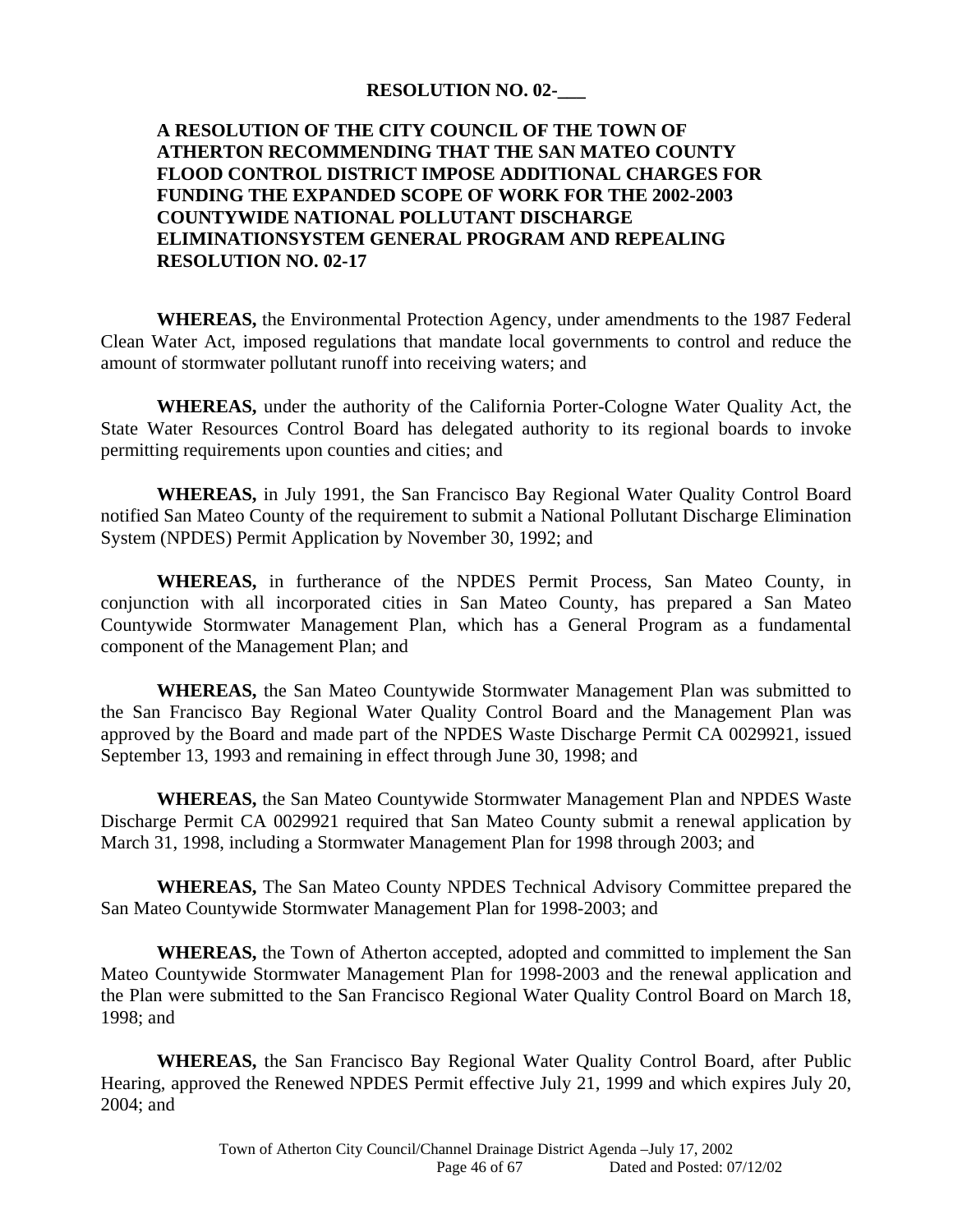**RESOLUTION NO. 02-___**

**A RESOLUTION OF THE CITY COUNCIL OF THE TOWN OF ATHERTON RECOMMENDING THAT THE SAN MATEO COUNTY FLOOD CONTROL DISTRICT IMPOSE ADDITIONAL CHARGES FOR FUNDING THE EXPANDED SCOPE OF WORK FOR THE 2002-2003 COUNTYWIDE NATIONAL POLLUTANT DISCHARGE ELIMINATIONSYSTEM GENERAL PROGRAM AND REPEALING RESOLUTION NO. 02-17**

**WHEREAS,** the Environmental Protection Agency, under amendments to the 1987 Federal Clean Water Act, imposed regulations that mandate local governments to control and reduce the amount of stormwater pollutant runoff into receiving waters; and

**WHEREAS,** under the authority of the California Porter-Cologne Water Quality Act, the State Water Resources Control Board has delegated authority to its regional boards to invoke permitting requirements upon counties and cities; and

**WHEREAS,** in July 1991, the San Francisco Bay Regional Water Quality Control Board notified San Mateo County of the requirement to submit a National Pollutant Discharge Elimination System (NPDES) Permit Application by November 30, 1992; and

**WHEREAS,** in furtherance of the NPDES Permit Process, San Mateo County, in conjunction with all incorporated cities in San Mateo County, has prepared a San Mateo Countywide Stormwater Management Plan, which has a General Program as a fundamental component of the Management Plan; and

**WHEREAS,** the San Mateo Countywide Stormwater Management Plan was submitted to the San Francisco Bay Regional Water Quality Control Board and the Management Plan was approved by the Board and made part of the NPDES Waste Discharge Permit CA 0029921, issued September 13, 1993 and remaining in effect through June 30, 1998; and

**WHEREAS,** the San Mateo Countywide Stormwater Management Plan and NPDES Waste Discharge Permit CA 0029921 required that San Mateo County submit a renewal application by March 31, 1998, including a Stormwater Management Plan for 1998 through 2003; and

**WHEREAS,** The San Mateo County NPDES Technical Advisory Committee prepared the San Mateo Countywide Stormwater Management Plan for 1998-2003; and

**WHEREAS,** the Town of Atherton accepted, adopted and committed to implement the San Mateo Countywide Stormwater Management Plan for 1998-2003 and the renewal application and the Plan were submitted to the San Francisco Regional Water Quality Control Board on March 18, 1998; and

**WHEREAS,** the San Francisco Bay Regional Water Quality Control Board, after Public Hearing, approved the Renewed NPDES Permit effective July 21, 1999 and which expires July 20, 2004; and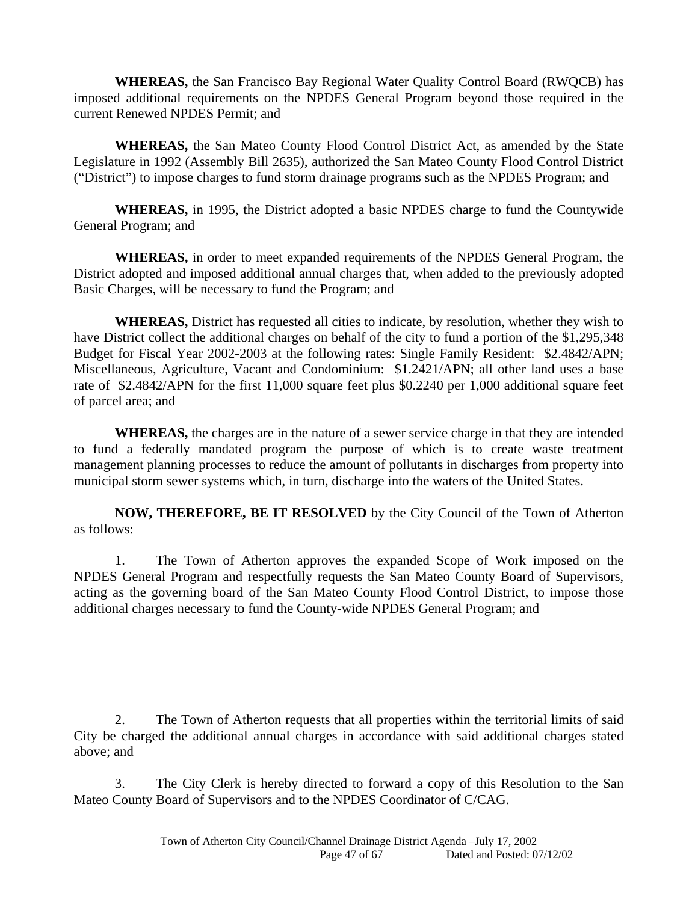**WHEREAS,** the San Francisco Bay Regional Water Quality Control Board (RWQCB) has imposed additional requirements on the NPDES General Program beyond those required in the current Renewed NPDES Permit; and

**WHEREAS,** the San Mateo County Flood Control District Act, as amended by the State Legislature in 1992 (Assembly Bill 2635), authorized the San Mateo County Flood Control District ("District") to impose charges to fund storm drainage programs such as the NPDES Program; and

**WHEREAS,** in 1995, the District adopted a basic NPDES charge to fund the Countywide General Program; and

**WHEREAS,** in order to meet expanded requirements of the NPDES General Program, the District adopted and imposed additional annual charges that, when added to the previously adopted Basic Charges, will be necessary to fund the Program; and

**WHEREAS,** District has requested all cities to indicate, by resolution, whether they wish to have District collect the additional charges on behalf of the city to fund a portion of the $1,295,348 Budget for Fiscal Year 2002-2003 at the following rates: Single Family Resident: $2.4842/APN; Miscellaneous, Agriculture, Vacant and Condominium: $1.2421/APN; all other land uses a base rate of $2.4842/APN for the first 11,000 square feet plus $0.2240 per 1,000 additional square feet of parcel area; and

**WHEREAS,** the charges are in the nature of a sewer service charge in that they are intended to fund a federally mandated program the purpose of which is to create waste treatment management planning processes to reduce the amount of pollutants in discharges from property into municipal storm sewer systems which, in turn, discharge into the waters of the United States.

**NOW, THEREFORE, BE IT RESOLVED** by the City Council of the Town of Atherton as follows:

1. The Town of Atherton approves the expanded Scope of Work imposed on the NPDES General Program and respectfully requests the San Mateo County Board of Supervisors, acting as the governing board of the San Mateo County Flood Control District, to impose those additional charges necessary to fund the County-wide NPDES General Program; and

2. The Town of Atherton requests that all properties within the territorial limits of said City be charged the additional annual charges in accordance with said additional charges stated above; and

3. The City Clerk is hereby directed to forward a copy of this Resolution to the San Mateo County Board of Supervisors and to the NPDES Coordinator of C/CAG.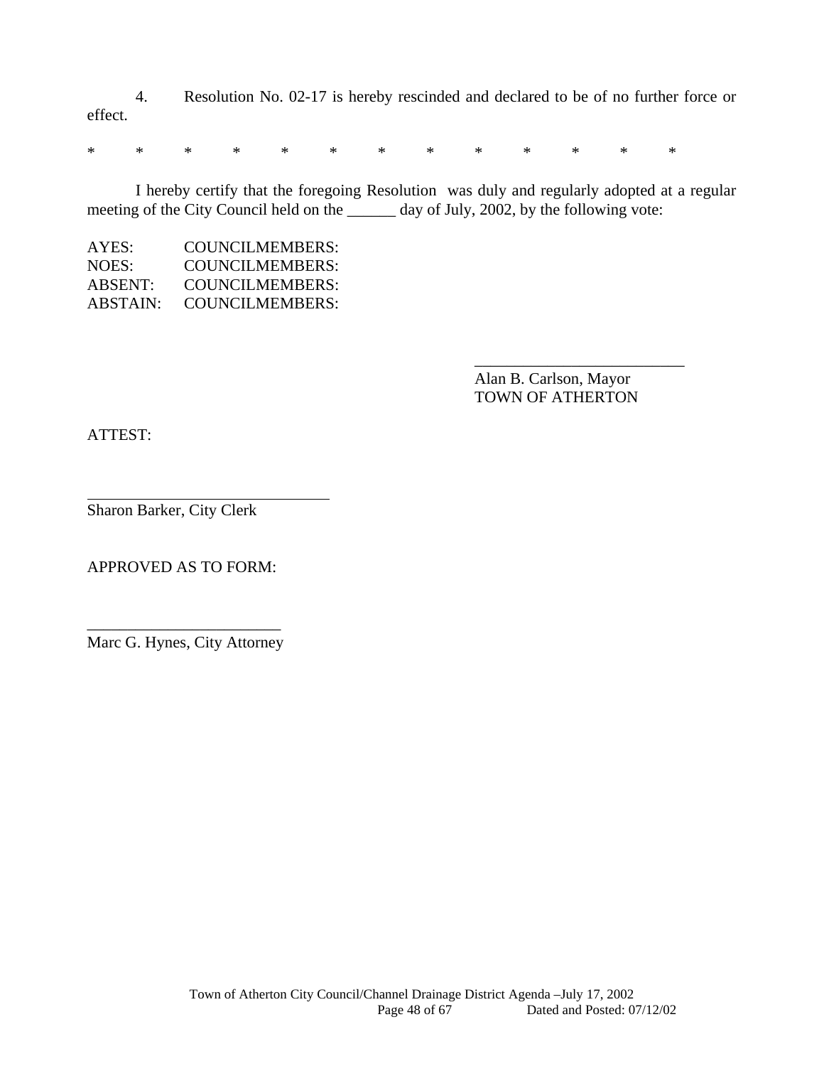4. Resolution No. 02-17 is hereby rescinded and declared to be of no further force or effect.

\* \* \* \* \* \* \* \* \* \* \* \* \*

I hereby certify that the foregoing Resolution was duly and regularly adopted at a regular meeting of the City Council held on the ______ day of July, 2002, by the following vote:

AYES: COUNCILMEMBERS:
NOES: COUNCILMEMBERS:
ABSENT: COUNCILMEMBERS:
ABSTAIN: COUNCILMEMBERS:

\_\_\_\_\_\_\_\_\_\_\_\_\_\_\_\_\_\_\_\_\_\_\_\_\_\_
Alan B. Carlson, Mayor
TOWN OF ATHERTON

ATTEST:

\_\_\_\_\_\_\_\_\_\_\_\_\_\_\_\_\_\_\_\_\_\_\_\_\_\_\_\_\_\_
Sharon Barker, City Clerk

APPROVED AS TO FORM:

\_\_\_\_\_\_\_\_\_\_\_\_\_\_\_\_\_\_\_\_\_\_\_\_
Marc G. Hynes, City Attorney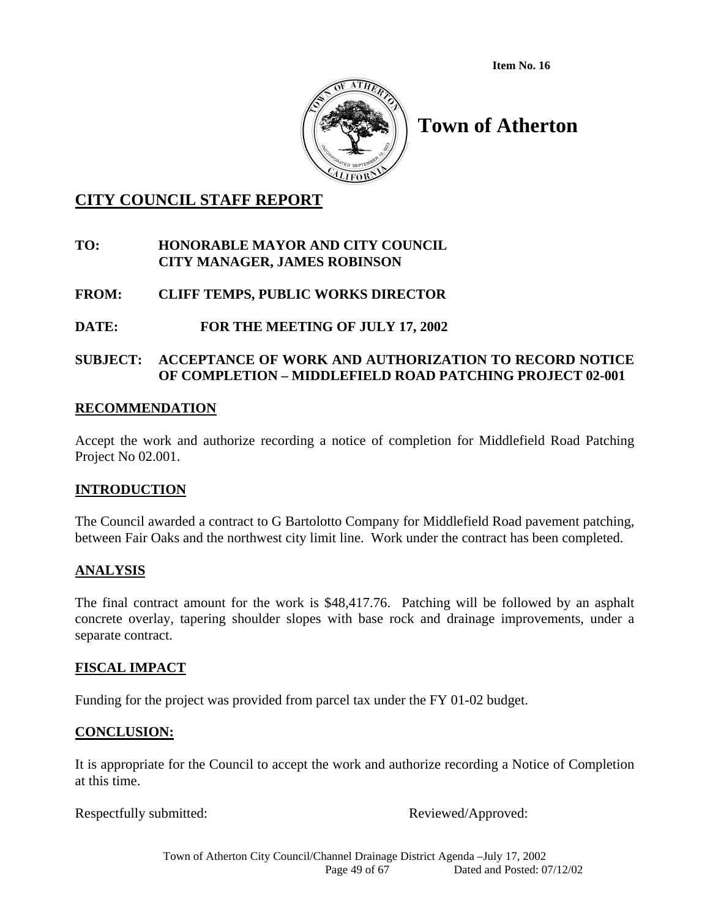**Item No. 16**

# Town of Atherton

## CITY COUNCIL STAFF REPORT

**TO:** **HONORABLE MAYOR AND CITY COUNCIL**
**CITY MANAGER, JAMES ROBINSON**

**FROM:** **CLIFF TEMPS, PUBLIC WORKS DIRECTOR**

**DATE:** **FOR THE MEETING OF JULY 17, 2002**

**SUBJECT:** **ACCEPTANCE OF WORK AND AUTHORIZATION TO RECORD NOTICE OF COMPLETION – MIDDLEFIELD ROAD PATCHING PROJECT 02-001**

### RECOMMENDATION

Accept the work and authorize recording a notice of completion for Middlefield Road Patching Project No 02.001.

### INTRODUCTION

The Council awarded a contract to G Bartolotto Company for Middlefield Road pavement patching, between Fair Oaks and the northwest city limit line. Work under the contract has been completed.

### ANALYSIS

The final contract amount for the work is $48,417.76. Patching will be followed by an asphalt concrete overlay, tapering shoulder slopes with base rock and drainage improvements, under a separate contract.

### FISCAL IMPACT

Funding for the project was provided from parcel tax under the FY 01-02 budget.

### CONCLUSION:

It is appropriate for the Council to accept the work and authorize recording a Notice of Completion at this time.

Respectfully submitted: Reviewed/Approved: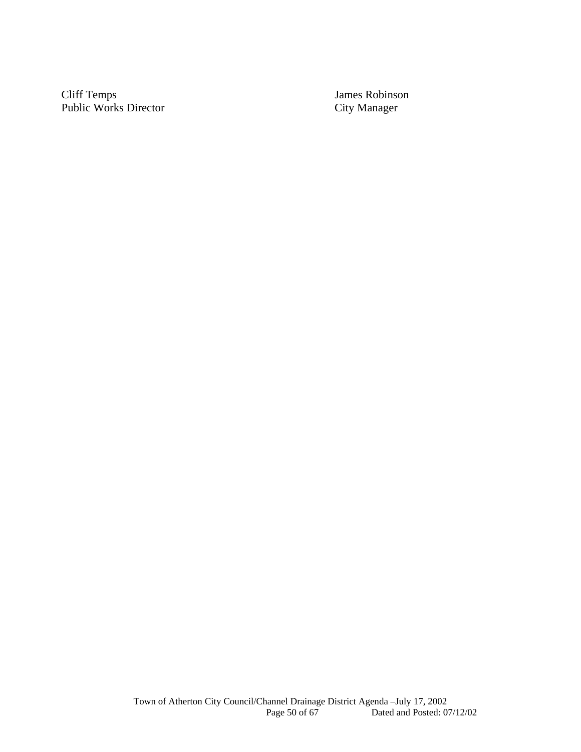Cliff Temps
Public Works Director

James Robinson
City Manager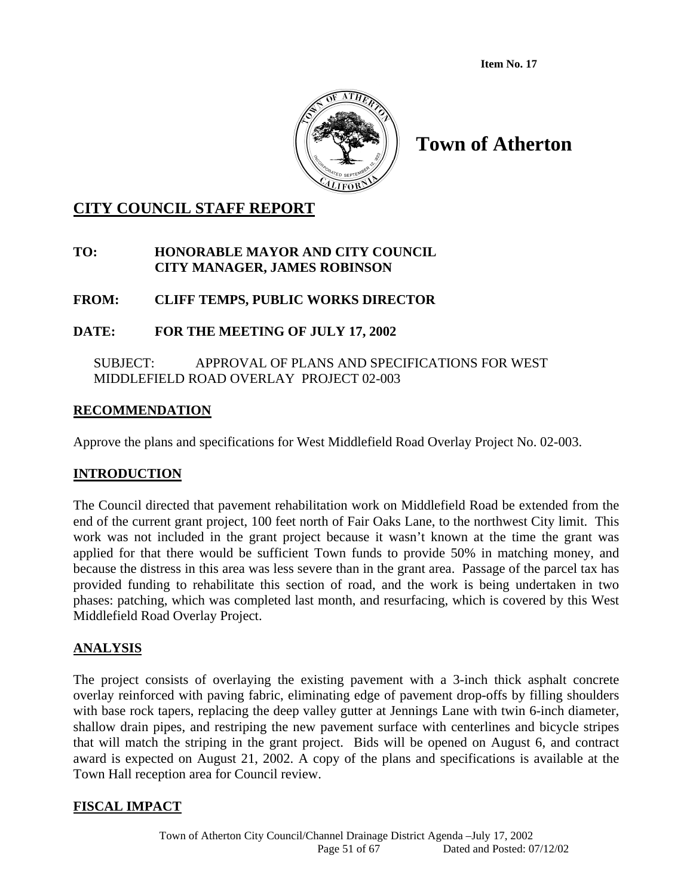Item No. 17

# Town of Atherton

## CITY COUNCIL STAFF REPORT

**TO: HONORABLE MAYOR AND CITY COUNCIL**
**CITY MANAGER, JAMES ROBINSON**

**FROM: CLIFF TEMPS, PUBLIC WORKS DIRECTOR**

**DATE: FOR THE MEETING OF JULY 17, 2002**

SUBJECT: APPROVAL OF PLANS AND SPECIFICATIONS FOR WEST MIDDLEFIELD ROAD OVERLAY PROJECT 02-003

## RECOMMENDATION

Approve the plans and specifications for West Middlefield Road Overlay Project No. 02-003.

## INTRODUCTION

The Council directed that pavement rehabilitation work on Middlefield Road be extended from the end of the current grant project, 100 feet north of Fair Oaks Lane, to the northwest City limit. This work was not included in the grant project because it wasn't known at the time the grant was applied for that there would be sufficient Town funds to provide 50% in matching money, and because the distress in this area was less severe than in the grant area. Passage of the parcel tax has provided funding to rehabilitate this section of road, and the work is being undertaken in two phases: patching, which was completed last month, and resurfacing, which is covered by this West Middlefield Road Overlay Project.

## ANALYSIS

The project consists of overlaying the existing pavement with a 3-inch thick asphalt concrete overlay reinforced with paving fabric, eliminating edge of pavement drop-offs by filling shoulders with base rock tapers, replacing the deep valley gutter at Jennings Lane with twin 6-inch diameter, shallow drain pipes, and restriping the new pavement surface with centerlines and bicycle stripes that will match the striping in the grant project. Bids will be opened on August 6, and contract award is expected on August 21, 2002. A copy of the plans and specifications is available at the Town Hall reception area for Council review.

## FISCAL IMPACT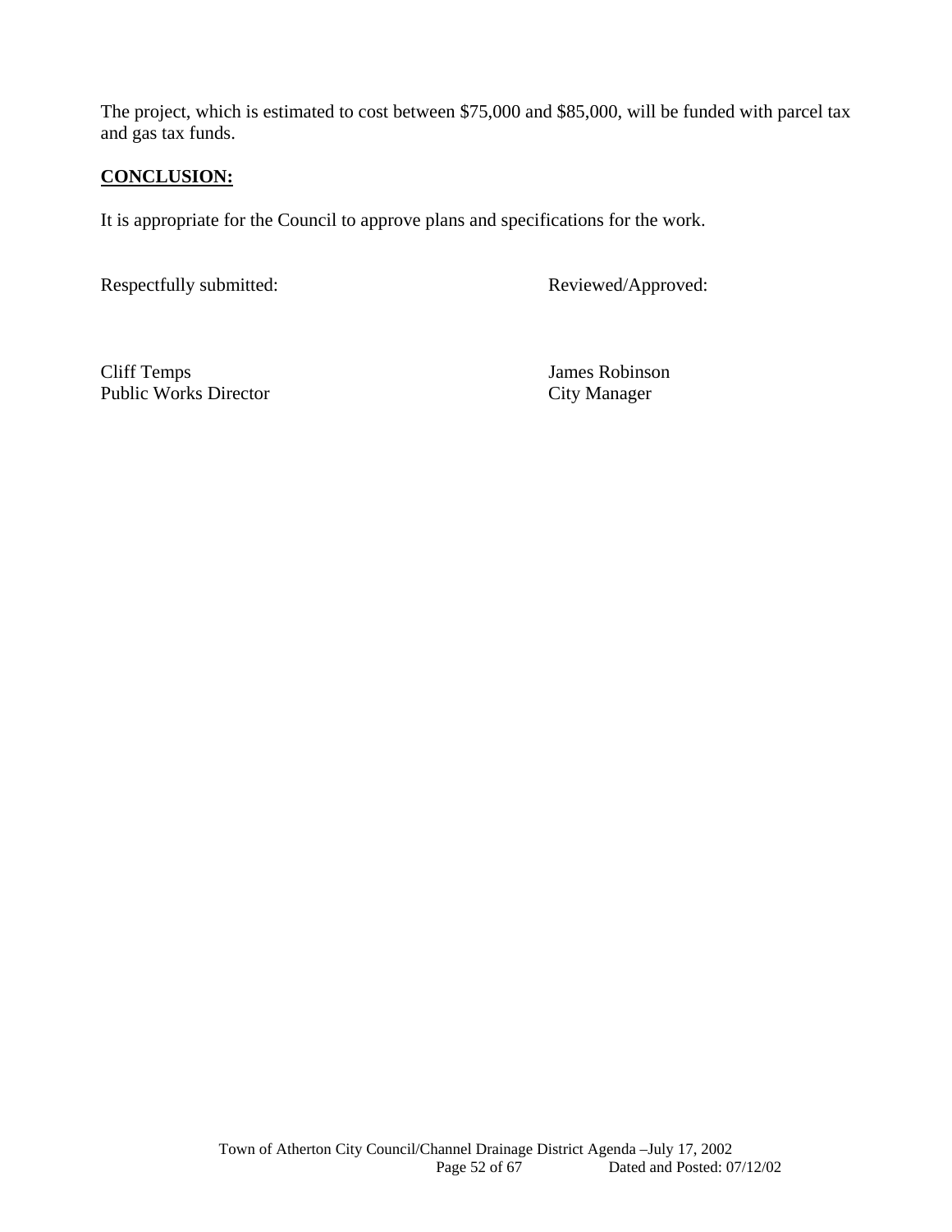The project, which is estimated to cost between $75,000 and $85,000, will be funded with parcel tax and gas tax funds.

**CONCLUSION:**

It is appropriate for the Council to approve plans and specifications for the work.

| Respectfully submitted: | Reviewed/Approved: |
|---|---|
| Cliff Temps<br>Public Works Director | James Robinson<br>City Manager |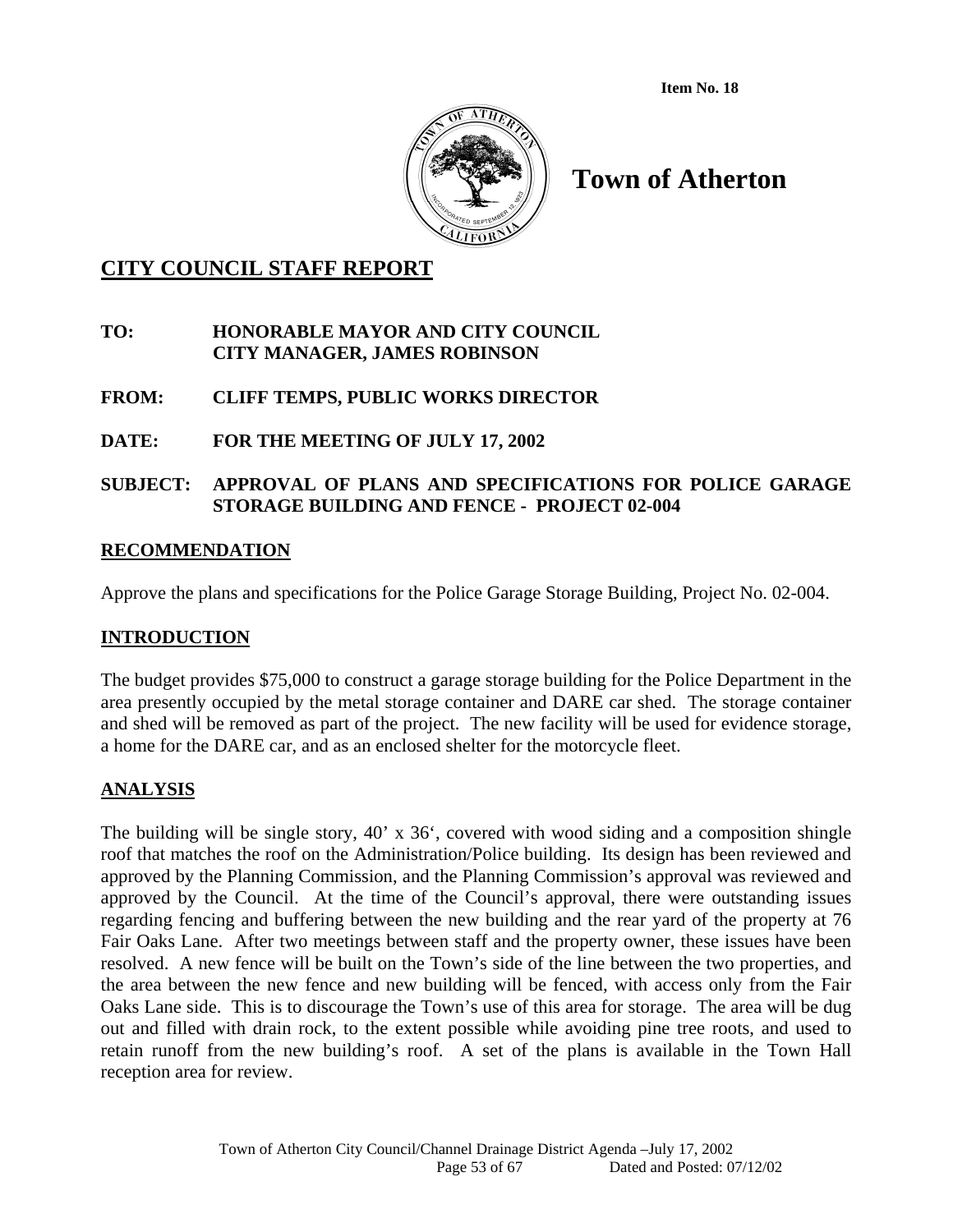Item No. 18

# Town of Atherton

## CITY COUNCIL STAFF REPORT

**TO:** **HONORABLE MAYOR AND CITY COUNCIL**
**CITY MANAGER, JAMES ROBINSON**

**FROM:** **CLIFF TEMPS, PUBLIC WORKS DIRECTOR**

**DATE:** **FOR THE MEETING OF JULY 17, 2002**

**SUBJECT:** **APPROVAL OF PLANS AND SPECIFICATIONS FOR POLICE GARAGE STORAGE BUILDING AND FENCE - PROJECT 02-004**

## RECOMMENDATION

Approve the plans and specifications for the Police Garage Storage Building, Project No. 02-004.

## INTRODUCTION

The budget provides $75,000 to construct a garage storage building for the Police Department in the area presently occupied by the metal storage container and DARE car shed. The storage container and shed will be removed as part of the project. The new facility will be used for evidence storage, a home for the DARE car, and as an enclosed shelter for the motorcycle fleet.

## ANALYSIS

The building will be single story, 40' x 36', covered with wood siding and a composition shingle roof that matches the roof on the Administration/Police building. Its design has been reviewed and approved by the Planning Commission, and the Planning Commission's approval was reviewed and approved by the Council. At the time of the Council's approval, there were outstanding issues regarding fencing and buffering between the new building and the rear yard of the property at 76 Fair Oaks Lane. After two meetings between staff and the property owner, these issues have been resolved. A new fence will be built on the Town's side of the line between the two properties, and the area between the new fence and new building will be fenced, with access only from the Fair Oaks Lane side. This is to discourage the Town's use of this area for storage. The area will be dug out and filled with drain rock, to the extent possible while avoiding pine tree roots, and used to retain runoff from the new building's roof. A set of the plans is available in the Town Hall reception area for review.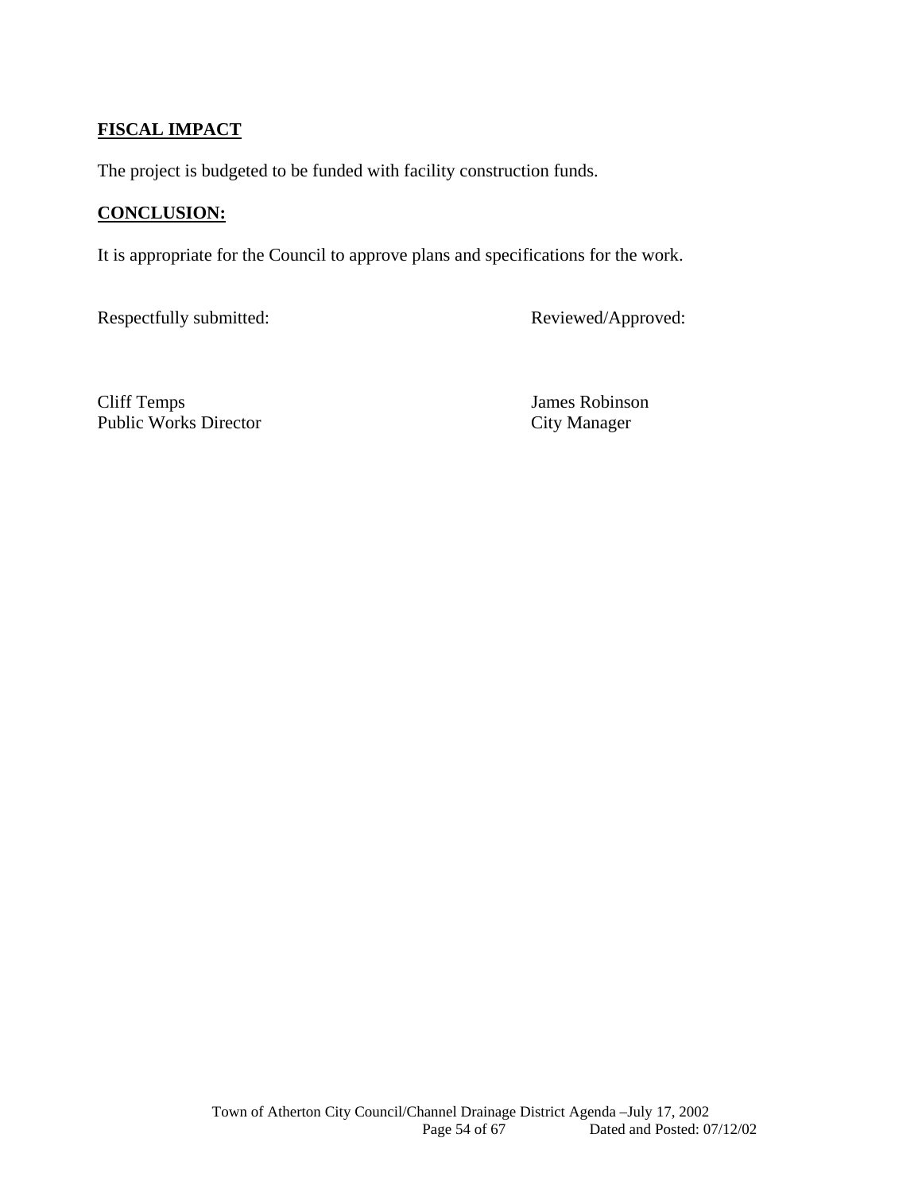## FISCAL IMPACT

The project is budgeted to be funded with facility construction funds.

## CONCLUSION:

It is appropriate for the Council to approve plans and specifications for the work.

Respectfully submitted:

Cliff Temps
Public Works Director

Reviewed/Approved:

James Robinson
City Manager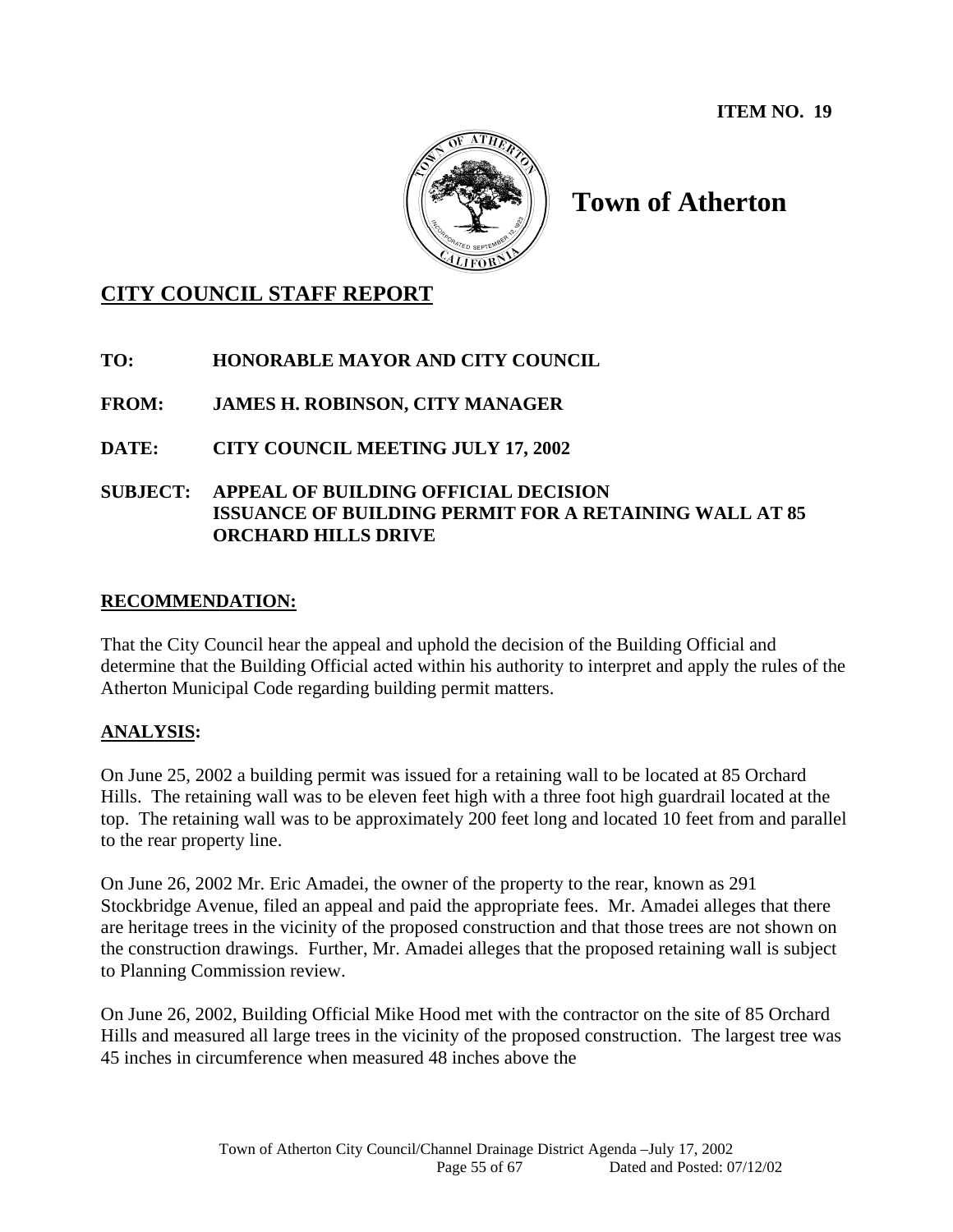**ITEM NO. 19**

# Town of Atherton

## CITY COUNCIL STAFF REPORT

**TO:** HONORABLE MAYOR AND CITY COUNCIL

**FROM:** JAMES H. ROBINSON, CITY MANAGER

**DATE:** CITY COUNCIL MEETING JULY 17, 2002

**SUBJECT:** APPEAL OF BUILDING OFFICIAL DECISION ISSUANCE OF BUILDING PERMIT FOR A RETAINING WALL AT 85 ORCHARD HILLS DRIVE

### RECOMMENDATION:

That the City Council hear the appeal and uphold the decision of the Building Official and determine that the Building Official acted within his authority to interpret and apply the rules of the Atherton Municipal Code regarding building permit matters.

### ANALYSIS:

On June 25, 2002 a building permit was issued for a retaining wall to be located at 85 Orchard Hills. The retaining wall was to be eleven feet high with a three foot high guardrail located at the top. The retaining wall was to be approximately 200 feet long and located 10 feet from and parallel to the rear property line.

On June 26, 2002 Mr. Eric Amadei, the owner of the property to the rear, known as 291 Stockbridge Avenue, filed an appeal and paid the appropriate fees. Mr. Amadei alleges that there are heritage trees in the vicinity of the proposed construction and that those trees are not shown on the construction drawings. Further, Mr. Amadei alleges that the proposed retaining wall is subject to Planning Commission review.

On June 26, 2002, Building Official Mike Hood met with the contractor on the site of 85 Orchard Hills and measured all large trees in the vicinity of the proposed construction. The largest tree was 45 inches in circumference when measured 48 inches above the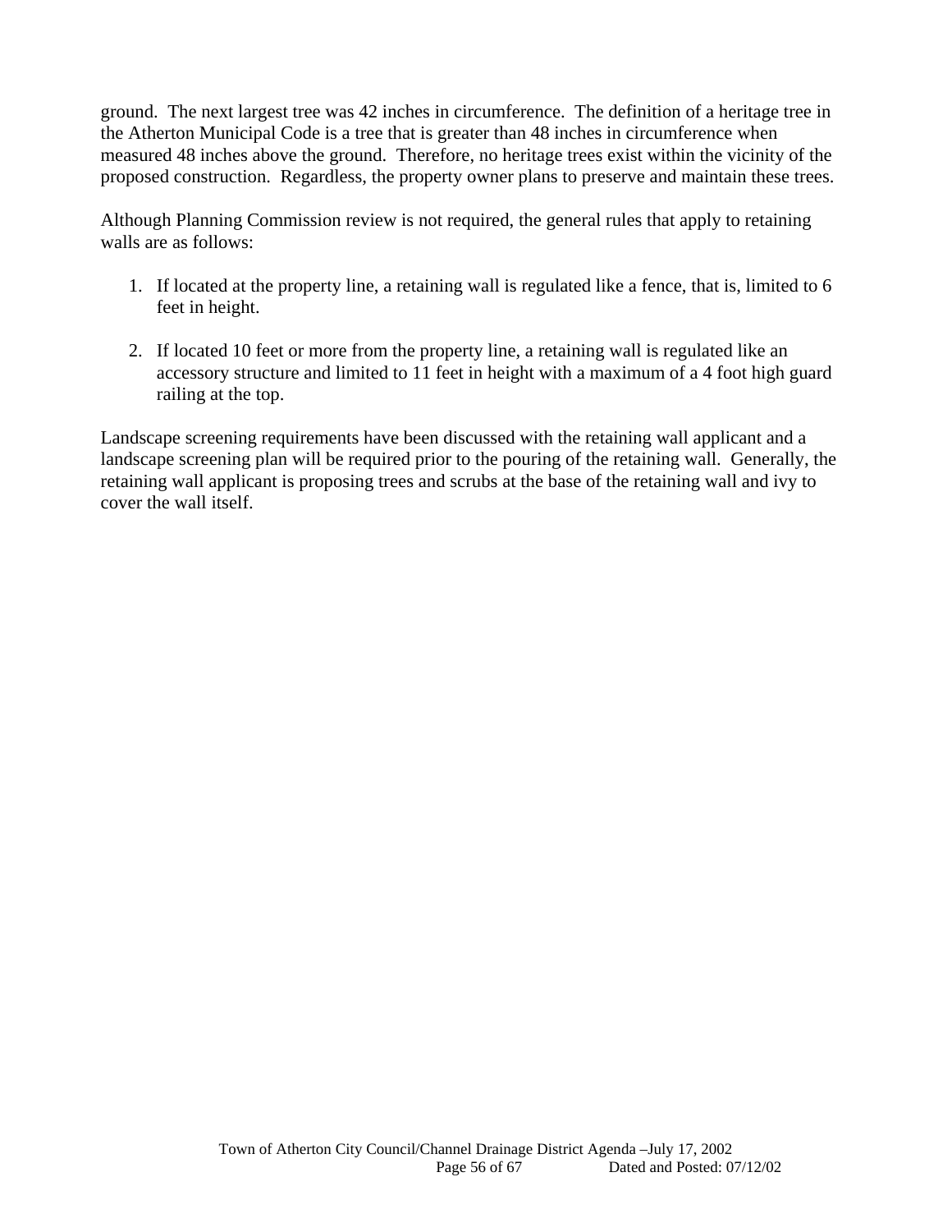ground. The next largest tree was 42 inches in circumference. The definition of a heritage tree in the Atherton Municipal Code is a tree that is greater than 48 inches in circumference when measured 48 inches above the ground. Therefore, no heritage trees exist within the vicinity of the proposed construction. Regardless, the property owner plans to preserve and maintain these trees.

Although Planning Commission review is not required, the general rules that apply to retaining walls are as follows:

1. If located at the property line, a retaining wall is regulated like a fence, that is, limited to 6 feet in height.

2. If located 10 feet or more from the property line, a retaining wall is regulated like an accessory structure and limited to 11 feet in height with a maximum of a 4 foot high guard railing at the top.

Landscape screening requirements have been discussed with the retaining wall applicant and a landscape screening plan will be required prior to the pouring of the retaining wall. Generally, the retaining wall applicant is proposing trees and scrubs at the base of the retaining wall and ivy to cover the wall itself.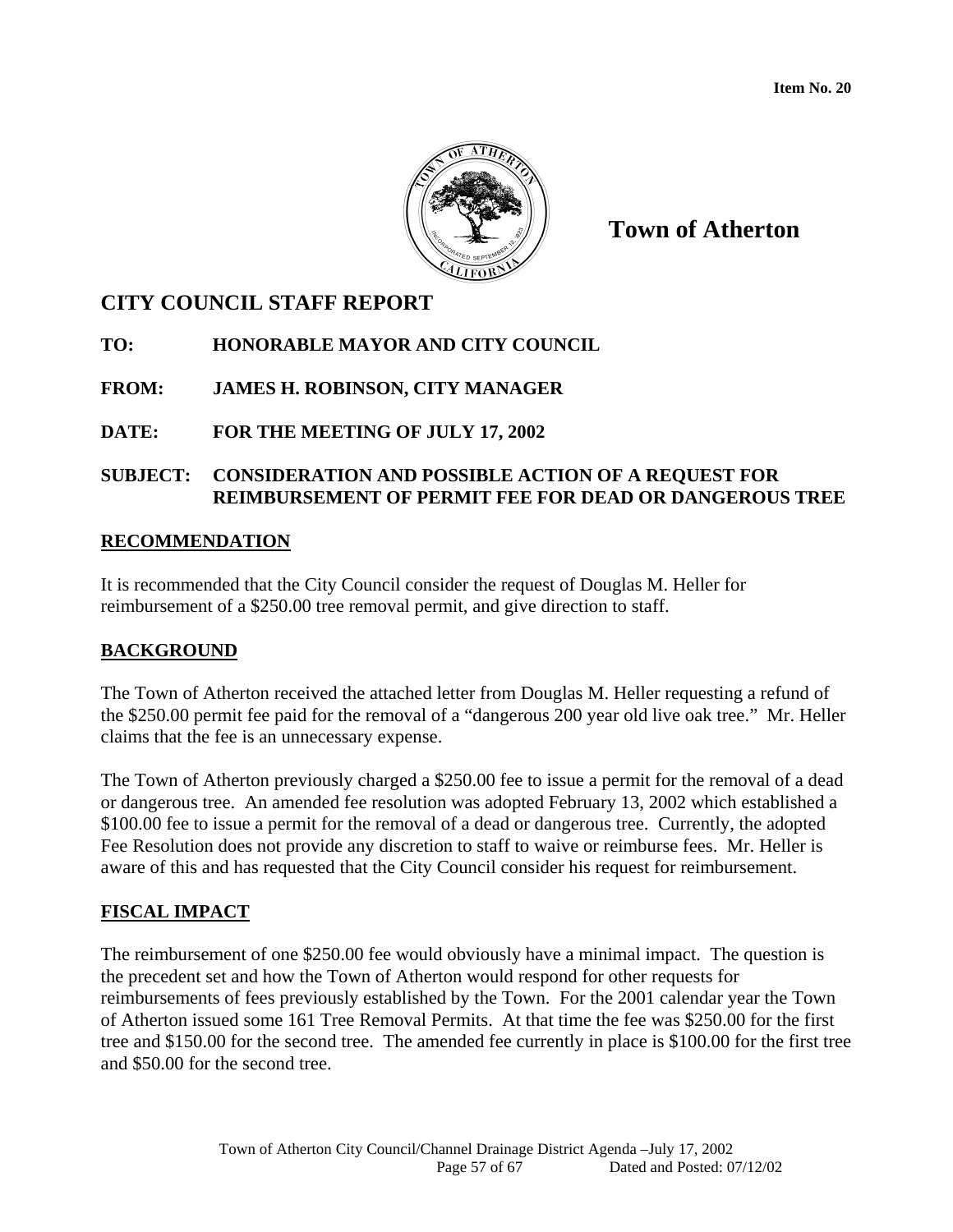Item No. 20

**Town of Atherton**

## CITY COUNCIL STAFF REPORT

**TO:** HONORABLE MAYOR AND CITY COUNCIL

**FROM:** JAMES H. ROBINSON, CITY MANAGER

**DATE:** FOR THE MEETING OF JULY 17, 2002

**SUBJECT:** CONSIDERATION AND POSSIBLE ACTION OF A REQUEST FOR REIMBURSEMENT OF PERMIT FEE FOR DEAD OR DANGEROUS TREE

### RECOMMENDATION

It is recommended that the City Council consider the request of Douglas M. Heller for reimbursement of a $250.00 tree removal permit, and give direction to staff.

### BACKGROUND

The Town of Atherton received the attached letter from Douglas M. Heller requesting a refund of the $250.00 permit fee paid for the removal of a "dangerous 200 year old live oak tree." Mr. Heller claims that the fee is an unnecessary expense.

The Town of Atherton previously charged a $250.00 fee to issue a permit for the removal of a dead or dangerous tree. An amended fee resolution was adopted February 13, 2002 which established a $100.00 fee to issue a permit for the removal of a dead or dangerous tree. Currently, the adopted Fee Resolution does not provide any discretion to staff to waive or reimburse fees. Mr. Heller is aware of this and has requested that the City Council consider his request for reimbursement.

### FISCAL IMPACT

The reimbursement of one $250.00 fee would obviously have a minimal impact. The question is the precedent set and how the Town of Atherton would respond for other requests for reimbursements of fees previously established by the Town. For the 2001 calendar year the Town of Atherton issued some 161 Tree Removal Permits. At that time the fee was $250.00 for the first tree and $150.00 for the second tree. The amended fee currently in place is $100.00 for the first tree and $50.00 for the second tree.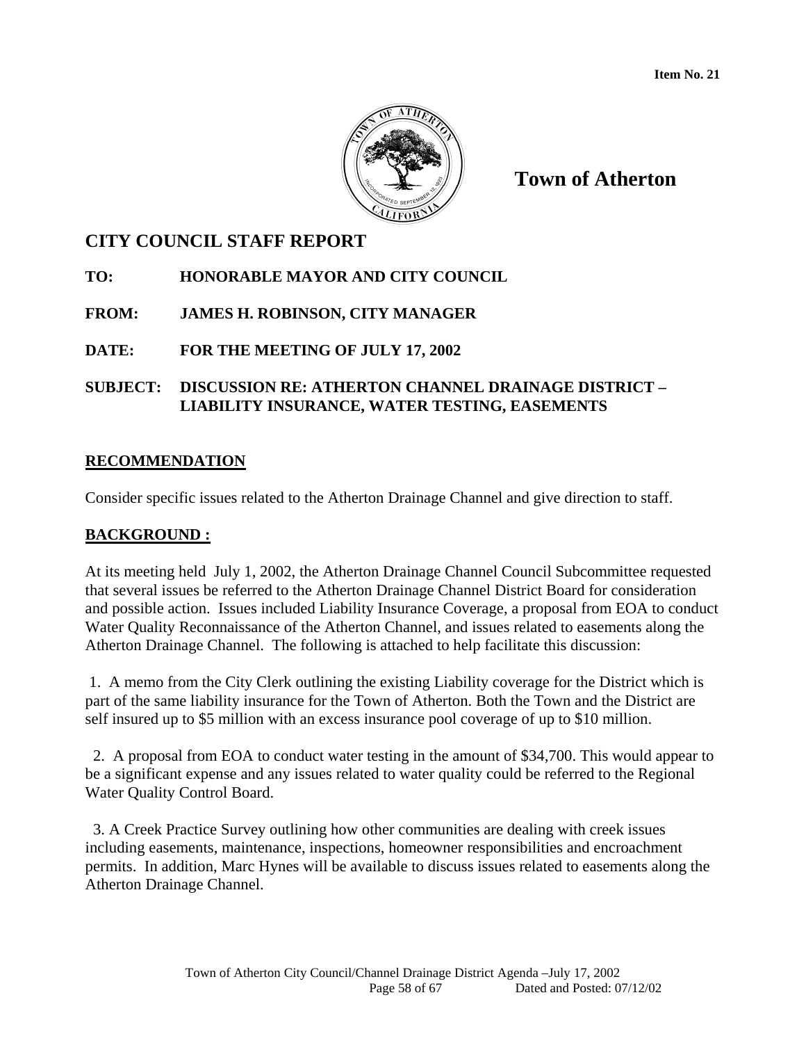**Item No. 21**

**Town of Atherton**

## CITY COUNCIL STAFF REPORT

**TO: HONORABLE MAYOR AND CITY COUNCIL**

**FROM: JAMES H. ROBINSON, CITY MANAGER**

**DATE: FOR THE MEETING OF JULY 17, 2002**

**SUBJECT: DISCUSSION RE: ATHERTON CHANNEL DRAINAGE DISTRICT – LIABILITY INSURANCE, WATER TESTING, EASEMENTS**

### RECOMMENDATION

Consider specific issues related to the Atherton Drainage Channel and give direction to staff.

### BACKGROUND :

At its meeting held July 1, 2002, the Atherton Drainage Channel Council Subcommittee requested that several issues be referred to the Atherton Drainage Channel District Board for consideration and possible action. Issues included Liability Insurance Coverage, a proposal from EOA to conduct Water Quality Reconnaissance of the Atherton Channel, and issues related to easements along the Atherton Drainage Channel. The following is attached to help facilitate this discussion:

1. A memo from the City Clerk outlining the existing Liability coverage for the District which is part of the same liability insurance for the Town of Atherton. Both the Town and the District are self insured up to $5 million with an excess insurance pool coverage of up to $10 million.

2. A proposal from EOA to conduct water testing in the amount of $34,700. This would appear to be a significant expense and any issues related to water quality could be referred to the Regional Water Quality Control Board.

3. A Creek Practice Survey outlining how other communities are dealing with creek issues including easements, maintenance, inspections, homeowner responsibilities and encroachment permits. In addition, Marc Hynes will be available to discuss issues related to easements along the Atherton Drainage Channel.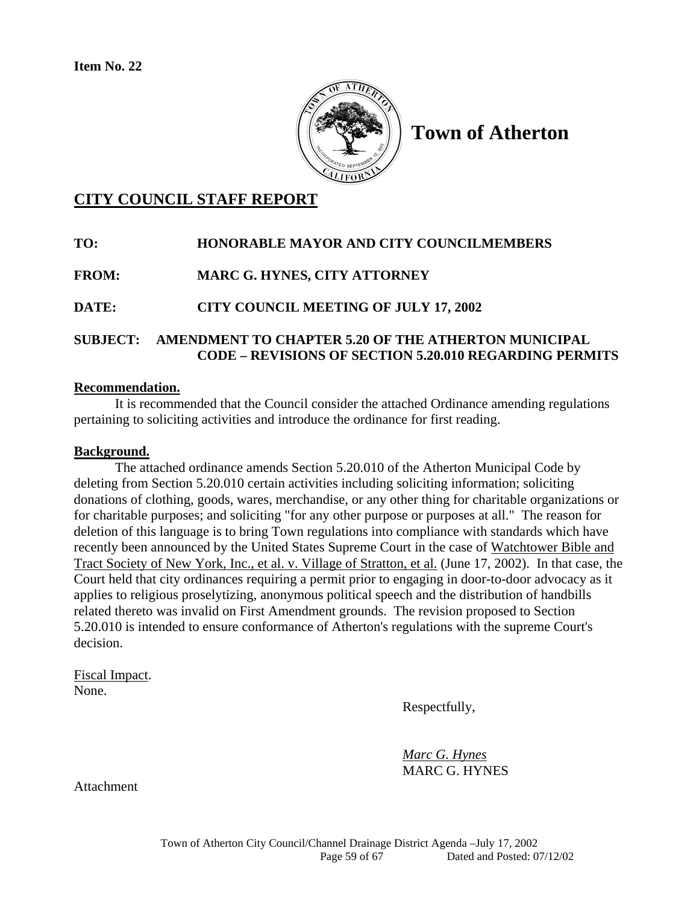**Item No. 22**

**Town of Atherton**

## CITY COUNCIL STAFF REPORT

**TO:** **HONORABLE MAYOR AND CITY COUNCILMEMBERS**

**FROM:** **MARC G. HYNES, CITY ATTORNEY**

**DATE:** **CITY COUNCIL MEETING OF JULY 17, 2002**

**SUBJECT: AMENDMENT TO CHAPTER 5.20 OF THE ATHERTON MUNICIPAL CODE – REVISIONS OF SECTION 5.20.010 REGARDING PERMITS**

**Recommendation.**

It is recommended that the Council consider the attached Ordinance amending regulations pertaining to soliciting activities and introduce the ordinance for first reading.

**Background.**

The attached ordinance amends Section 5.20.010 of the Atherton Municipal Code by deleting from Section 5.20.010 certain activities including soliciting information; soliciting donations of clothing, goods, wares, merchandise, or any other thing for charitable organizations or for charitable purposes; and soliciting "for any other purpose or purposes at all." The reason for deletion of this language is to bring Town regulations into compliance with standards which have recently been announced by the United States Supreme Court in the case of Watchtower Bible and Tract Society of New York, Inc., et al. v. Village of Stratton, et al. (June 17, 2002). In that case, the Court held that city ordinances requiring a permit prior to engaging in door-to-door advocacy as it applies to religious proselytizing, anonymous political speech and the distribution of handbills related thereto was invalid on First Amendment grounds. The revision proposed to Section 5.20.010 is intended to ensure conformance of Atherton's regulations with the supreme Court's decision.

Fiscal Impact.
None.

Respectfully,

*Marc G. Hynes*
MARC G. HYNES

Attachment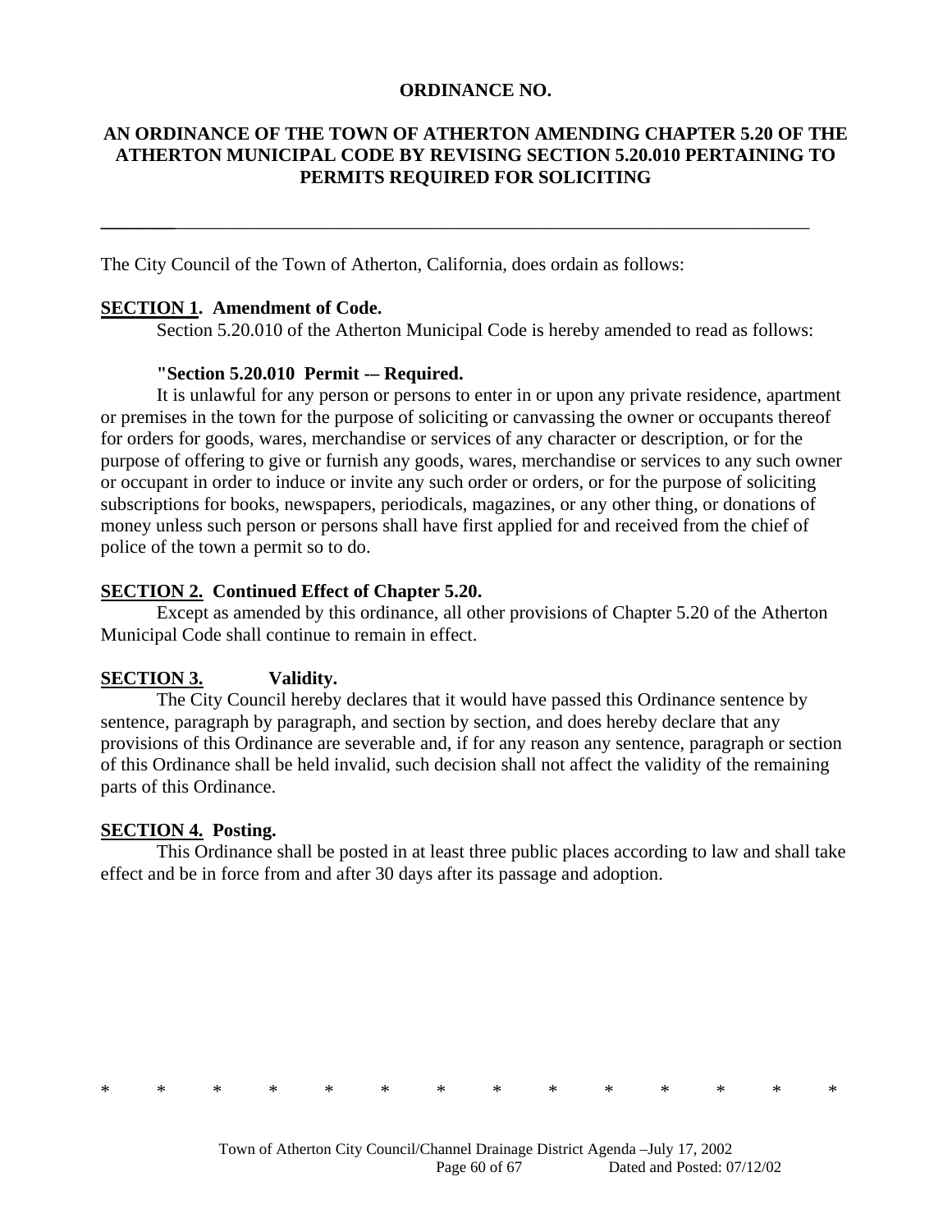**ORDINANCE NO.**

**AN ORDINANCE OF THE TOWN OF ATHERTON AMENDING CHAPTER 5.20 OF THE ATHERTON MUNICIPAL CODE BY REVISING SECTION 5.20.010 PERTAINING TO PERMITS REQUIRED FOR SOLICITING**

---

The City Council of the Town of Atherton, California, does ordain as follows:

**SECTION 1. Amendment of Code.**
Section 5.20.010 of the Atherton Municipal Code is hereby amended to read as follows:

**"Section 5.20.010 Permit -– Required.**
It is unlawful for any person or persons to enter in or upon any private residence, apartment or premises in the town for the purpose of soliciting or canvassing the owner or occupants thereof for orders for goods, wares, merchandise or services of any character or description, or for the purpose of offering to give or furnish any goods, wares, merchandise or services to any such owner or occupant in order to induce or invite any such order or orders, or for the purpose of soliciting subscriptions for books, newspapers, periodicals, magazines, or any other thing, or donations of money unless such person or persons shall have first applied for and received from the chief of police of the town a permit so to do.

**SECTION 2. Continued Effect of Chapter 5.20.**
Except as amended by this ordinance, all other provisions of Chapter 5.20 of the Atherton Municipal Code shall continue to remain in effect.

**SECTION 3. Validity.**
The City Council hereby declares that it would have passed this Ordinance sentence by sentence, paragraph by paragraph, and section by section, and does hereby declare that any provisions of this Ordinance are severable and, if for any reason any sentence, paragraph or section of this Ordinance shall be held invalid, such decision shall not affect the validity of the remaining parts of this Ordinance.

**SECTION 4. Posting.**
This Ordinance shall be posted in at least three public places according to law and shall take effect and be in force from and after 30 days after its passage and adoption.

* * * * * * * * * * * * * *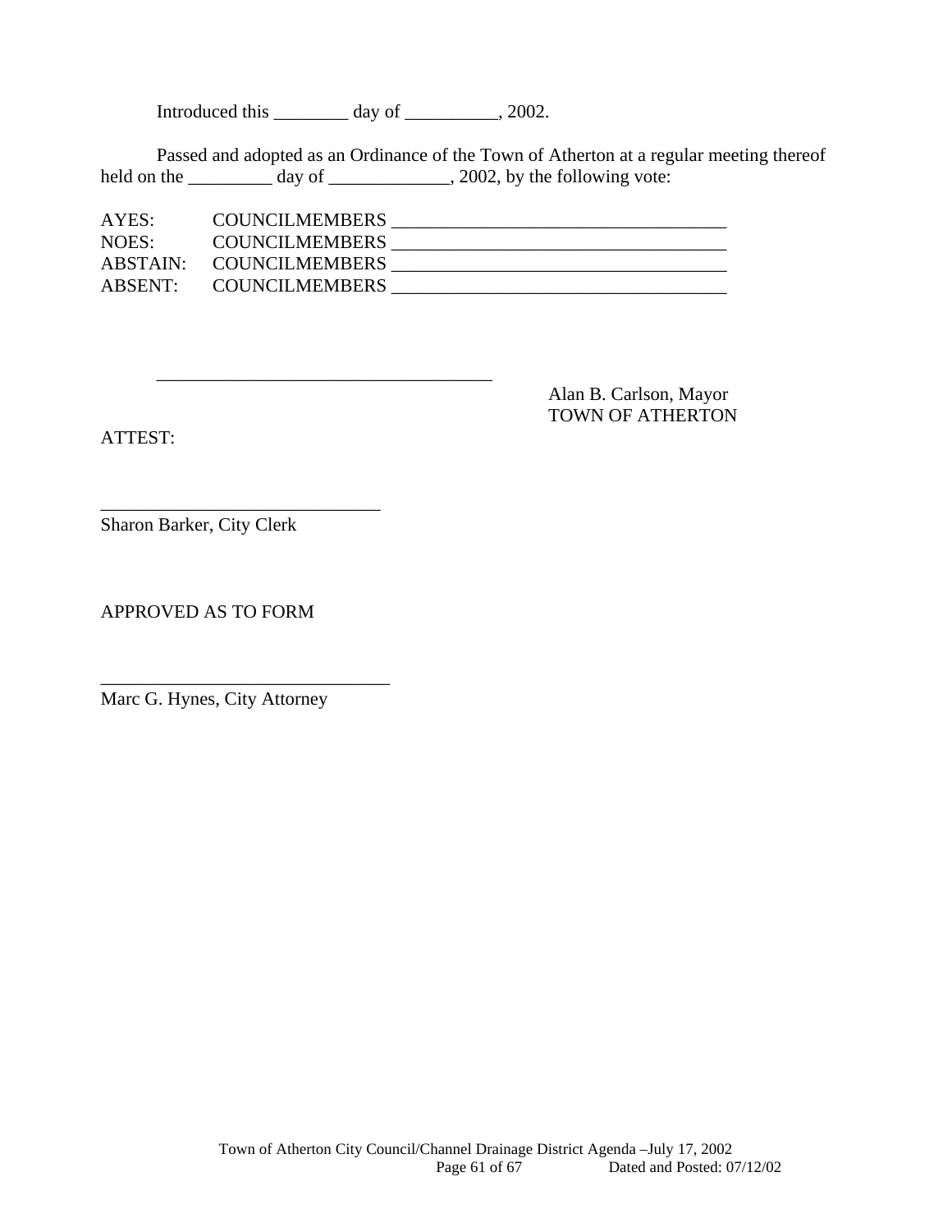Introduced this ________ day of __________, 2002.

Passed and adopted as an Ordinance of the Town of Atherton at a regular meeting thereof held on the _________ day of _____________, 2002, by the following vote:

AYES: COUNCILMEMBERS ____________________________________
NOES: COUNCILMEMBERS ____________________________________
ABSTAIN: COUNCILMEMBERS ____________________________________
ABSENT: COUNCILMEMBERS ____________________________________

____________________________________
Alan B. Carlson, Mayor
TOWN OF ATHERTON

ATTEST:

______________________________
Sharon Barker, City Clerk

APPROVED AS TO FORM

_______________________________
Marc G. Hynes, City Attorney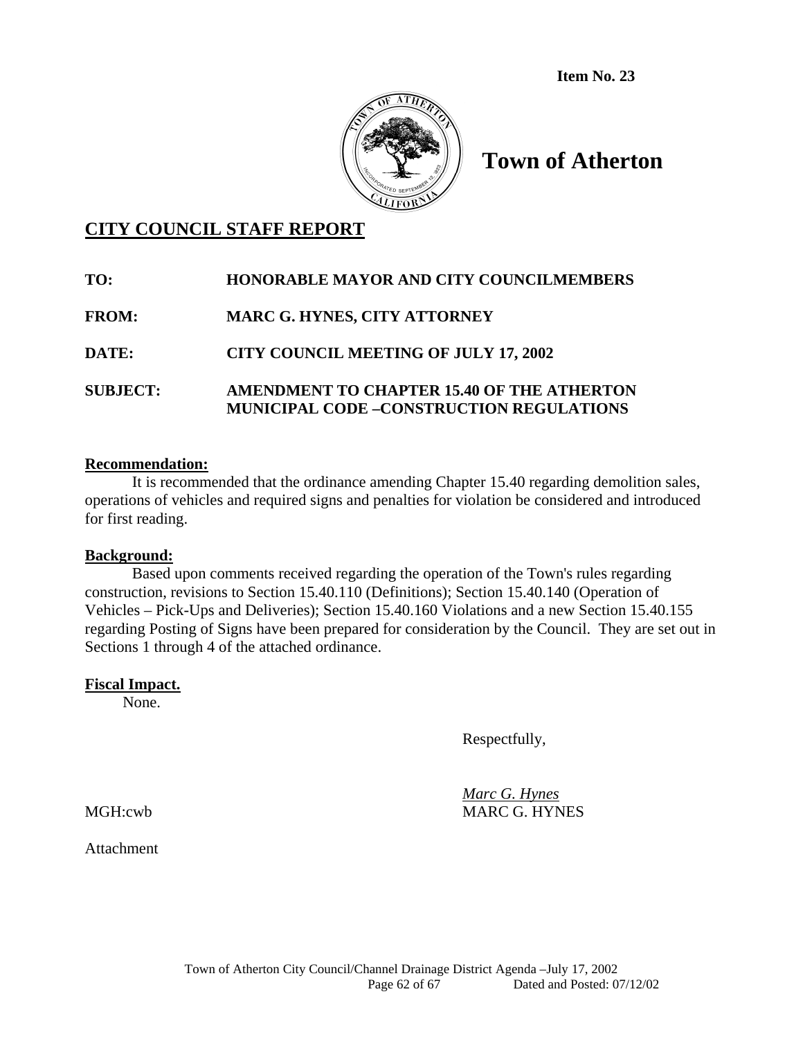**Item No. 23**

# Town of Atherton

## CITY COUNCIL STAFF REPORT

**TO:** HONORABLE MAYOR AND CITY COUNCILMEMBERS

**FROM:** MARC G. HYNES, CITY ATTORNEY

**DATE:** CITY COUNCIL MEETING OF JULY 17, 2002

**SUBJECT:** AMENDMENT TO CHAPTER 15.40 OF THE ATHERTON MUNICIPAL CODE –CONSTRUCTION REGULATIONS

**Recommendation:**

It is recommended that the ordinance amending Chapter 15.40 regarding demolition sales, operations of vehicles and required signs and penalties for violation be considered and introduced for first reading.

**Background:**

Based upon comments received regarding the operation of the Town's rules regarding construction, revisions to Section 15.40.110 (Definitions); Section 15.40.140 (Operation of Vehicles – Pick-Ups and Deliveries); Section 15.40.160 Violations and a new Section 15.40.155 regarding Posting of Signs have been prepared for consideration by the Council. They are set out in Sections 1 through 4 of the attached ordinance.

**Fiscal Impact.**

None.

Respectfully,

*Marc G. Hynes*
MARC G. HYNES

MGH:cwb

Attachment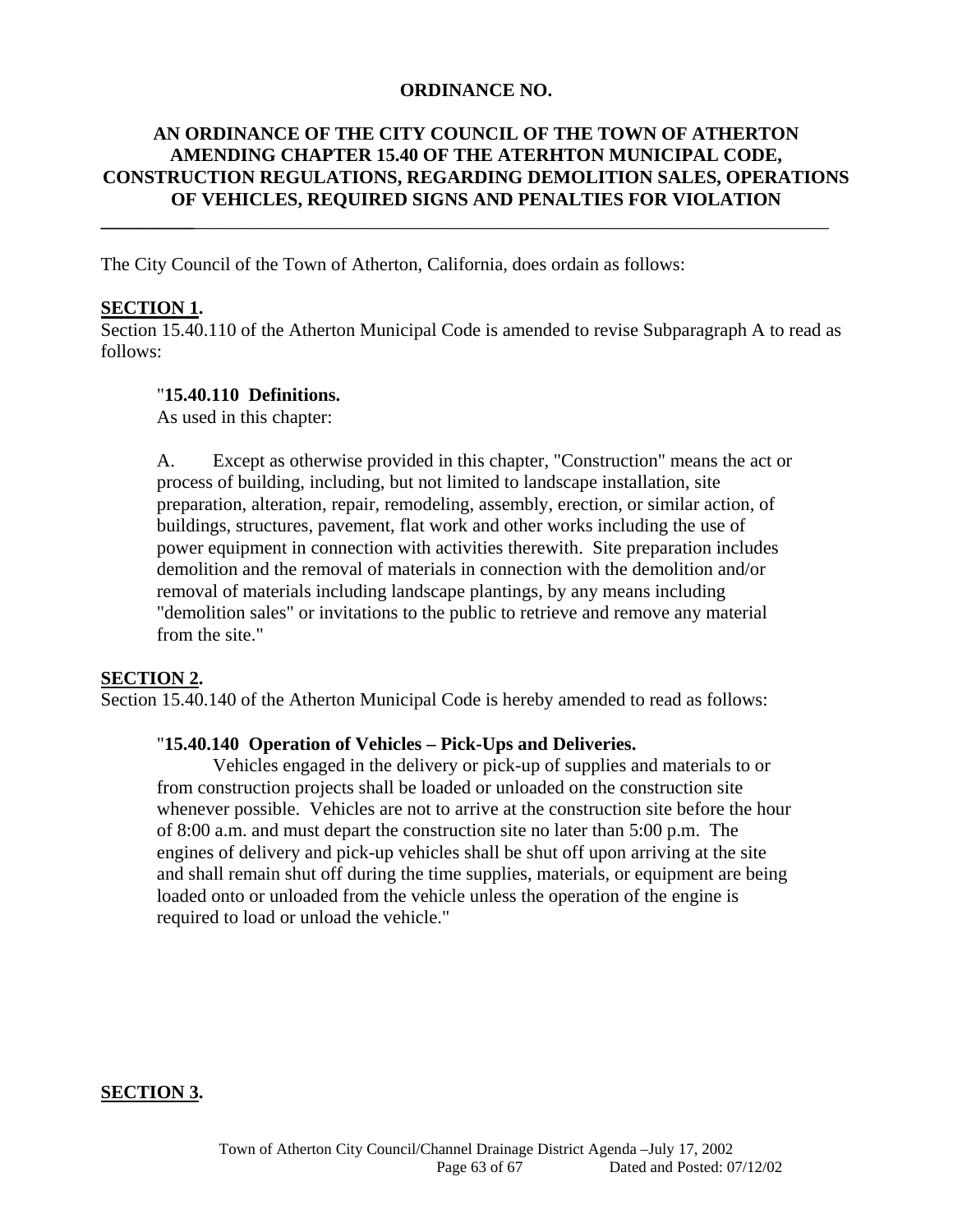**ORDINANCE NO.**

**AN ORDINANCE OF THE CITY COUNCIL OF THE TOWN OF ATHERTON AMENDING CHAPTER 15.40 OF THE ATERHTON MUNICIPAL CODE, CONSTRUCTION REGULATIONS, REGARDING DEMOLITION SALES, OPERATIONS OF VEHICLES, REQUIRED SIGNS AND PENALTIES FOR VIOLATION**

---

The City Council of the Town of Atherton, California, does ordain as follows:

**SECTION 1.**

Section 15.40.110 of the Atherton Municipal Code is amended to revise Subparagraph A to read as follows:

> "**15.40.110 Definitions.**
> As used in this chapter:
>
> A. Except as otherwise provided in this chapter, "Construction" means the act or process of building, including, but not limited to landscape installation, site preparation, alteration, repair, remodeling, assembly, erection, or similar action, of buildings, structures, pavement, flat work and other works including the use of power equipment in connection with activities therewith. Site preparation includes demolition and the removal of materials in connection with the demolition and/or removal of materials including landscape plantings, by any means including "demolition sales" or invitations to the public to retrieve and remove any material from the site."

**SECTION 2.**

Section 15.40.140 of the Atherton Municipal Code is hereby amended to read as follows:

> "**15.40.140 Operation of Vehicles – Pick-Ups and Deliveries.**
> Vehicles engaged in the delivery or pick-up of supplies and materials to or from construction projects shall be loaded or unloaded on the construction site whenever possible. Vehicles are not to arrive at the construction site before the hour of 8:00 a.m. and must depart the construction site no later than 5:00 p.m. The engines of delivery and pick-up vehicles shall be shut off upon arriving at the site and shall remain shut off during the time supplies, materials, or equipment are being loaded onto or unloaded from the vehicle unless the operation of the engine is required to load or unload the vehicle."

**SECTION 3.**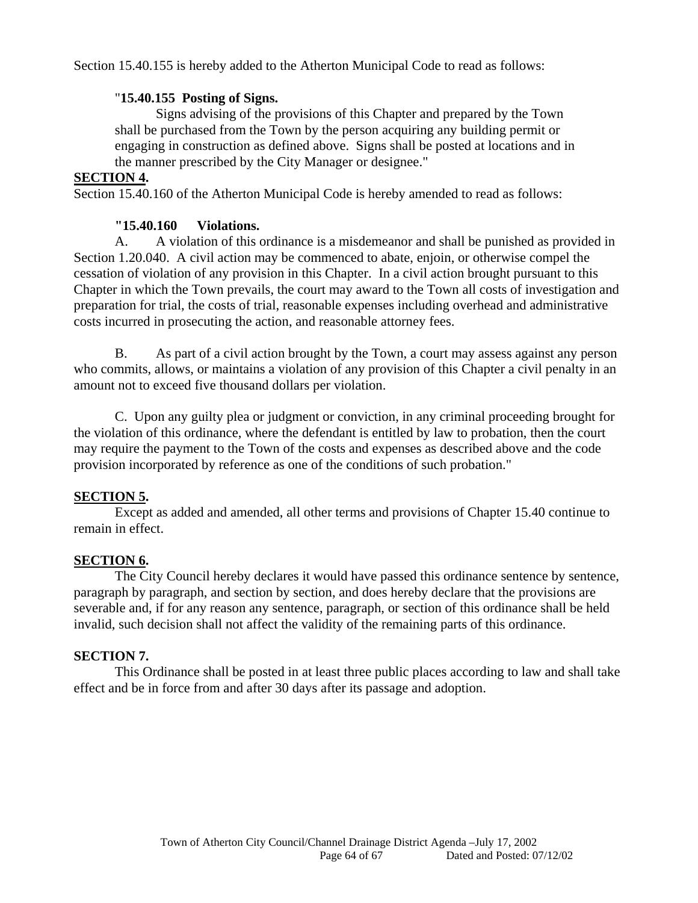Section 15.40.155 is hereby added to the Atherton Municipal Code to read as follows:

"**15.40.155 Posting of Signs.**

Signs advising of the provisions of this Chapter and prepared by the Town shall be purchased from the Town by the person acquiring any building permit or engaging in construction as defined above. Signs shall be posted at locations and in the manner prescribed by the City Manager or designee."

**SECTION 4.**

Section 15.40.160 of the Atherton Municipal Code is hereby amended to read as follows:

**"15.40.160 Violations.**

A. A violation of this ordinance is a misdemeanor and shall be punished as provided in Section 1.20.040. A civil action may be commenced to abate, enjoin, or otherwise compel the cessation of violation of any provision in this Chapter. In a civil action brought pursuant to this Chapter in which the Town prevails, the court may award to the Town all costs of investigation and preparation for trial, the costs of trial, reasonable expenses including overhead and administrative costs incurred in prosecuting the action, and reasonable attorney fees.

B. As part of a civil action brought by the Town, a court may assess against any person who commits, allows, or maintains a violation of any provision of this Chapter a civil penalty in an amount not to exceed five thousand dollars per violation.

C. Upon any guilty plea or judgment or conviction, in any criminal proceeding brought for the violation of this ordinance, where the defendant is entitled by law to probation, then the court may require the payment to the Town of the costs and expenses as described above and the code provision incorporated by reference as one of the conditions of such probation."

**SECTION 5.**

Except as added and amended, all other terms and provisions of Chapter 15.40 continue to remain in effect.

**SECTION 6.**

The City Council hereby declares it would have passed this ordinance sentence by sentence, paragraph by paragraph, and section by section, and does hereby declare that the provisions are severable and, if for any reason any sentence, paragraph, or section of this ordinance shall be held invalid, such decision shall not affect the validity of the remaining parts of this ordinance.

**SECTION 7.**

This Ordinance shall be posted in at least three public places according to law and shall take effect and be in force from and after 30 days after its passage and adoption.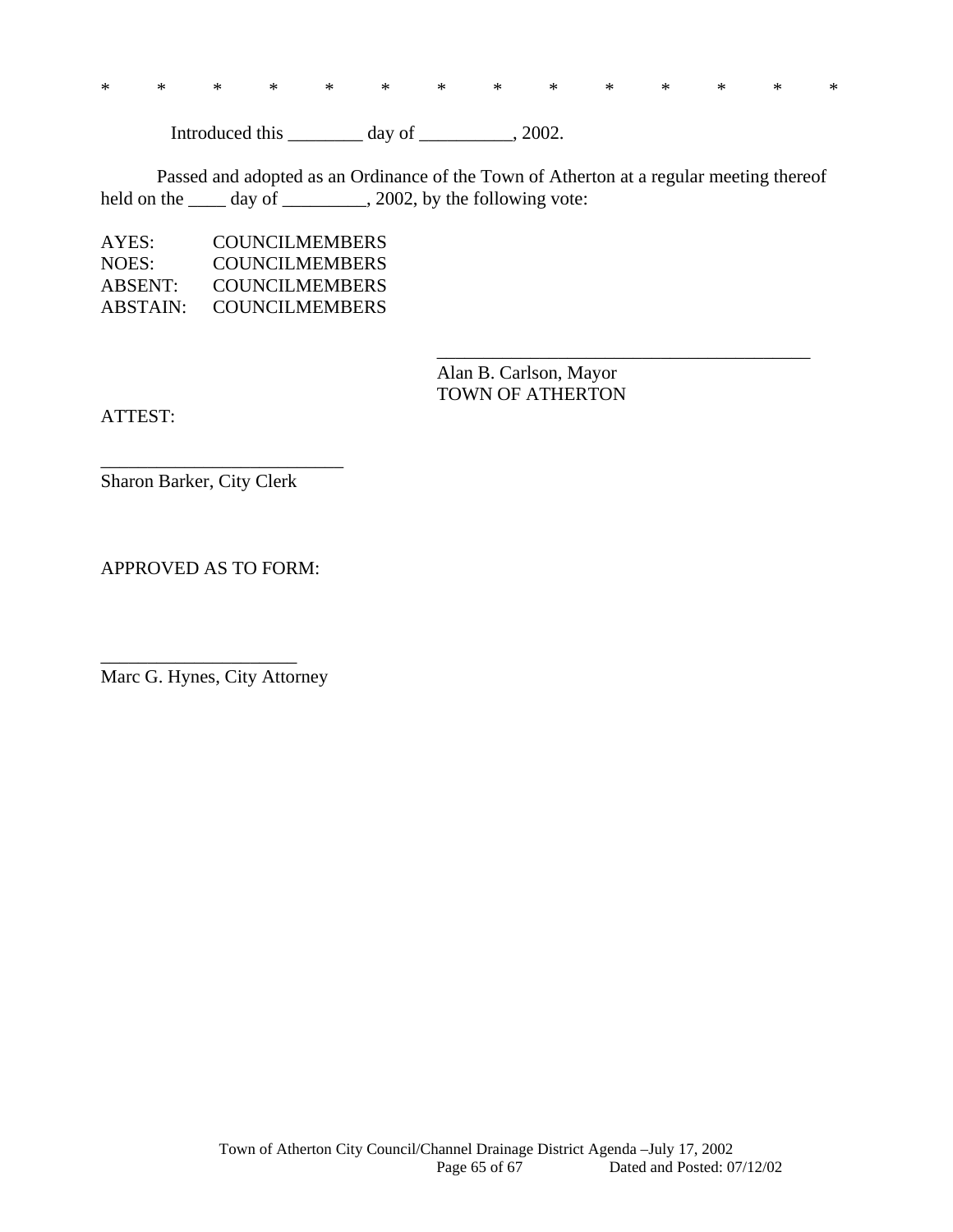\*   \*   \*   \*   \*   \*   \*   \*   \*   \*   \*   \*   \*   \*

Introduced this ________ day of __________, 2002.

Passed and adopted as an Ordinance of the Town of Atherton at a regular meeting thereof held on the ____ day of _________, 2002, by the following vote:

AYES: COUNCILMEMBERS
NOES: COUNCILMEMBERS
ABSENT: COUNCILMEMBERS
ABSTAIN: COUNCILMEMBERS

\_________________________________________
Alan B. Carlson, Mayor
TOWN OF ATHERTON

ATTEST:

\__________________________
Sharon Barker, City Clerk

APPROVED AS TO FORM:

\_____________________
Marc G. Hynes, City Attorney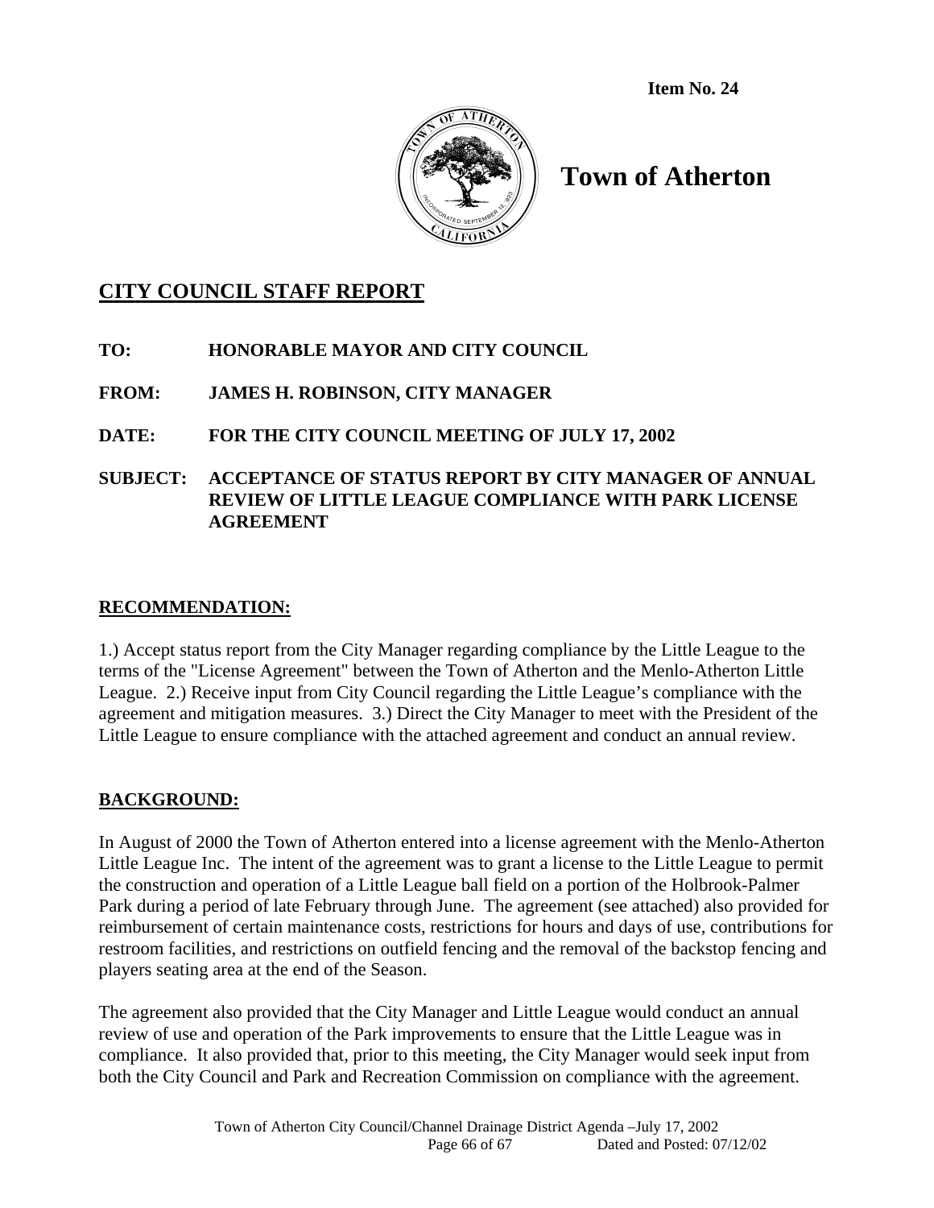**Item No. 24**

# Town of Atherton

## CITY COUNCIL STAFF REPORT

**TO:** HONORABLE MAYOR AND CITY COUNCIL

**FROM:** JAMES H. ROBINSON, CITY MANAGER

**DATE:** FOR THE CITY COUNCIL MEETING OF JULY 17, 2002

**SUBJECT:** ACCEPTANCE OF STATUS REPORT BY CITY MANAGER OF ANNUAL REVIEW OF LITTLE LEAGUE COMPLIANCE WITH PARK LICENSE AGREEMENT

### RECOMMENDATION:

1.) Accept status report from the City Manager regarding compliance by the Little League to the terms of the "License Agreement" between the Town of Atherton and the Menlo-Atherton Little League. 2.) Receive input from City Council regarding the Little League's compliance with the agreement and mitigation measures. 3.) Direct the City Manager to meet with the President of the Little League to ensure compliance with the attached agreement and conduct an annual review.

### BACKGROUND:

In August of 2000 the Town of Atherton entered into a license agreement with the Menlo-Atherton Little League Inc. The intent of the agreement was to grant a license to the Little League to permit the construction and operation of a Little League ball field on a portion of the Holbrook-Palmer Park during a period of late February through June. The agreement (see attached) also provided for reimbursement of certain maintenance costs, restrictions for hours and days of use, contributions for restroom facilities, and restrictions on outfield fencing and the removal of the backstop fencing and players seating area at the end of the Season.

The agreement also provided that the City Manager and Little League would conduct an annual review of use and operation of the Park improvements to ensure that the Little League was in compliance. It also provided that, prior to this meeting, the City Manager would seek input from both the City Council and Park and Recreation Commission on compliance with the agreement.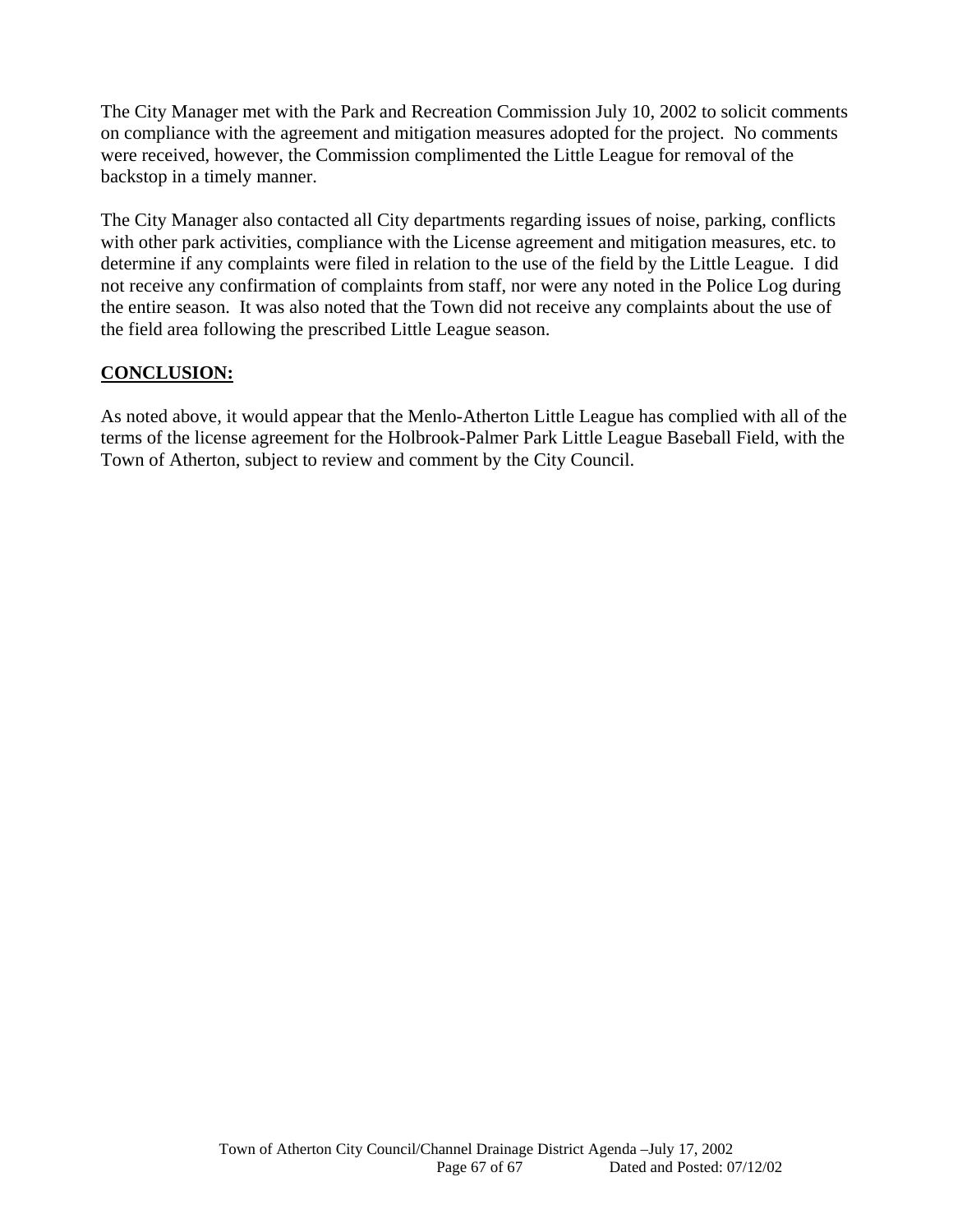The City Manager met with the Park and Recreation Commission July 10, 2002 to solicit comments on compliance with the agreement and mitigation measures adopted for the project. No comments were received, however, the Commission complimented the Little League for removal of the backstop in a timely manner.

The City Manager also contacted all City departments regarding issues of noise, parking, conflicts with other park activities, compliance with the License agreement and mitigation measures, etc. to determine if any complaints were filed in relation to the use of the field by the Little League. I did not receive any confirmation of complaints from staff, nor were any noted in the Police Log during the entire season. It was also noted that the Town did not receive any complaints about the use of the field area following the prescribed Little League season.

**CONCLUSION:**

As noted above, it would appear that the Menlo-Atherton Little League has complied with all of the terms of the license agreement for the Holbrook-Palmer Park Little League Baseball Field, with the Town of Atherton, subject to review and comment by the City Council.